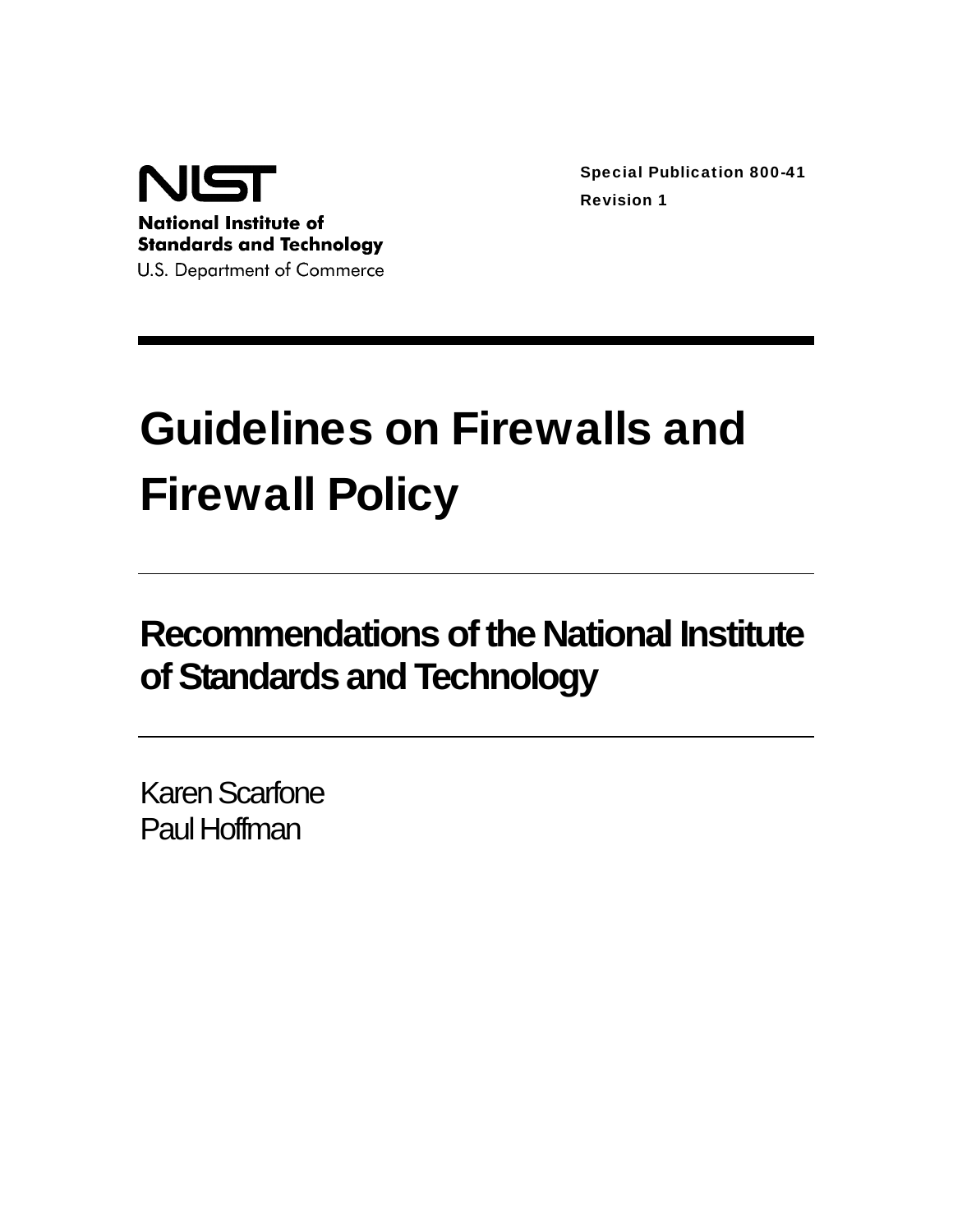NIST

National Institute of Standards and Technology

U.S. Department of Commerce

Special Publication 800-41

Revision 1

# Guidelines on Firewalls and Firewall Policy

## Recommendations of the National Institute of Standards and Technology

Karen Scarfone

Paul Hoffman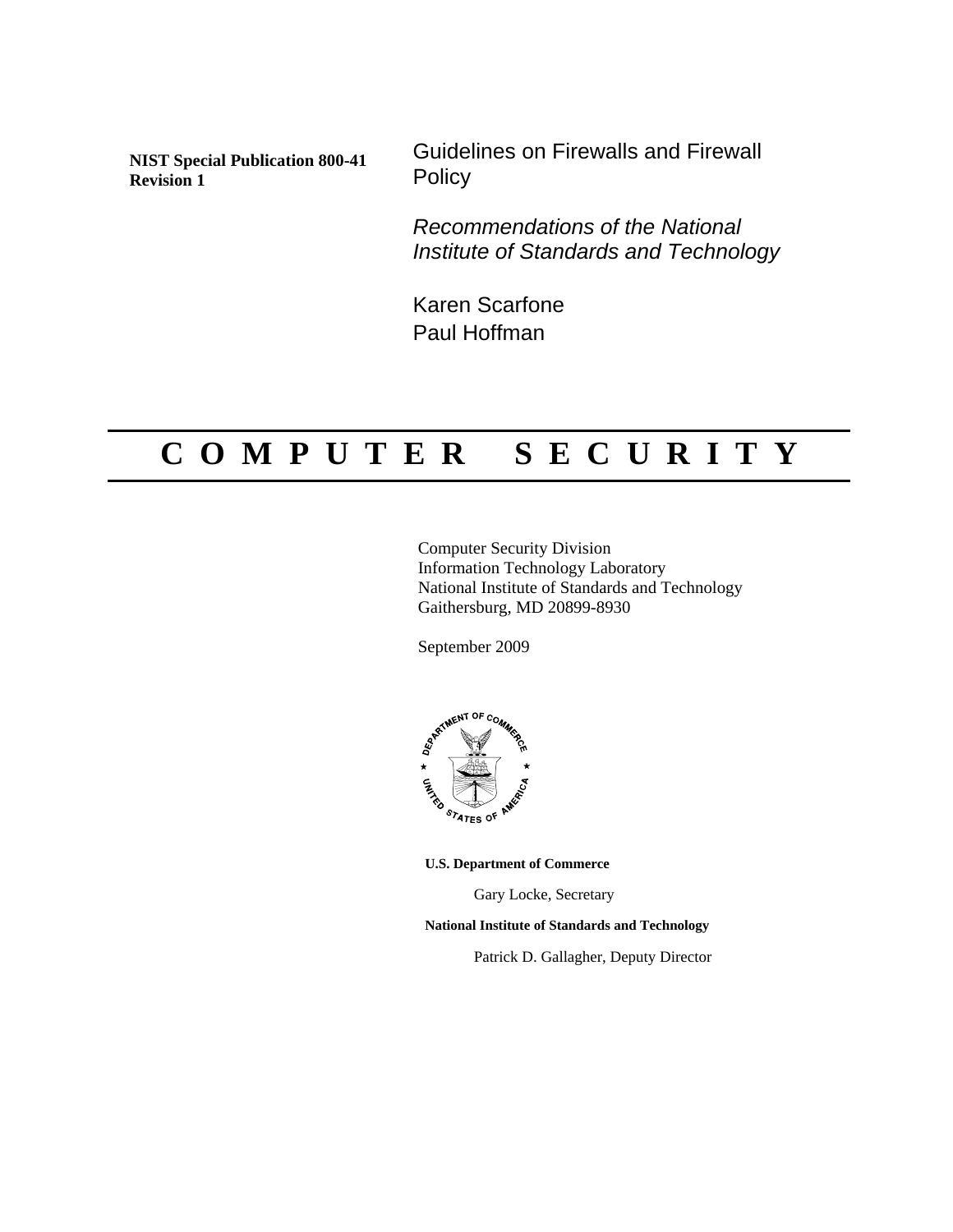**NIST Special Publication 800-41 Revision 1**

# Guidelines on Firewalls and Firewall Policy

*Recommendations of the National Institute of Standards and Technology*

Karen Scarfone
Paul Hoffman

# C O M P U T E R   S E C U R I T Y

Computer Security Division
Information Technology Laboratory
National Institute of Standards and Technology
Gaithersburg, MD 20899-8930

September 2009

**U.S. Department of Commerce**

Gary Locke, Secretary

**National Institute of Standards and Technology**

Patrick D. Gallagher, Deputy Director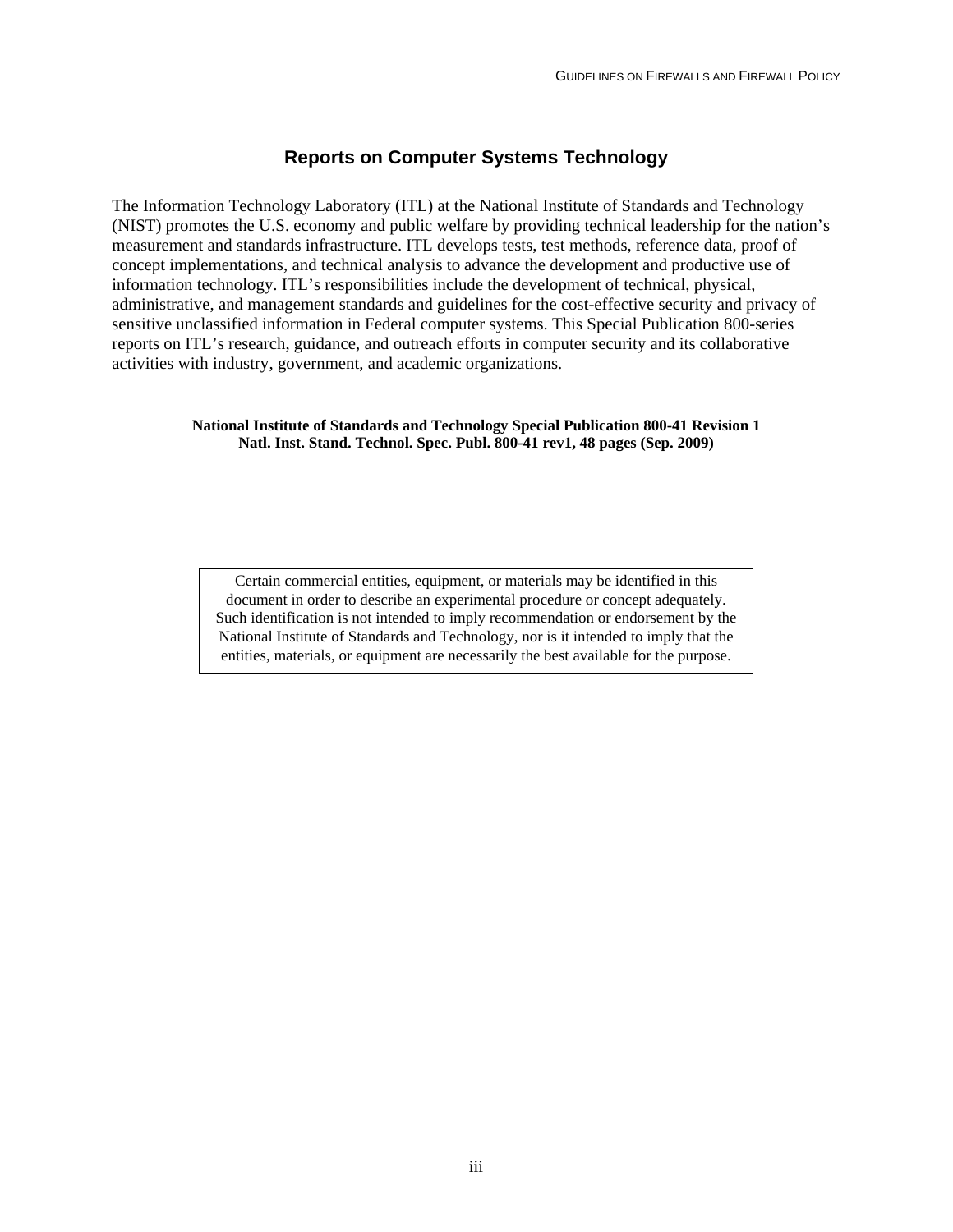## Reports on Computer Systems Technology

The Information Technology Laboratory (ITL) at the National Institute of Standards and Technology (NIST) promotes the U.S. economy and public welfare by providing technical leadership for the nation's measurement and standards infrastructure. ITL develops tests, test methods, reference data, proof of concept implementations, and technical analysis to advance the development and productive use of information technology. ITL's responsibilities include the development of technical, physical, administrative, and management standards and guidelines for the cost-effective security and privacy of sensitive unclassified information in Federal computer systems. This Special Publication 800-series reports on ITL's research, guidance, and outreach efforts in computer security and its collaborative activities with industry, government, and academic organizations.

**National Institute of Standards and Technology Special Publication 800-41 Revision 1**
**Natl. Inst. Stand. Technol. Spec. Publ. 800-41 rev1, 48 pages (Sep. 2009)**

> Certain commercial entities, equipment, or materials may be identified in this document in order to describe an experimental procedure or concept adequately. Such identification is not intended to imply recommendation or endorsement by the National Institute of Standards and Technology, nor is it intended to imply that the entities, materials, or equipment are necessarily the best available for the purpose.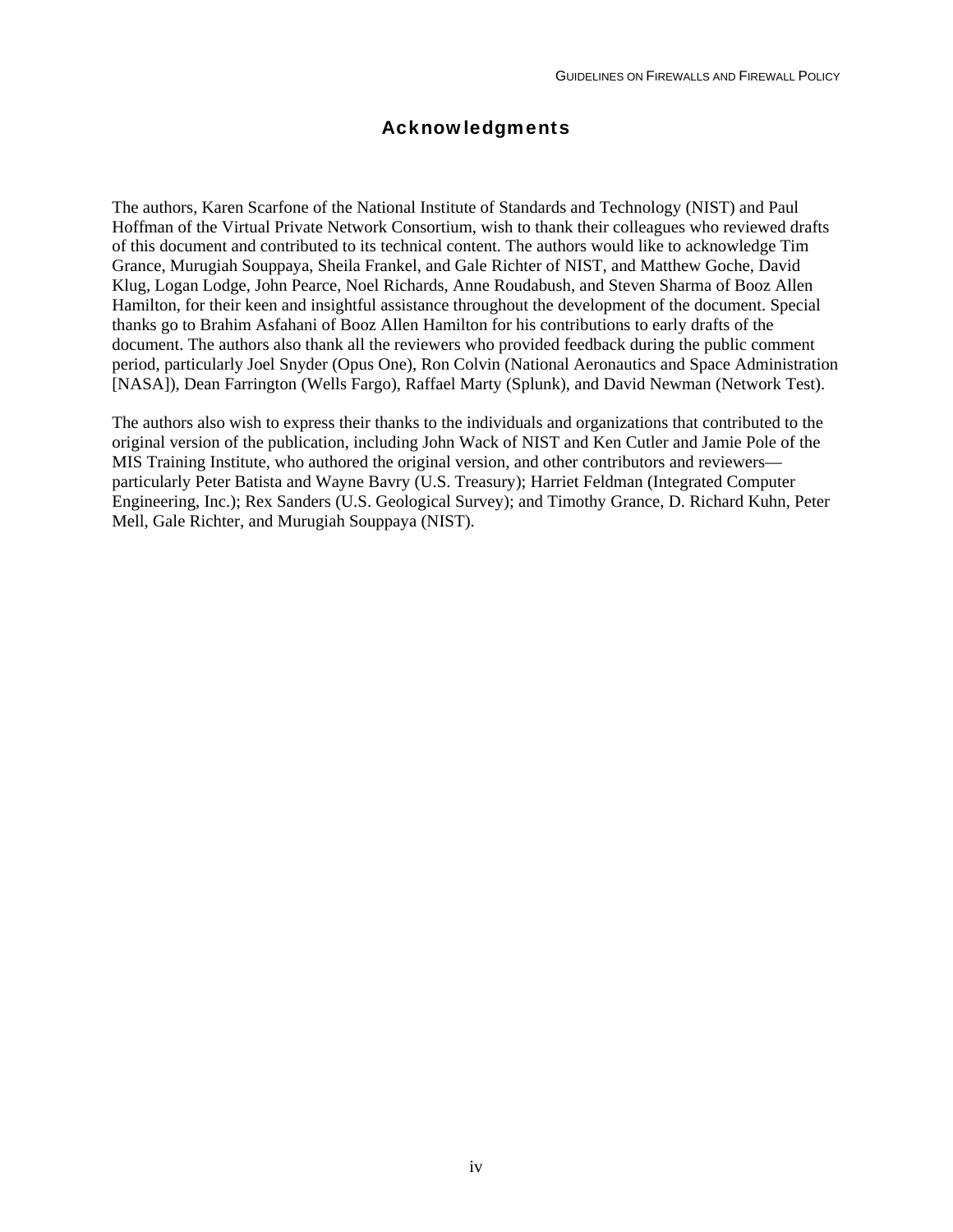# Acknowledgments

The authors, Karen Scarfone of the National Institute of Standards and Technology (NIST) and Paul Hoffman of the Virtual Private Network Consortium, wish to thank their colleagues who reviewed drafts of this document and contributed to its technical content. The authors would like to acknowledge Tim Grance, Murugiah Souppaya, Sheila Frankel, and Gale Richter of NIST, and Matthew Goche, David Klug, Logan Lodge, John Pearce, Noel Richards, Anne Roudabush, and Steven Sharma of Booz Allen Hamilton, for their keen and insightful assistance throughout the development of the document. Special thanks go to Brahim Asfahani of Booz Allen Hamilton for his contributions to early drafts of the document. The authors also thank all the reviewers who provided feedback during the public comment period, particularly Joel Snyder (Opus One), Ron Colvin (National Aeronautics and Space Administration [NASA]), Dean Farrington (Wells Fargo), Raffael Marty (Splunk), and David Newman (Network Test).

The authors also wish to express their thanks to the individuals and organizations that contributed to the original version of the publication, including John Wack of NIST and Ken Cutler and Jamie Pole of the MIS Training Institute, who authored the original version, and other contributors and reviewers—particularly Peter Batista and Wayne Bavry (U.S. Treasury); Harriet Feldman (Integrated Computer Engineering, Inc.); Rex Sanders (U.S. Geological Survey); and Timothy Grance, D. Richard Kuhn, Peter Mell, Gale Richter, and Murugiah Souppaya (NIST).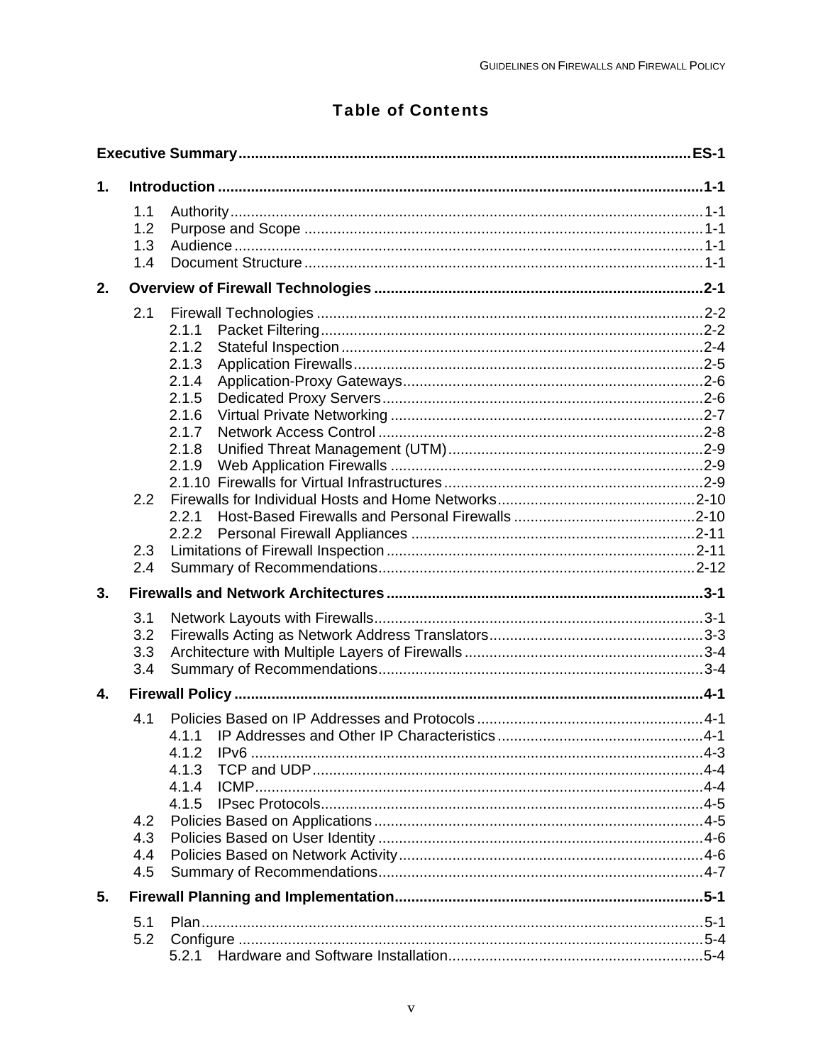# Table of Contents

**Executive Summary** ES-1

**1. Introduction** 1-1

- 1.1 Authority 1-1
- 1.2 Purpose and Scope 1-1
- 1.3 Audience 1-1
- 1.4 Document Structure 1-1

**2. Overview of Firewall Technologies** 2-1

- 2.1 Firewall Technologies 2-2
  - 2.1.1 Packet Filtering 2-2
  - 2.1.2 Stateful Inspection 2-4
  - 2.1.3 Application Firewalls 2-5
  - 2.1.4 Application-Proxy Gateways 2-6
  - 2.1.5 Dedicated Proxy Servers 2-6
  - 2.1.6 Virtual Private Networking 2-7
  - 2.1.7 Network Access Control 2-8
  - 2.1.8 Unified Threat Management (UTM) 2-9
  - 2.1.9 Web Application Firewalls 2-9
  - 2.1.10 Firewalls for Virtual Infrastructures 2-9
- 2.2 Firewalls for Individual Hosts and Home Networks 2-10
  - 2.2.1 Host-Based Firewalls and Personal Firewalls 2-10
  - 2.2.2 Personal Firewall Appliances 2-11
- 2.3 Limitations of Firewall Inspection 2-11
- 2.4 Summary of Recommendations 2-12

**3. Firewalls and Network Architectures** 3-1

- 3.1 Network Layouts with Firewalls 3-1
- 3.2 Firewalls Acting as Network Address Translators 3-3
- 3.3 Architecture with Multiple Layers of Firewalls 3-4
- 3.4 Summary of Recommendations 3-4

**4. Firewall Policy** 4-1

- 4.1 Policies Based on IP Addresses and Protocols 4-1
  - 4.1.1 IP Addresses and Other IP Characteristics 4-1
  - 4.1.2 IPv6 4-3
  - 4.1.3 TCP and UDP 4-4
  - 4.1.4 ICMP 4-4
  - 4.1.5 IPsec Protocols 4-5
- 4.2 Policies Based on Applications 4-5
- 4.3 Policies Based on User Identity 4-6
- 4.4 Policies Based on Network Activity 4-6
- 4.5 Summary of Recommendations 4-7

**5. Firewall Planning and Implementation** 5-1

- 5.1 Plan 5-1
- 5.2 Configure 5-4
  - 5.2.1 Hardware and Software Installation 5-4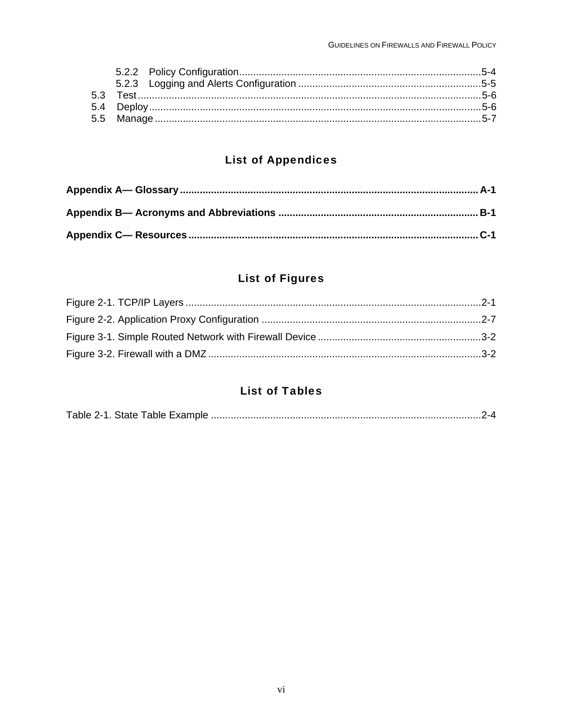5.2.2 Policy Configuration ..... 5-4
5.2.3 Logging and Alerts Configuration ..... 5-5
5.3 Test ..... 5-6
5.4 Deploy ..... 5-6
5.5 Manage ..... 5-7

## List of Appendices

**Appendix A— Glossary ..... A-1**

**Appendix B— Acronyms and Abbreviations ..... B-1**

**Appendix C— Resources ..... C-1**

## List of Figures

Figure 2-1. TCP/IP Layers ..... 2-1
Figure 2-2. Application Proxy Configuration ..... 2-7
Figure 3-1. Simple Routed Network with Firewall Device ..... 3-2
Figure 3-2. Firewall with a DMZ ..... 3-2

## List of Tables

Table 2-1. State Table Example ..... 2-4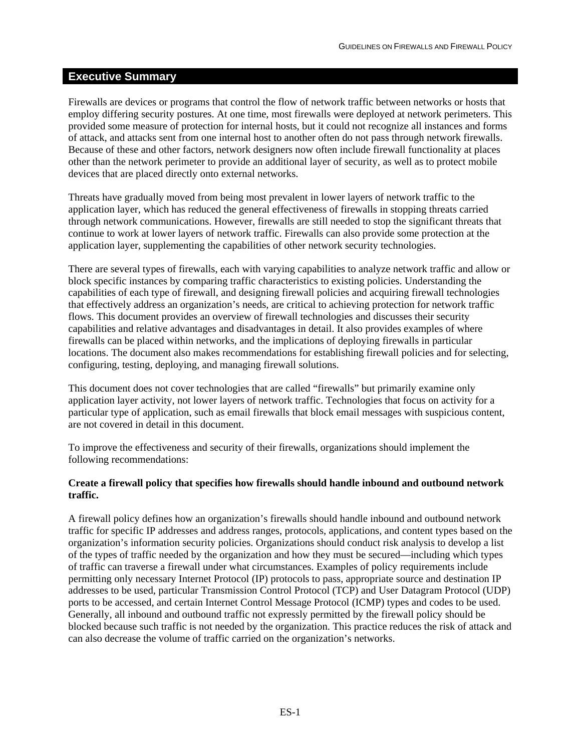## Executive Summary

Firewalls are devices or programs that control the flow of network traffic between networks or hosts that employ differing security postures. At one time, most firewalls were deployed at network perimeters. This provided some measure of protection for internal hosts, but it could not recognize all instances and forms of attack, and attacks sent from one internal host to another often do not pass through network firewalls. Because of these and other factors, network designers now often include firewall functionality at places other than the network perimeter to provide an additional layer of security, as well as to protect mobile devices that are placed directly onto external networks.

Threats have gradually moved from being most prevalent in lower layers of network traffic to the application layer, which has reduced the general effectiveness of firewalls in stopping threats carried through network communications. However, firewalls are still needed to stop the significant threats that continue to work at lower layers of network traffic. Firewalls can also provide some protection at the application layer, supplementing the capabilities of other network security technologies.

There are several types of firewalls, each with varying capabilities to analyze network traffic and allow or block specific instances by comparing traffic characteristics to existing policies. Understanding the capabilities of each type of firewall, and designing firewall policies and acquiring firewall technologies that effectively address an organization's needs, are critical to achieving protection for network traffic flows. This document provides an overview of firewall technologies and discusses their security capabilities and relative advantages and disadvantages in detail. It also provides examples of where firewalls can be placed within networks, and the implications of deploying firewalls in particular locations. The document also makes recommendations for establishing firewall policies and for selecting, configuring, testing, deploying, and managing firewall solutions.

This document does not cover technologies that are called "firewalls" but primarily examine only application layer activity, not lower layers of network traffic. Technologies that focus on activity for a particular type of application, such as email firewalls that block email messages with suspicious content, are not covered in detail in this document.

To improve the effectiveness and security of their firewalls, organizations should implement the following recommendations:

**Create a firewall policy that specifies how firewalls should handle inbound and outbound network traffic.**

A firewall policy defines how an organization's firewalls should handle inbound and outbound network traffic for specific IP addresses and address ranges, protocols, applications, and content types based on the organization's information security policies. Organizations should conduct risk analysis to develop a list of the types of traffic needed by the organization and how they must be secured—including which types of traffic can traverse a firewall under what circumstances. Examples of policy requirements include permitting only necessary Internet Protocol (IP) protocols to pass, appropriate source and destination IP addresses to be used, particular Transmission Control Protocol (TCP) and User Datagram Protocol (UDP) ports to be accessed, and certain Internet Control Message Protocol (ICMP) types and codes to be used. Generally, all inbound and outbound traffic not expressly permitted by the firewall policy should be blocked because such traffic is not needed by the organization. This practice reduces the risk of attack and can also decrease the volume of traffic carried on the organization's networks.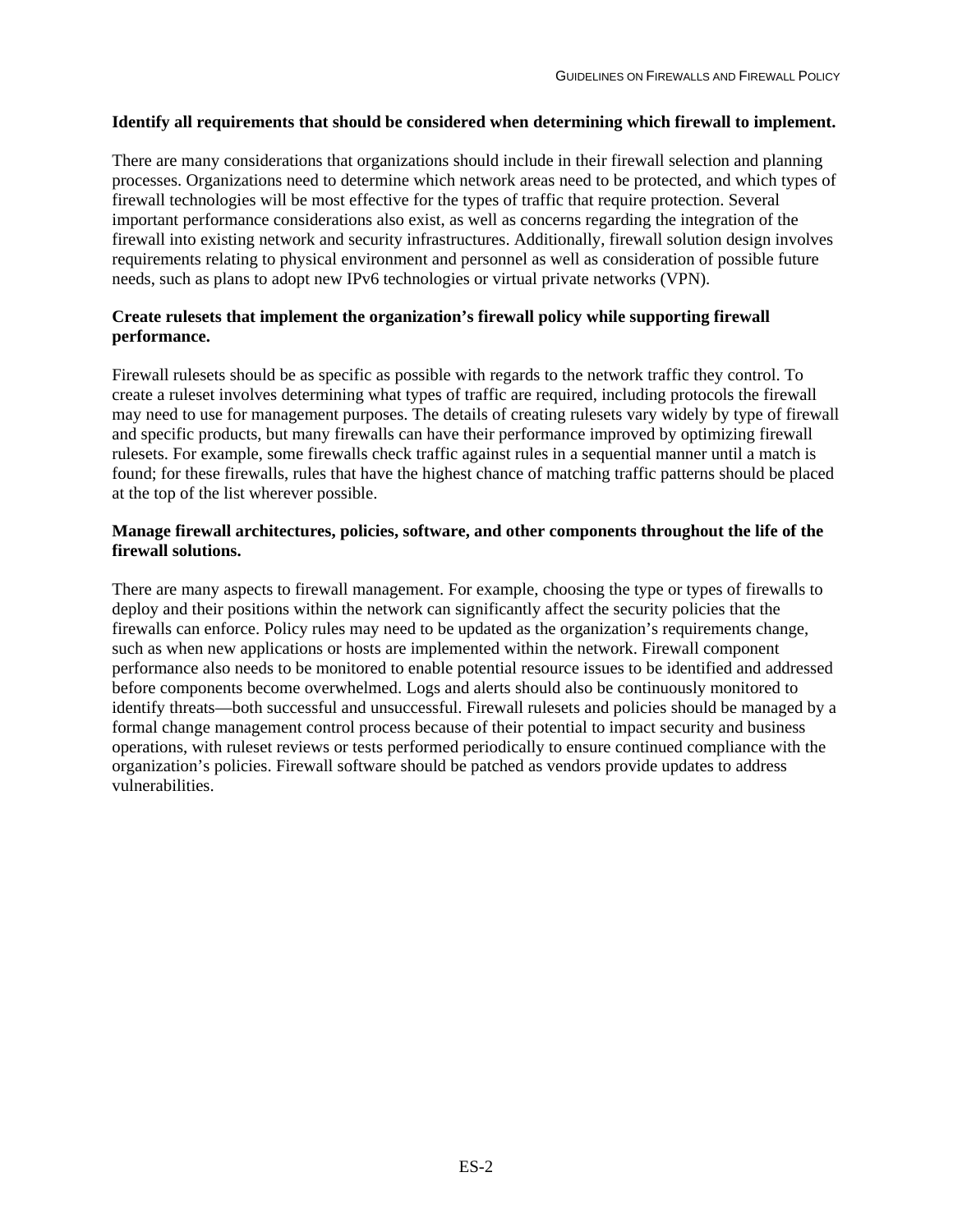**Identify all requirements that should be considered when determining which firewall to implement.**

There are many considerations that organizations should include in their firewall selection and planning processes. Organizations need to determine which network areas need to be protected, and which types of firewall technologies will be most effective for the types of traffic that require protection. Several important performance considerations also exist, as well as concerns regarding the integration of the firewall into existing network and security infrastructures. Additionally, firewall solution design involves requirements relating to physical environment and personnel as well as consideration of possible future needs, such as plans to adopt new IPv6 technologies or virtual private networks (VPN).

**Create rulesets that implement the organization's firewall policy while supporting firewall performance.**

Firewall rulesets should be as specific as possible with regards to the network traffic they control. To create a ruleset involves determining what types of traffic are required, including protocols the firewall may need to use for management purposes. The details of creating rulesets vary widely by type of firewall and specific products, but many firewalls can have their performance improved by optimizing firewall rulesets. For example, some firewalls check traffic against rules in a sequential manner until a match is found; for these firewalls, rules that have the highest chance of matching traffic patterns should be placed at the top of the list wherever possible.

**Manage firewall architectures, policies, software, and other components throughout the life of the firewall solutions.**

There are many aspects to firewall management. For example, choosing the type or types of firewalls to deploy and their positions within the network can significantly affect the security policies that the firewalls can enforce. Policy rules may need to be updated as the organization's requirements change, such as when new applications or hosts are implemented within the network. Firewall component performance also needs to be monitored to enable potential resource issues to be identified and addressed before components become overwhelmed. Logs and alerts should also be continuously monitored to identify threats—both successful and unsuccessful. Firewall rulesets and policies should be managed by a formal change management control process because of their potential to impact security and business operations, with ruleset reviews or tests performed periodically to ensure continued compliance with the organization's policies. Firewall software should be patched as vendors provide updates to address vulnerabilities.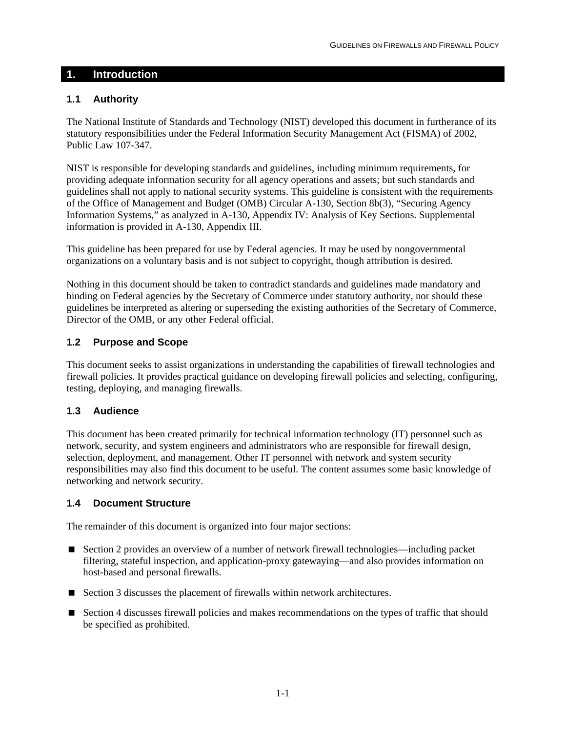# 1. Introduction

## 1.1 Authority

The National Institute of Standards and Technology (NIST) developed this document in furtherance of its statutory responsibilities under the Federal Information Security Management Act (FISMA) of 2002, Public Law 107-347.

NIST is responsible for developing standards and guidelines, including minimum requirements, for providing adequate information security for all agency operations and assets; but such standards and guidelines shall not apply to national security systems. This guideline is consistent with the requirements of the Office of Management and Budget (OMB) Circular A-130, Section 8b(3), "Securing Agency Information Systems," as analyzed in A-130, Appendix IV: Analysis of Key Sections. Supplemental information is provided in A-130, Appendix III.

This guideline has been prepared for use by Federal agencies. It may be used by nongovernmental organizations on a voluntary basis and is not subject to copyright, though attribution is desired.

Nothing in this document should be taken to contradict standards and guidelines made mandatory and binding on Federal agencies by the Secretary of Commerce under statutory authority, nor should these guidelines be interpreted as altering or superseding the existing authorities of the Secretary of Commerce, Director of the OMB, or any other Federal official.

## 1.2 Purpose and Scope

This document seeks to assist organizations in understanding the capabilities of firewall technologies and firewall policies. It provides practical guidance on developing firewall policies and selecting, configuring, testing, deploying, and managing firewalls.

## 1.3 Audience

This document has been created primarily for technical information technology (IT) personnel such as network, security, and system engineers and administrators who are responsible for firewall design, selection, deployment, and management. Other IT personnel with network and system security responsibilities may also find this document to be useful. The content assumes some basic knowledge of networking and network security.

## 1.4 Document Structure

The remainder of this document is organized into four major sections:

- Section 2 provides an overview of a number of network firewall technologies—including packet filtering, stateful inspection, and application-proxy gatewaying—and also provides information on host-based and personal firewalls.
- Section 3 discusses the placement of firewalls within network architectures.
- Section 4 discusses firewall policies and makes recommendations on the types of traffic that should be specified as prohibited.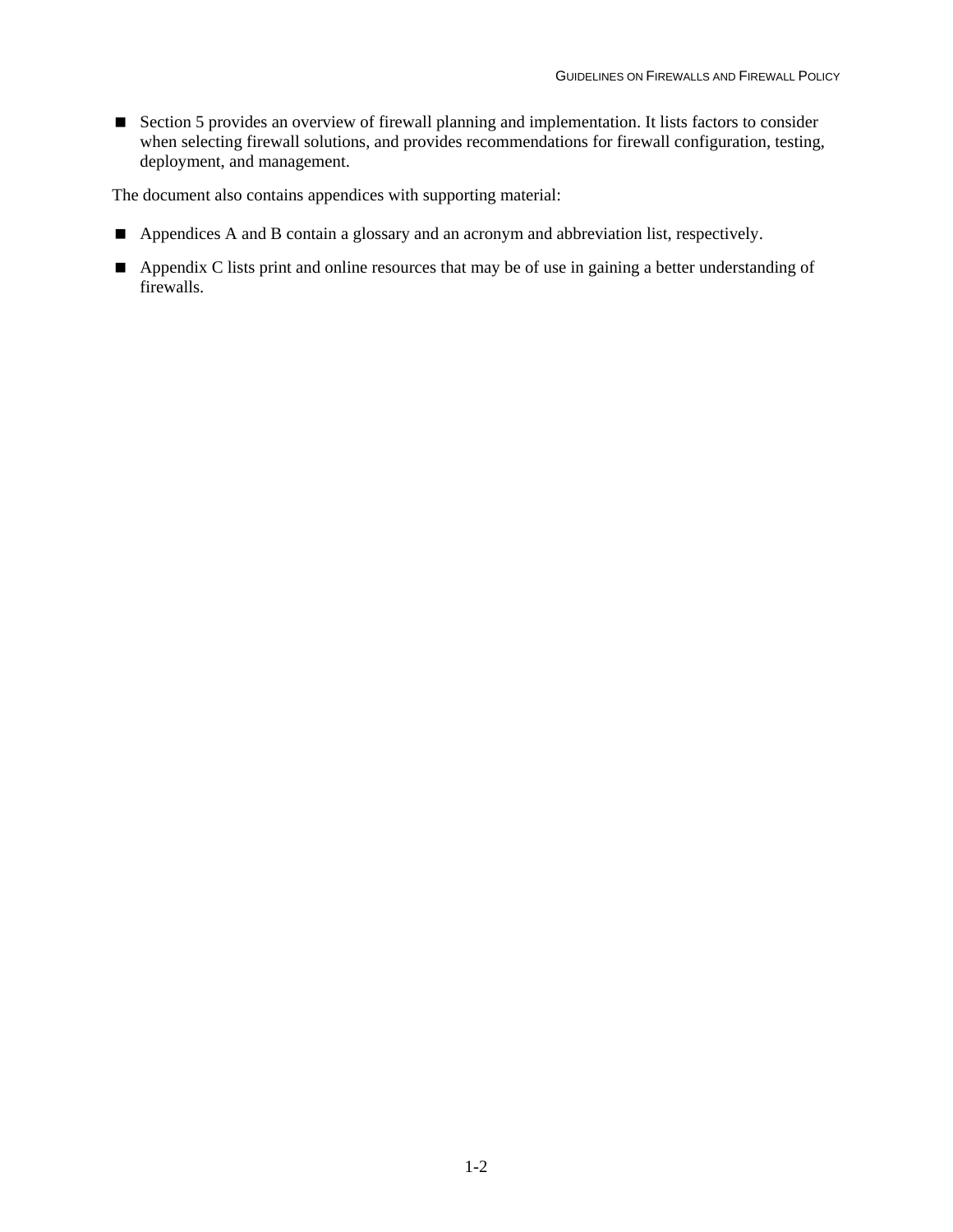- Section 5 provides an overview of firewall planning and implementation. It lists factors to consider when selecting firewall solutions, and provides recommendations for firewall configuration, testing, deployment, and management.

The document also contains appendices with supporting material:

- Appendices A and B contain a glossary and an acronym and abbreviation list, respectively.
- Appendix C lists print and online resources that may be of use in gaining a better understanding of firewalls.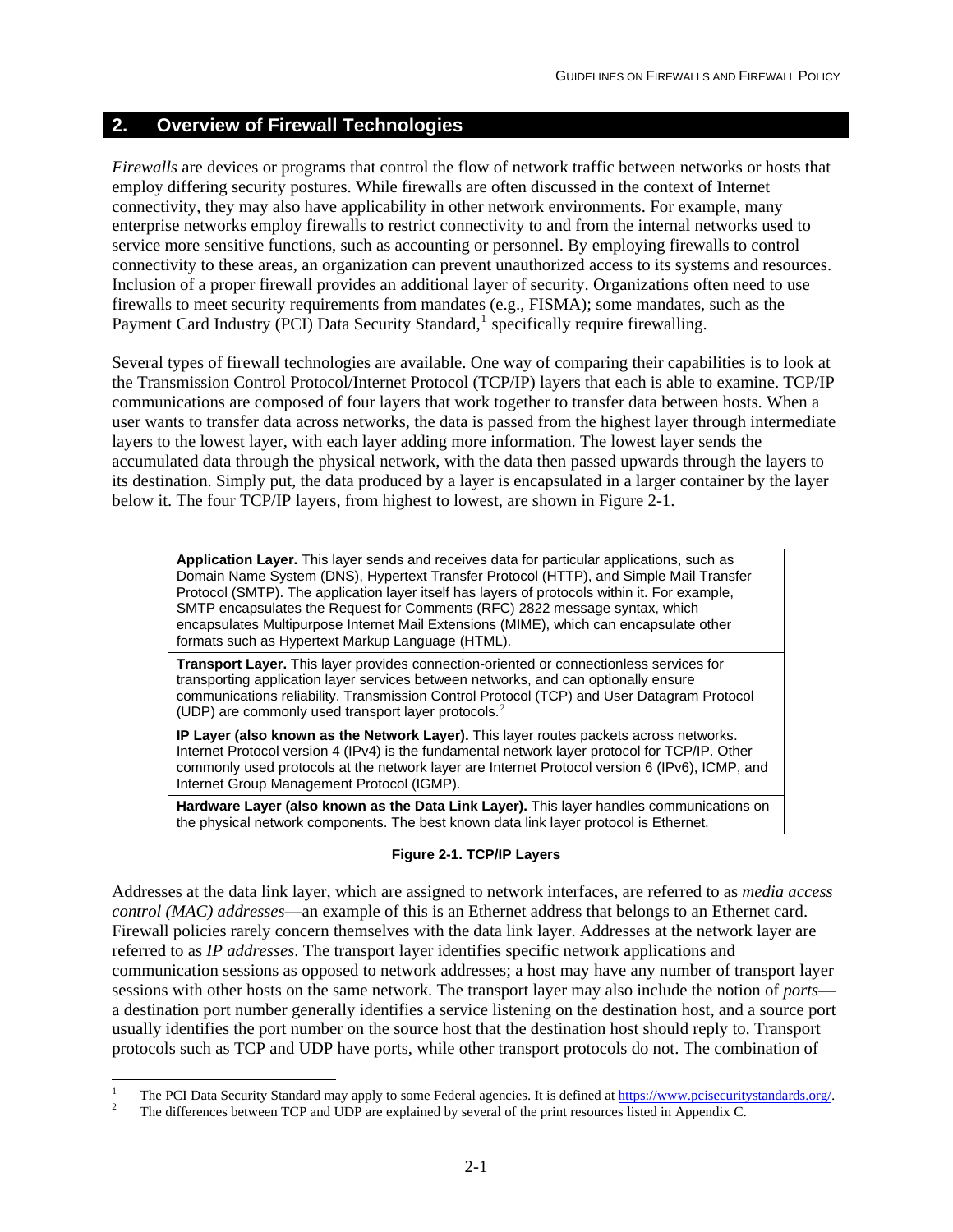## 2. Overview of Firewall Technologies

*Firewalls* are devices or programs that control the flow of network traffic between networks or hosts that employ differing security postures. While firewalls are often discussed in the context of Internet connectivity, they may also have applicability in other network environments. For example, many enterprise networks employ firewalls to restrict connectivity to and from the internal networks used to service more sensitive functions, such as accounting or personnel. By employing firewalls to control connectivity to these areas, an organization can prevent unauthorized access to its systems and resources. Inclusion of a proper firewall provides an additional layer of security. Organizations often need to use firewalls to meet security requirements from mandates (e.g., FISMA); some mandates, such as the Payment Card Industry (PCI) Data Security Standard,[1] specifically require firewalling.

Several types of firewall technologies are available. One way of comparing their capabilities is to look at the Transmission Control Protocol/Internet Protocol (TCP/IP) layers that each is able to examine. TCP/IP communications are composed of four layers that work together to transfer data between hosts. When a user wants to transfer data across networks, the data is passed from the highest layer through intermediate layers to the lowest layer, with each layer adding more information. The lowest layer sends the accumulated data through the physical network, with the data then passed upwards through the layers to its destination. Simply put, the data produced by a layer is encapsulated in a larger container by the layer below it. The four TCP/IP layers, from highest to lowest, are shown in Figure 2-1.

| |
|---|
| **Application Layer.** This layer sends and receives data for particular applications, such as Domain Name System (DNS), Hypertext Transfer Protocol (HTTP), and Simple Mail Transfer Protocol (SMTP). The application layer itself has layers of protocols within it. For example, SMTP encapsulates the Request for Comments (RFC) 2822 message syntax, which encapsulates Multipurpose Internet Mail Extensions (MIME), which can encapsulate other formats such as Hypertext Markup Language (HTML). |
| **Transport Layer.** This layer provides connection-oriented or connectionless services for transporting application layer services between networks, and can optionally ensure communications reliability. Transmission Control Protocol (TCP) and User Datagram Protocol (UDP) are commonly used transport layer protocols.[2] |
| **IP Layer (also known as the Network Layer).** This layer routes packets across networks. Internet Protocol version 4 (IPv4) is the fundamental network layer protocol for TCP/IP. Other commonly used protocols at the network layer are Internet Protocol version 6 (IPv6), ICMP, and Internet Group Management Protocol (IGMP). |
| **Hardware Layer (also known as the Data Link Layer).** This layer handles communications on the physical network components. The best known data link layer protocol is Ethernet. |

**Figure 2-1. TCP/IP Layers**

Addresses at the data link layer, which are assigned to network interfaces, are referred to as *media access control (MAC) addresses*—an example of this is an Ethernet address that belongs to an Ethernet card. Firewall policies rarely concern themselves with the data link layer. Addresses at the network layer are referred to as *IP addresses*. The transport layer identifies specific network applications and communication sessions as opposed to network addresses; a host may have any number of transport layer sessions with other hosts on the same network. The transport layer may also include the notion of *ports*—a destination port number generally identifies a service listening on the destination host, and a source port usually identifies the port number on the source host that the destination host should reply to. Transport protocols such as TCP and UDP have ports, while other transport protocols do not. The combination of

---

[1] The PCI Data Security Standard may apply to some Federal agencies. It is defined at https://www.pcisecuritystandards.org/.

[2] The differences between TCP and UDP are explained by several of the print resources listed in Appendix C.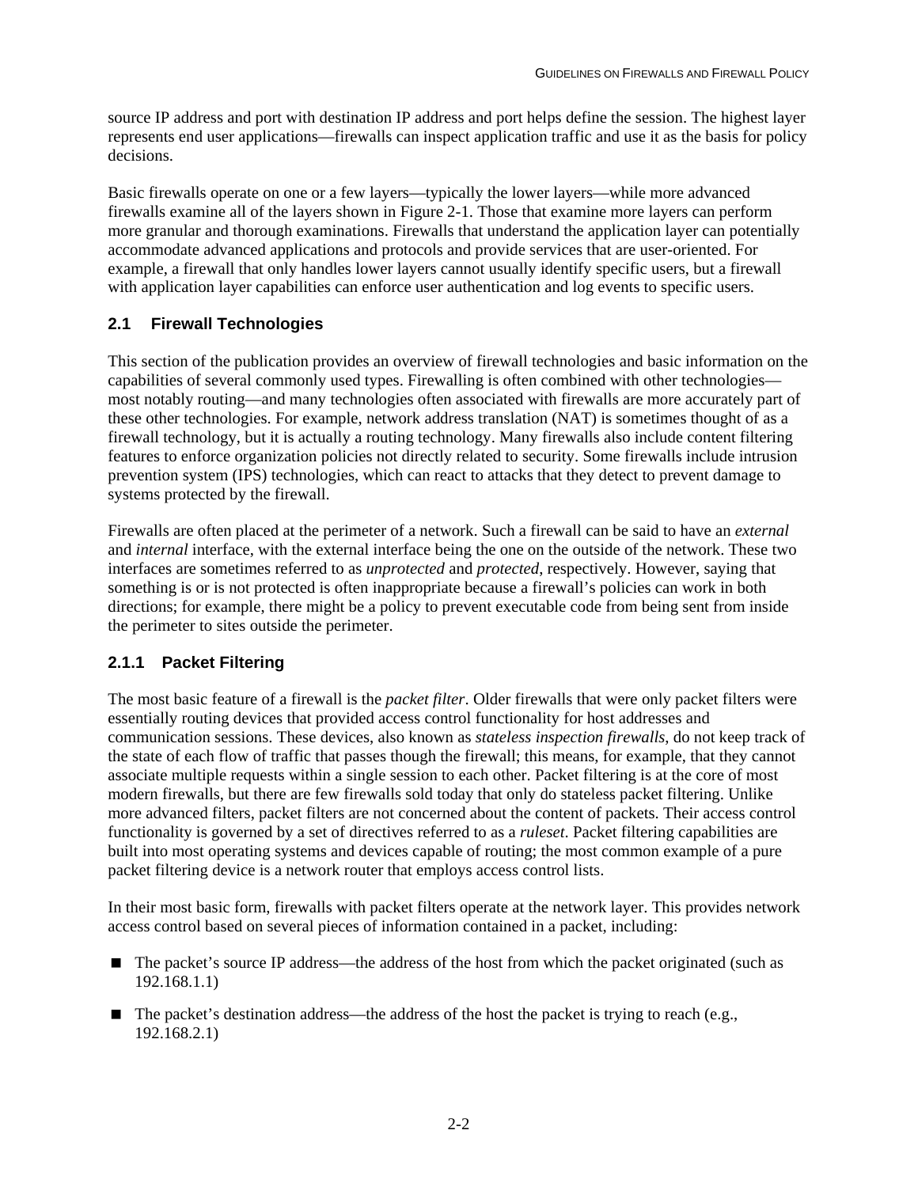source IP address and port with destination IP address and port helps define the session. The highest layer represents end user applications—firewalls can inspect application traffic and use it as the basis for policy decisions.

Basic firewalls operate on one or a few layers—typically the lower layers—while more advanced firewalls examine all of the layers shown in Figure 2-1. Those that examine more layers can perform more granular and thorough examinations. Firewalls that understand the application layer can potentially accommodate advanced applications and protocols and provide services that are user-oriented. For example, a firewall that only handles lower layers cannot usually identify specific users, but a firewall with application layer capabilities can enforce user authentication and log events to specific users.

### 2.1 Firewall Technologies

This section of the publication provides an overview of firewall technologies and basic information on the capabilities of several commonly used types. Firewalling is often combined with other technologies—most notably routing—and many technologies often associated with firewalls are more accurately part of these other technologies. For example, network address translation (NAT) is sometimes thought of as a firewall technology, but it is actually a routing technology. Many firewalls also include content filtering features to enforce organization policies not directly related to security. Some firewalls include intrusion prevention system (IPS) technologies, which can react to attacks that they detect to prevent damage to systems protected by the firewall.

Firewalls are often placed at the perimeter of a network. Such a firewall can be said to have an *external* and *internal* interface, with the external interface being the one on the outside of the network. These two interfaces are sometimes referred to as *unprotected* and *protected*, respectively. However, saying that something is or is not protected is often inappropriate because a firewall's policies can work in both directions; for example, there might be a policy to prevent executable code from being sent from inside the perimeter to sites outside the perimeter.

#### 2.1.1 Packet Filtering

The most basic feature of a firewall is the *packet filter*. Older firewalls that were only packet filters were essentially routing devices that provided access control functionality for host addresses and communication sessions. These devices, also known as *stateless inspection firewalls*, do not keep track of the state of each flow of traffic that passes though the firewall; this means, for example, that they cannot associate multiple requests within a single session to each other. Packet filtering is at the core of most modern firewalls, but there are few firewalls sold today that only do stateless packet filtering. Unlike more advanced filters, packet filters are not concerned about the content of packets. Their access control functionality is governed by a set of directives referred to as a *ruleset*. Packet filtering capabilities are built into most operating systems and devices capable of routing; the most common example of a pure packet filtering device is a network router that employs access control lists.

In their most basic form, firewalls with packet filters operate at the network layer. This provides network access control based on several pieces of information contained in a packet, including:

- The packet's source IP address—the address of the host from which the packet originated (such as 192.168.1.1)
- The packet's destination address—the address of the host the packet is trying to reach (e.g., 192.168.2.1)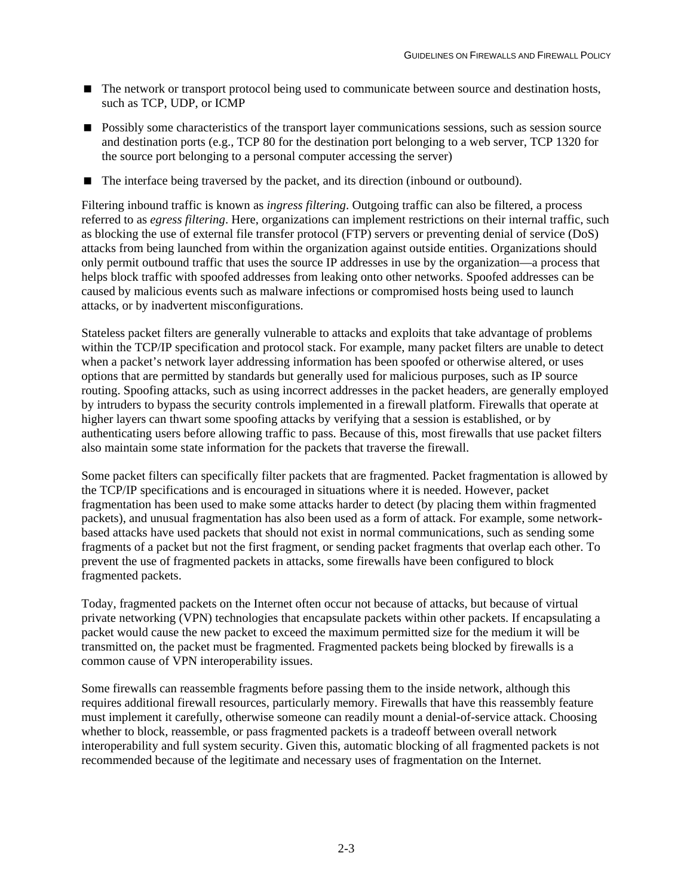- The network or transport protocol being used to communicate between source and destination hosts, such as TCP, UDP, or ICMP
- Possibly some characteristics of the transport layer communications sessions, such as session source and destination ports (e.g., TCP 80 for the destination port belonging to a web server, TCP 1320 for the source port belonging to a personal computer accessing the server)
- The interface being traversed by the packet, and its direction (inbound or outbound).

Filtering inbound traffic is known as *ingress filtering*. Outgoing traffic can also be filtered, a process referred to as *egress filtering*. Here, organizations can implement restrictions on their internal traffic, such as blocking the use of external file transfer protocol (FTP) servers or preventing denial of service (DoS) attacks from being launched from within the organization against outside entities. Organizations should only permit outbound traffic that uses the source IP addresses in use by the organization—a process that helps block traffic with spoofed addresses from leaking onto other networks. Spoofed addresses can be caused by malicious events such as malware infections or compromised hosts being used to launch attacks, or by inadvertent misconfigurations.

Stateless packet filters are generally vulnerable to attacks and exploits that take advantage of problems within the TCP/IP specification and protocol stack. For example, many packet filters are unable to detect when a packet's network layer addressing information has been spoofed or otherwise altered, or uses options that are permitted by standards but generally used for malicious purposes, such as IP source routing. Spoofing attacks, such as using incorrect addresses in the packet headers, are generally employed by intruders to bypass the security controls implemented in a firewall platform. Firewalls that operate at higher layers can thwart some spoofing attacks by verifying that a session is established, or by authenticating users before allowing traffic to pass. Because of this, most firewalls that use packet filters also maintain some state information for the packets that traverse the firewall.

Some packet filters can specifically filter packets that are fragmented. Packet fragmentation is allowed by the TCP/IP specifications and is encouraged in situations where it is needed. However, packet fragmentation has been used to make some attacks harder to detect (by placing them within fragmented packets), and unusual fragmentation has also been used as a form of attack. For example, some network-based attacks have used packets that should not exist in normal communications, such as sending some fragments of a packet but not the first fragment, or sending packet fragments that overlap each other. To prevent the use of fragmented packets in attacks, some firewalls have been configured to block fragmented packets.

Today, fragmented packets on the Internet often occur not because of attacks, but because of virtual private networking (VPN) technologies that encapsulate packets within other packets. If encapsulating a packet would cause the new packet to exceed the maximum permitted size for the medium it will be transmitted on, the packet must be fragmented. Fragmented packets being blocked by firewalls is a common cause of VPN interoperability issues.

Some firewalls can reassemble fragments before passing them to the inside network, although this requires additional firewall resources, particularly memory. Firewalls that have this reassembly feature must implement it carefully, otherwise someone can readily mount a denial-of-service attack. Choosing whether to block, reassemble, or pass fragmented packets is a tradeoff between overall network interoperability and full system security. Given this, automatic blocking of all fragmented packets is not recommended because of the legitimate and necessary uses of fragmentation on the Internet.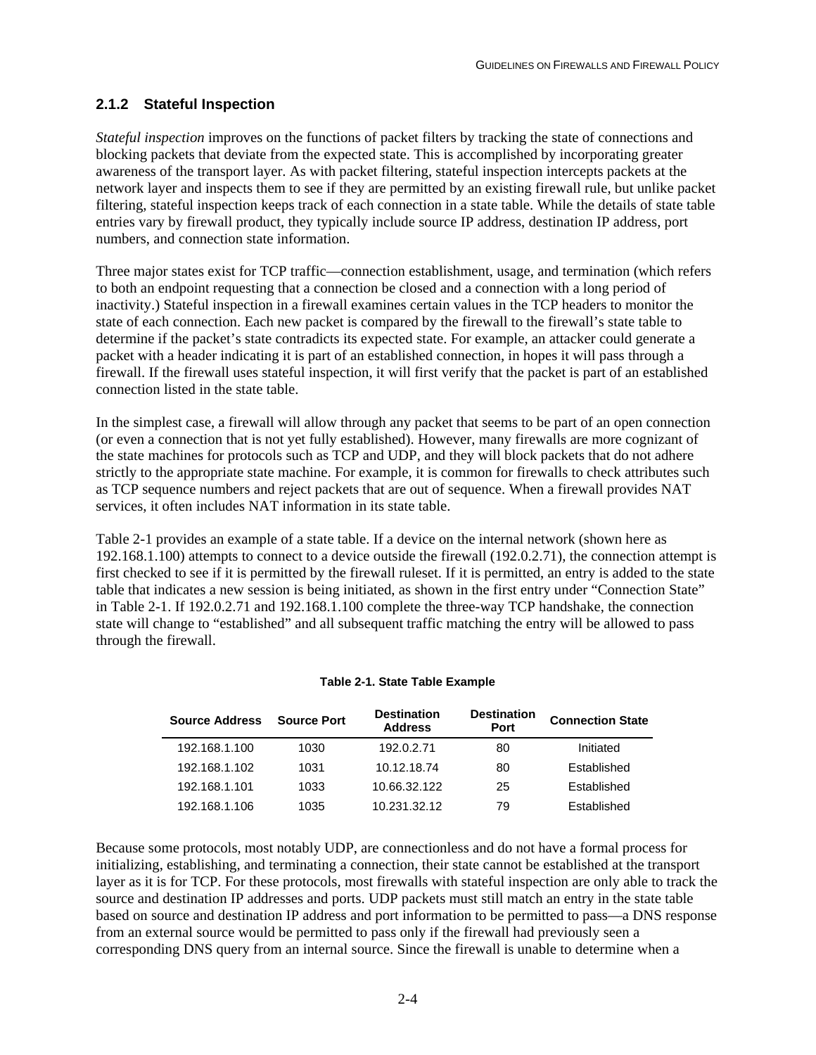### 2.1.2 Stateful Inspection

*Stateful inspection* improves on the functions of packet filters by tracking the state of connections and blocking packets that deviate from the expected state. This is accomplished by incorporating greater awareness of the transport layer. As with packet filtering, stateful inspection intercepts packets at the network layer and inspects them to see if they are permitted by an existing firewall rule, but unlike packet filtering, stateful inspection keeps track of each connection in a state table. While the details of state table entries vary by firewall product, they typically include source IP address, destination IP address, port numbers, and connection state information.

Three major states exist for TCP traffic—connection establishment, usage, and termination (which refers to both an endpoint requesting that a connection be closed and a connection with a long period of inactivity.) Stateful inspection in a firewall examines certain values in the TCP headers to monitor the state of each connection. Each new packet is compared by the firewall to the firewall's state table to determine if the packet's state contradicts its expected state. For example, an attacker could generate a packet with a header indicating it is part of an established connection, in hopes it will pass through a firewall. If the firewall uses stateful inspection, it will first verify that the packet is part of an established connection listed in the state table.

In the simplest case, a firewall will allow through any packet that seems to be part of an open connection (or even a connection that is not yet fully established). However, many firewalls are more cognizant of the state machines for protocols such as TCP and UDP, and they will block packets that do not adhere strictly to the appropriate state machine. For example, it is common for firewalls to check attributes such as TCP sequence numbers and reject packets that are out of sequence. When a firewall provides NAT services, it often includes NAT information in its state table.

Table 2-1 provides an example of a state table. If a device on the internal network (shown here as 192.168.1.100) attempts to connect to a device outside the firewall (192.0.2.71), the connection attempt is first checked to see if it is permitted by the firewall ruleset. If it is permitted, an entry is added to the state table that indicates a new session is being initiated, as shown in the first entry under "Connection State" in Table 2-1. If 192.0.2.71 and 192.168.1.100 complete the three-way TCP handshake, the connection state will change to "established" and all subsequent traffic matching the entry will be allowed to pass through the firewall.

**Table 2-1. State Table Example**

| Source Address | Source Port | Destination Address | Destination Port | Connection State |
|---|---|---|---|---|
| 192.168.1.100 | 1030 | 192.0.2.71 | 80 | Initiated |
| 192.168.1.102 | 1031 | 10.12.18.74 | 80 | Established |
| 192.168.1.101 | 1033 | 10.66.32.122 | 25 | Established |
| 192.168.1.106 | 1035 | 10.231.32.12 | 79 | Established |

Because some protocols, most notably UDP, are connectionless and do not have a formal process for initializing, establishing, and terminating a connection, their state cannot be established at the transport layer as it is for TCP. For these protocols, most firewalls with stateful inspection are only able to track the source and destination IP addresses and ports. UDP packets must still match an entry in the state table based on source and destination IP address and port information to be permitted to pass—a DNS response from an external source would be permitted to pass only if the firewall had previously seen a corresponding DNS query from an internal source. Since the firewall is unable to determine when a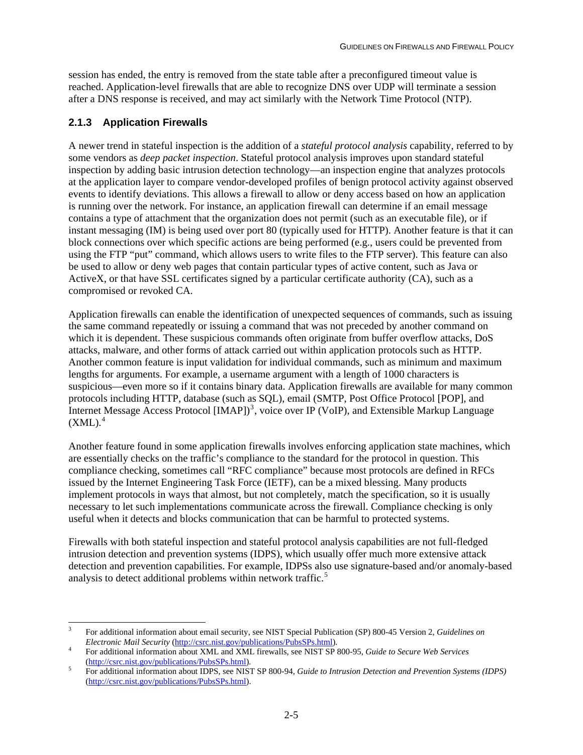session has ended, the entry is removed from the state table after a preconfigured timeout value is reached. Application-level firewalls that are able to recognize DNS over UDP will terminate a session after a DNS response is received, and may act similarly with the Network Time Protocol (NTP).

### 2.1.3 Application Firewalls

A newer trend in stateful inspection is the addition of a *stateful protocol analysis* capability, referred to by some vendors as *deep packet inspection*. Stateful protocol analysis improves upon standard stateful inspection by adding basic intrusion detection technology—an inspection engine that analyzes protocols at the application layer to compare vendor-developed profiles of benign protocol activity against observed events to identify deviations. This allows a firewall to allow or deny access based on how an application is running over the network. For instance, an application firewall can determine if an email message contains a type of attachment that the organization does not permit (such as an executable file), or if instant messaging (IM) is being used over port 80 (typically used for HTTP). Another feature is that it can block connections over which specific actions are being performed (e.g., users could be prevented from using the FTP "put" command, which allows users to write files to the FTP server). This feature can also be used to allow or deny web pages that contain particular types of active content, such as Java or ActiveX, or that have SSL certificates signed by a particular certificate authority (CA), such as a compromised or revoked CA.

Application firewalls can enable the identification of unexpected sequences of commands, such as issuing the same command repeatedly or issuing a command that was not preceded by another command on which it is dependent. These suspicious commands often originate from buffer overflow attacks, DoS attacks, malware, and other forms of attack carried out within application protocols such as HTTP. Another common feature is input validation for individual commands, such as minimum and maximum lengths for arguments. For example, a username argument with a length of 1000 characters is suspicious—even more so if it contains binary data. Application firewalls are available for many common protocols including HTTP, database (such as SQL), email (SMTP, Post Office Protocol [POP], and Internet Message Access Protocol [IMAP])[3], voice over IP (VoIP), and Extensible Markup Language (XML).[4]

Another feature found in some application firewalls involves enforcing application state machines, which are essentially checks on the traffic's compliance to the standard for the protocol in question. This compliance checking, sometimes call "RFC compliance" because most protocols are defined in RFCs issued by the Internet Engineering Task Force (IETF), can be a mixed blessing. Many products implement protocols in ways that almost, but not completely, match the specification, so it is usually necessary to let such implementations communicate across the firewall. Compliance checking is only useful when it detects and blocks communication that can be harmful to protected systems.

Firewalls with both stateful inspection and stateful protocol analysis capabilities are not full-fledged intrusion detection and prevention systems (IDPS), which usually offer much more extensive attack detection and prevention capabilities. For example, IDPSs also use signature-based and/or anomaly-based analysis to detect additional problems within network traffic.[5]

---

[3] For additional information about email security, see NIST Special Publication (SP) 800-45 Version 2, *Guidelines on Electronic Mail Security* (http://csrc.nist.gov/publications/PubsSPs.html).

[4] For additional information about XML and XML firewalls, see NIST SP 800-95, *Guide to Secure Web Services* (http://csrc.nist.gov/publications/PubsSPs.html).

[5] For additional information about IDPS, see NIST SP 800-94, *Guide to Intrusion Detection and Prevention Systems (IDPS)* (http://csrc.nist.gov/publications/PubsSPs.html).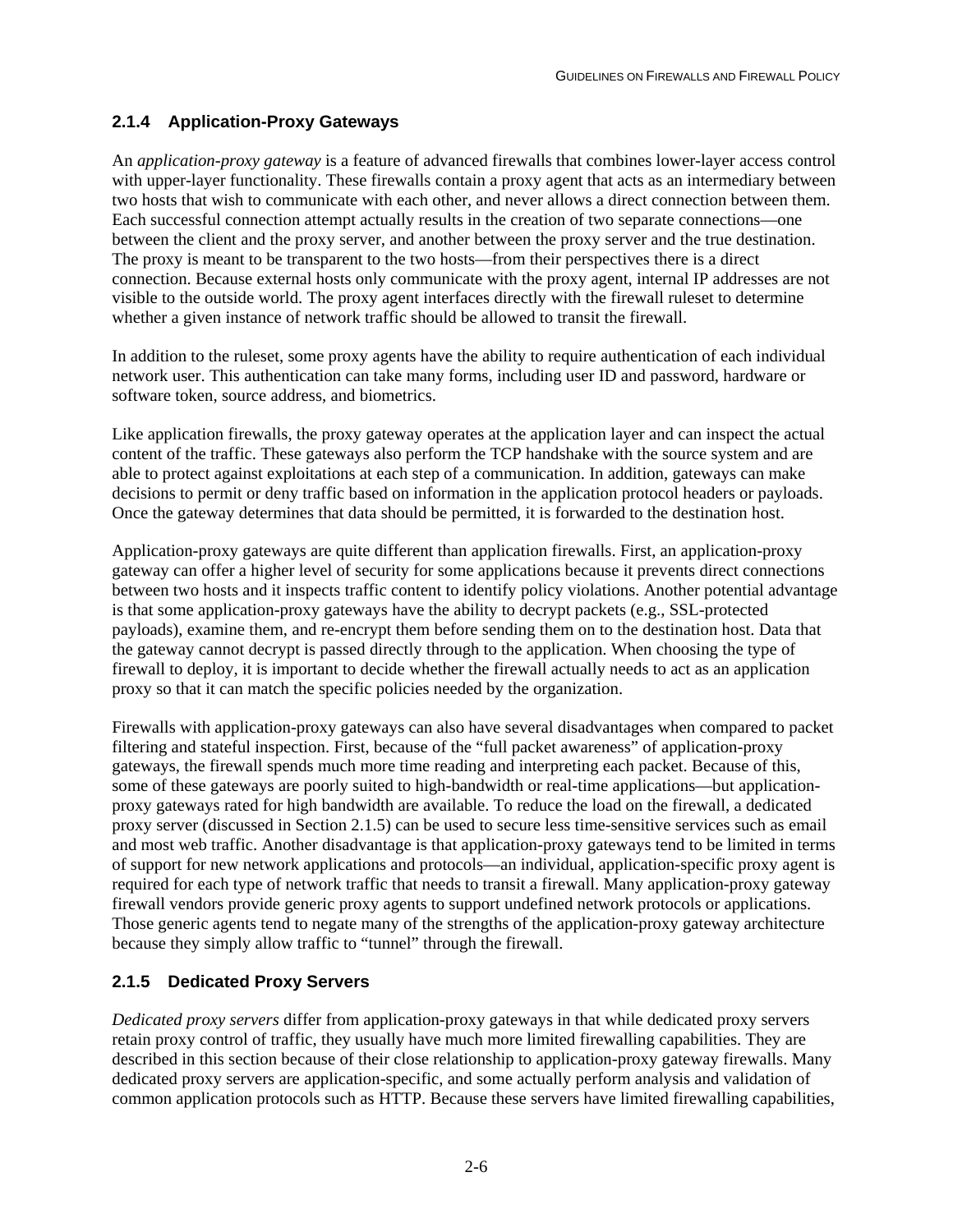### 2.1.4 Application-Proxy Gateways

An *application-proxy gateway* is a feature of advanced firewalls that combines lower-layer access control with upper-layer functionality. These firewalls contain a proxy agent that acts as an intermediary between two hosts that wish to communicate with each other, and never allows a direct connection between them. Each successful connection attempt actually results in the creation of two separate connections—one between the client and the proxy server, and another between the proxy server and the true destination. The proxy is meant to be transparent to the two hosts—from their perspectives there is a direct connection. Because external hosts only communicate with the proxy agent, internal IP addresses are not visible to the outside world. The proxy agent interfaces directly with the firewall ruleset to determine whether a given instance of network traffic should be allowed to transit the firewall.

In addition to the ruleset, some proxy agents have the ability to require authentication of each individual network user. This authentication can take many forms, including user ID and password, hardware or software token, source address, and biometrics.

Like application firewalls, the proxy gateway operates at the application layer and can inspect the actual content of the traffic. These gateways also perform the TCP handshake with the source system and are able to protect against exploitations at each step of a communication. In addition, gateways can make decisions to permit or deny traffic based on information in the application protocol headers or payloads. Once the gateway determines that data should be permitted, it is forwarded to the destination host.

Application-proxy gateways are quite different than application firewalls. First, an application-proxy gateway can offer a higher level of security for some applications because it prevents direct connections between two hosts and it inspects traffic content to identify policy violations. Another potential advantage is that some application-proxy gateways have the ability to decrypt packets (e.g., SSL-protected payloads), examine them, and re-encrypt them before sending them on to the destination host. Data that the gateway cannot decrypt is passed directly through to the application. When choosing the type of firewall to deploy, it is important to decide whether the firewall actually needs to act as an application proxy so that it can match the specific policies needed by the organization.

Firewalls with application-proxy gateways can also have several disadvantages when compared to packet filtering and stateful inspection. First, because of the "full packet awareness" of application-proxy gateways, the firewall spends much more time reading and interpreting each packet. Because of this, some of these gateways are poorly suited to high-bandwidth or real-time applications—but application-proxy gateways rated for high bandwidth are available. To reduce the load on the firewall, a dedicated proxy server (discussed in Section 2.1.5) can be used to secure less time-sensitive services such as email and most web traffic. Another disadvantage is that application-proxy gateways tend to be limited in terms of support for new network applications and protocols—an individual, application-specific proxy agent is required for each type of network traffic that needs to transit a firewall. Many application-proxy gateway firewall vendors provide generic proxy agents to support undefined network protocols or applications. Those generic agents tend to negate many of the strengths of the application-proxy gateway architecture because they simply allow traffic to "tunnel" through the firewall.

### 2.1.5 Dedicated Proxy Servers

*Dedicated proxy servers* differ from application-proxy gateways in that while dedicated proxy servers retain proxy control of traffic, they usually have much more limited firewalling capabilities. They are described in this section because of their close relationship to application-proxy gateway firewalls. Many dedicated proxy servers are application-specific, and some actually perform analysis and validation of common application protocols such as HTTP. Because these servers have limited firewalling capabilities,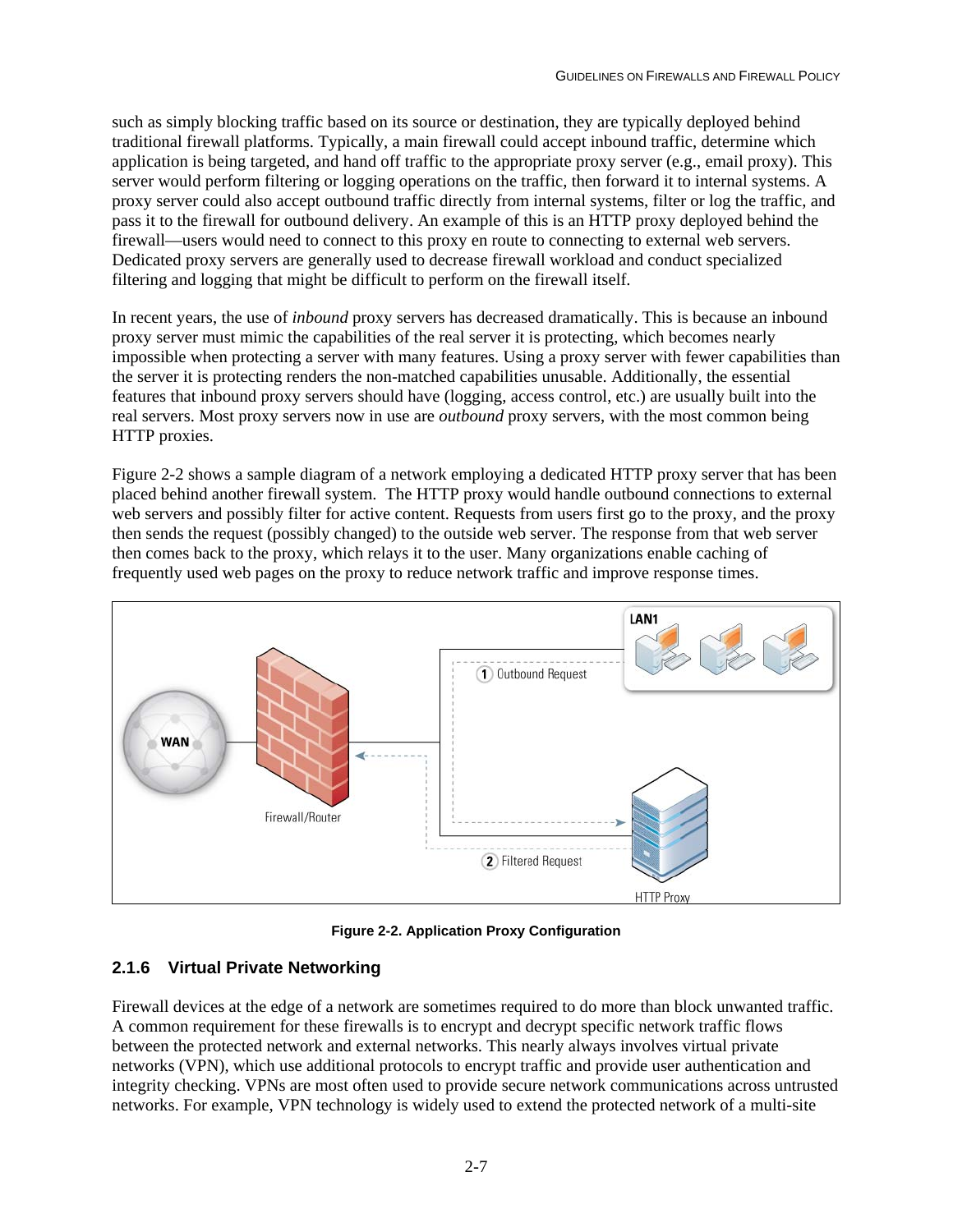such as simply blocking traffic based on its source or destination, they are typically deployed behind traditional firewall platforms. Typically, a main firewall could accept inbound traffic, determine which application is being targeted, and hand off traffic to the appropriate proxy server (e.g., email proxy). This server would perform filtering or logging operations on the traffic, then forward it to internal systems. A proxy server could also accept outbound traffic directly from internal systems, filter or log the traffic, and pass it to the firewall for outbound delivery. An example of this is an HTTP proxy deployed behind the firewall—users would need to connect to this proxy en route to connecting to external web servers. Dedicated proxy servers are generally used to decrease firewall workload and conduct specialized filtering and logging that might be difficult to perform on the firewall itself.

In recent years, the use of *inbound* proxy servers has decreased dramatically. This is because an inbound proxy server must mimic the capabilities of the real server it is protecting, which becomes nearly impossible when protecting a server with many features. Using a proxy server with fewer capabilities than the server it is protecting renders the non-matched capabilities unusable. Additionally, the essential features that inbound proxy servers should have (logging, access control, etc.) are usually built into the real servers. Most proxy servers now in use are *outbound* proxy servers, with the most common being HTTP proxies.

Figure 2-2 shows a sample diagram of a network employing a dedicated HTTP proxy server that has been placed behind another firewall system. The HTTP proxy would handle outbound connections to external web servers and possibly filter for active content. Requests from users first go to the proxy, and the proxy then sends the request (possibly changed) to the outside web server. The response from that web server then comes back to the proxy, which relays it to the user. Many organizations enable caching of frequently used web pages on the proxy to reduce network traffic and improve response times.

**Figure 2-2. Application Proxy Configuration**

### 2.1.6 Virtual Private Networking

Firewall devices at the edge of a network are sometimes required to do more than block unwanted traffic. A common requirement for these firewalls is to encrypt and decrypt specific network traffic flows between the protected network and external networks. This nearly always involves virtual private networks (VPN), which use additional protocols to encrypt traffic and provide user authentication and integrity checking. VPNs are most often used to provide secure network communications across untrusted networks. For example, VPN technology is widely used to extend the protected network of a multi-site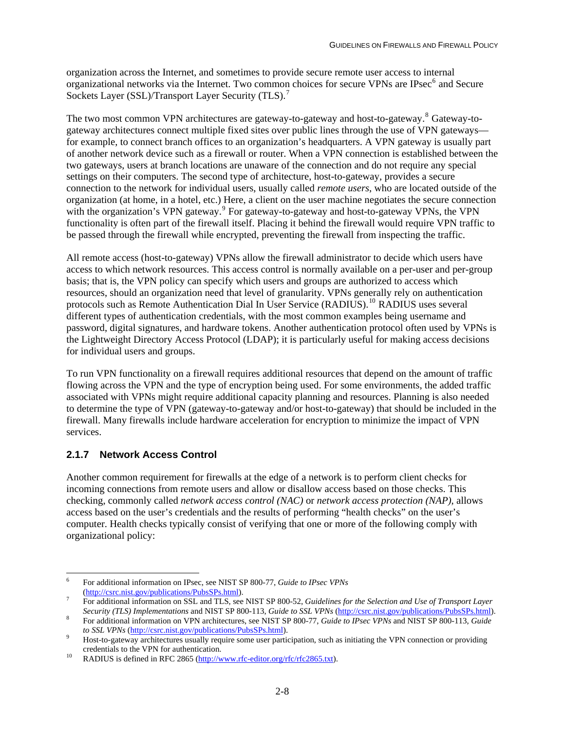organization across the Internet, and sometimes to provide secure remote user access to internal organizational networks via the Internet. Two common choices for secure VPNs are IPsec[6] and Secure Sockets Layer (SSL)/Transport Layer Security (TLS).[7]

The two most common VPN architectures are gateway-to-gateway and host-to-gateway.[8] Gateway-to-gateway architectures connect multiple fixed sites over public lines through the use of VPN gateways—for example, to connect branch offices to an organization's headquarters. A VPN gateway is usually part of another network device such as a firewall or router. When a VPN connection is established between the two gateways, users at branch locations are unaware of the connection and do not require any special settings on their computers. The second type of architecture, host-to-gateway, provides a secure connection to the network for individual users, usually called *remote users*, who are located outside of the organization (at home, in a hotel, etc.) Here, a client on the user machine negotiates the secure connection with the organization's VPN gateway.[9] For gateway-to-gateway and host-to-gateway VPNs, the VPN functionality is often part of the firewall itself. Placing it behind the firewall would require VPN traffic to be passed through the firewall while encrypted, preventing the firewall from inspecting the traffic.

All remote access (host-to-gateway) VPNs allow the firewall administrator to decide which users have access to which network resources. This access control is normally available on a per-user and per-group basis; that is, the VPN policy can specify which users and groups are authorized to access which resources, should an organization need that level of granularity. VPNs generally rely on authentication protocols such as Remote Authentication Dial In User Service (RADIUS).[10] RADIUS uses several different types of authentication credentials, with the most common examples being username and password, digital signatures, and hardware tokens. Another authentication protocol often used by VPNs is the Lightweight Directory Access Protocol (LDAP); it is particularly useful for making access decisions for individual users and groups.

To run VPN functionality on a firewall requires additional resources that depend on the amount of traffic flowing across the VPN and the type of encryption being used. For some environments, the added traffic associated with VPNs might require additional capacity planning and resources. Planning is also needed to determine the type of VPN (gateway-to-gateway and/or host-to-gateway) that should be included in the firewall. Many firewalls include hardware acceleration for encryption to minimize the impact of VPN services.

### 2.1.7 Network Access Control

Another common requirement for firewalls at the edge of a network is to perform client checks for incoming connections from remote users and allow or disallow access based on those checks. This checking, commonly called *network access control (NAC)* or *network access protection (NAP)*, allows access based on the user's credentials and the results of performing "health checks" on the user's computer. Health checks typically consist of verifying that one or more of the following comply with organizational policy:

---

[6] For additional information on IPsec, see NIST SP 800-77, *Guide to IPsec VPNs* (http://csrc.nist.gov/publications/PubsSPs.html).

[7] For additional information on SSL and TLS, see NIST SP 800-52, *Guidelines for the Selection and Use of Transport Layer Security (TLS) Implementations* and NIST SP 800-113, *Guide to SSL VPNs* (http://csrc.nist.gov/publications/PubsSPs.html).

[8] For additional information on VPN architectures, see NIST SP 800-77, *Guide to IPsec VPNs* and NIST SP 800-113, *Guide to SSL VPNs* (http://csrc.nist.gov/publications/PubsSPs.html).

[9] Host-to-gateway architectures usually require some user participation, such as initiating the VPN connection or providing credentials to the VPN for authentication.

[10] RADIUS is defined in RFC 2865 (http://www.rfc-editor.org/rfc/rfc2865.txt).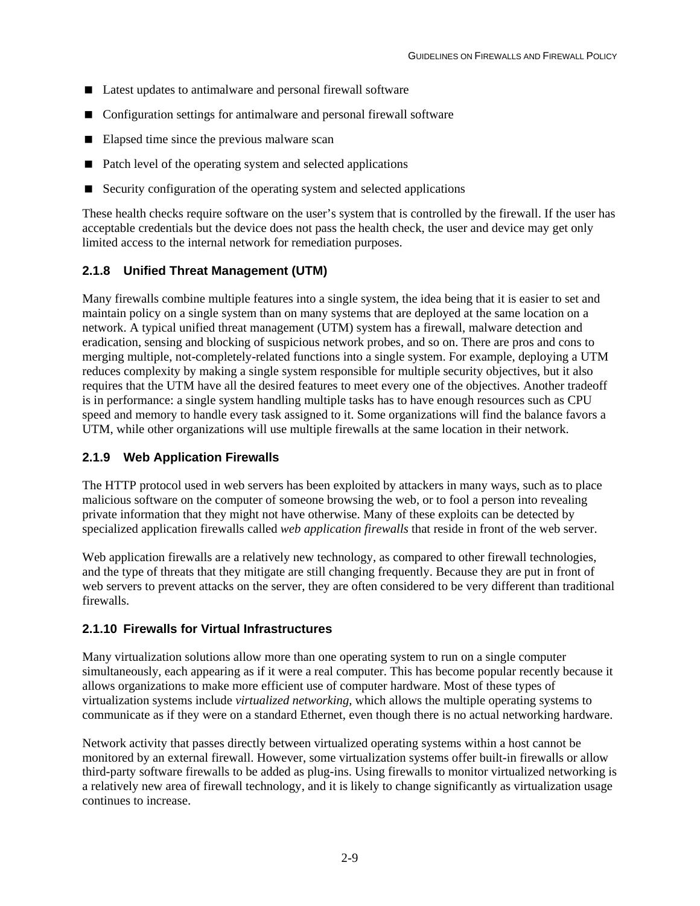- Latest updates to antimalware and personal firewall software
- Configuration settings for antimalware and personal firewall software
- Elapsed time since the previous malware scan
- Patch level of the operating system and selected applications
- Security configuration of the operating system and selected applications

These health checks require software on the user's system that is controlled by the firewall. If the user has acceptable credentials but the device does not pass the health check, the user and device may get only limited access to the internal network for remediation purposes.

### 2.1.8 Unified Threat Management (UTM)

Many firewalls combine multiple features into a single system, the idea being that it is easier to set and maintain policy on a single system than on many systems that are deployed at the same location on a network. A typical unified threat management (UTM) system has a firewall, malware detection and eradication, sensing and blocking of suspicious network probes, and so on. There are pros and cons to merging multiple, not-completely-related functions into a single system. For example, deploying a UTM reduces complexity by making a single system responsible for multiple security objectives, but it also requires that the UTM have all the desired features to meet every one of the objectives. Another tradeoff is in performance: a single system handling multiple tasks has to have enough resources such as CPU speed and memory to handle every task assigned to it. Some organizations will find the balance favors a UTM, while other organizations will use multiple firewalls at the same location in their network.

### 2.1.9 Web Application Firewalls

The HTTP protocol used in web servers has been exploited by attackers in many ways, such as to place malicious software on the computer of someone browsing the web, or to fool a person into revealing private information that they might not have otherwise. Many of these exploits can be detected by specialized application firewalls called *web application firewalls* that reside in front of the web server.

Web application firewalls are a relatively new technology, as compared to other firewall technologies, and the type of threats that they mitigate are still changing frequently. Because they are put in front of web servers to prevent attacks on the server, they are often considered to be very different than traditional firewalls.

### 2.1.10 Firewalls for Virtual Infrastructures

Many virtualization solutions allow more than one operating system to run on a single computer simultaneously, each appearing as if it were a real computer. This has become popular recently because it allows organizations to make more efficient use of computer hardware. Most of these types of virtualization systems include *virtualized networking*, which allows the multiple operating systems to communicate as if they were on a standard Ethernet, even though there is no actual networking hardware.

Network activity that passes directly between virtualized operating systems within a host cannot be monitored by an external firewall. However, some virtualization systems offer built-in firewalls or allow third-party software firewalls to be added as plug-ins. Using firewalls to monitor virtualized networking is a relatively new area of firewall technology, and it is likely to change significantly as virtualization usage continues to increase.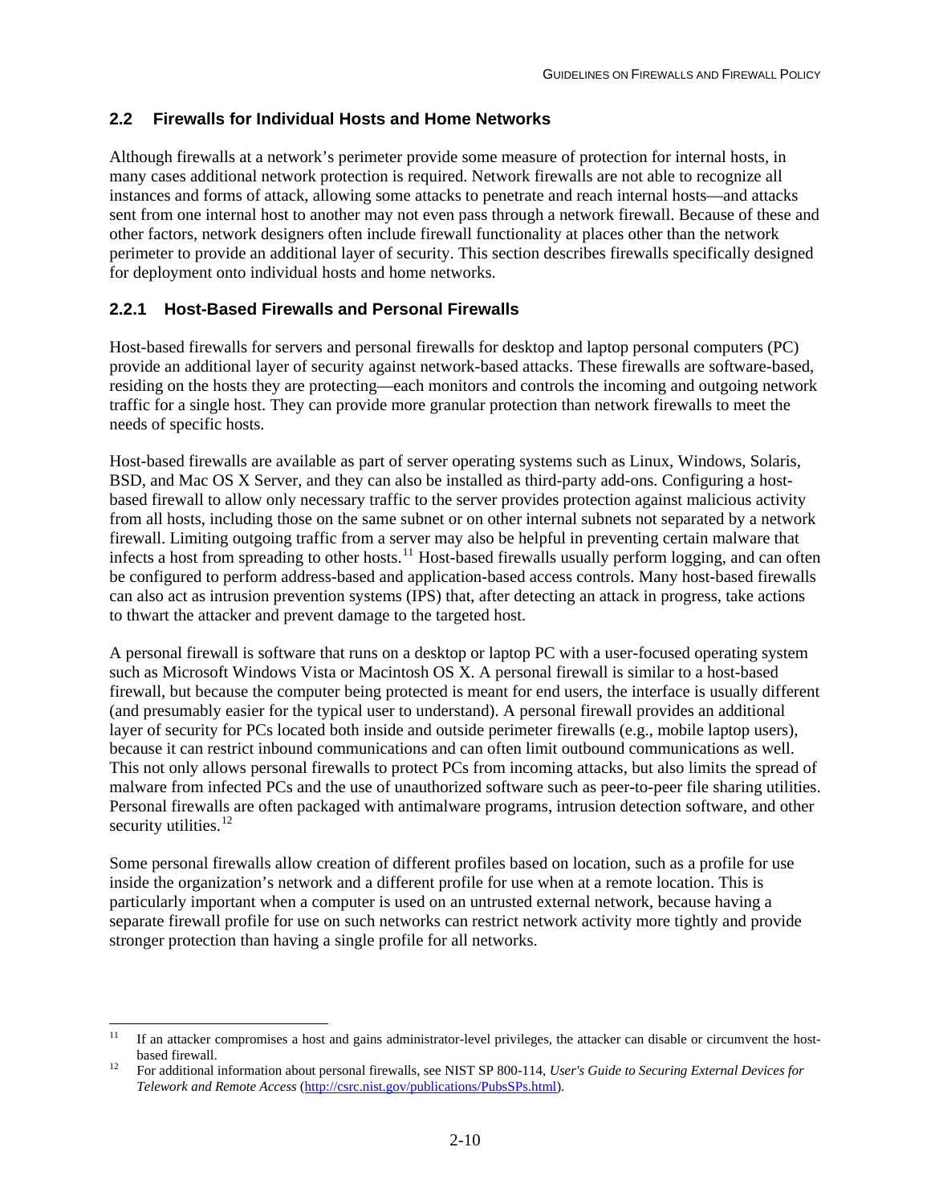### 2.2 Firewalls for Individual Hosts and Home Networks

Although firewalls at a network's perimeter provide some measure of protection for internal hosts, in many cases additional network protection is required. Network firewalls are not able to recognize all instances and forms of attack, allowing some attacks to penetrate and reach internal hosts—and attacks sent from one internal host to another may not even pass through a network firewall. Because of these and other factors, network designers often include firewall functionality at places other than the network perimeter to provide an additional layer of security. This section describes firewalls specifically designed for deployment onto individual hosts and home networks.

#### 2.2.1 Host-Based Firewalls and Personal Firewalls

Host-based firewalls for servers and personal firewalls for desktop and laptop personal computers (PC) provide an additional layer of security against network-based attacks. These firewalls are software-based, residing on the hosts they are protecting—each monitors and controls the incoming and outgoing network traffic for a single host. They can provide more granular protection than network firewalls to meet the needs of specific hosts.

Host-based firewalls are available as part of server operating systems such as Linux, Windows, Solaris, BSD, and Mac OS X Server, and they can also be installed as third-party add-ons. Configuring a host-based firewall to allow only necessary traffic to the server provides protection against malicious activity from all hosts, including those on the same subnet or on other internal subnets not separated by a network firewall. Limiting outgoing traffic from a server may also be helpful in preventing certain malware that infects a host from spreading to other hosts.[11] Host-based firewalls usually perform logging, and can often be configured to perform address-based and application-based access controls. Many host-based firewalls can also act as intrusion prevention systems (IPS) that, after detecting an attack in progress, take actions to thwart the attacker and prevent damage to the targeted host.

A personal firewall is software that runs on a desktop or laptop PC with a user-focused operating system such as Microsoft Windows Vista or Macintosh OS X. A personal firewall is similar to a host-based firewall, but because the computer being protected is meant for end users, the interface is usually different (and presumably easier for the typical user to understand). A personal firewall provides an additional layer of security for PCs located both inside and outside perimeter firewalls (e.g., mobile laptop users), because it can restrict inbound communications and can often limit outbound communications as well. This not only allows personal firewalls to protect PCs from incoming attacks, but also limits the spread of malware from infected PCs and the use of unauthorized software such as peer-to-peer file sharing utilities. Personal firewalls are often packaged with antimalware programs, intrusion detection software, and other security utilities.[12]

Some personal firewalls allow creation of different profiles based on location, such as a profile for use inside the organization's network and a different profile for use when at a remote location. This is particularly important when a computer is used on an untrusted external network, because having a separate firewall profile for use on such networks can restrict network activity more tightly and provide stronger protection than having a single profile for all networks.

---

[11] If an attacker compromises a host and gains administrator-level privileges, the attacker can disable or circumvent the host-based firewall.

[12] For additional information about personal firewalls, see NIST SP 800-114, *User's Guide to Securing External Devices for Telework and Remote Access* (http://csrc.nist.gov/publications/PubsSPs.html).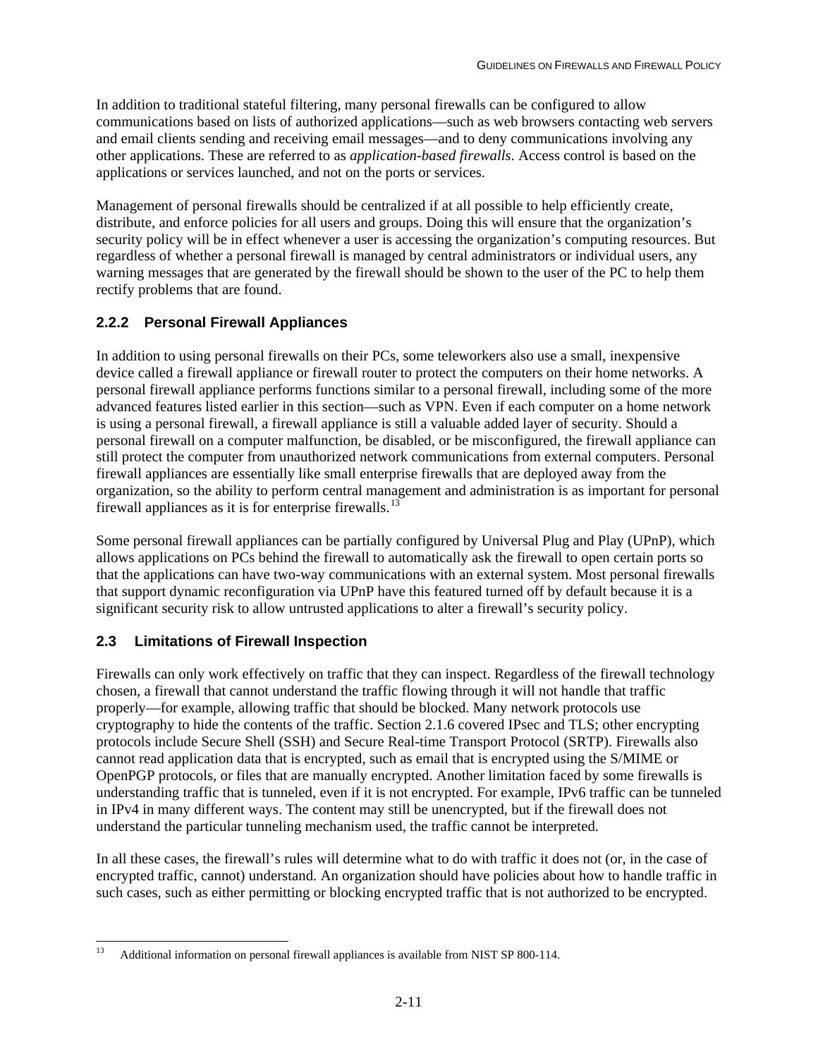In addition to traditional stateful filtering, many personal firewalls can be configured to allow communications based on lists of authorized applications—such as web browsers contacting web servers and email clients sending and receiving email messages—and to deny communications involving any other applications. These are referred to as *application-based firewalls*. Access control is based on the applications or services launched, and not on the ports or services.

Management of personal firewalls should be centralized if at all possible to help efficiently create, distribute, and enforce policies for all users and groups. Doing this will ensure that the organization's security policy will be in effect whenever a user is accessing the organization's computing resources. But regardless of whether a personal firewall is managed by central administrators or individual users, any warning messages that are generated by the firewall should be shown to the user of the PC to help them rectify problems that are found.

### 2.2.2 Personal Firewall Appliances

In addition to using personal firewalls on their PCs, some teleworkers also use a small, inexpensive device called a firewall appliance or firewall router to protect the computers on their home networks. A personal firewall appliance performs functions similar to a personal firewall, including some of the more advanced features listed earlier in this section—such as VPN. Even if each computer on a home network is using a personal firewall, a firewall appliance is still a valuable added layer of security. Should a personal firewall on a computer malfunction, be disabled, or be misconfigured, the firewall appliance can still protect the computer from unauthorized network communications from external computers. Personal firewall appliances are essentially like small enterprise firewalls that are deployed away from the organization, so the ability to perform central management and administration is as important for personal firewall appliances as it is for enterprise firewalls.[13]

Some personal firewall appliances can be partially configured by Universal Plug and Play (UPnP), which allows applications on PCs behind the firewall to automatically ask the firewall to open certain ports so that the applications can have two-way communications with an external system. Most personal firewalls that support dynamic reconfiguration via UPnP have this featured turned off by default because it is a significant security risk to allow untrusted applications to alter a firewall's security policy.

## 2.3 Limitations of Firewall Inspection

Firewalls can only work effectively on traffic that they can inspect. Regardless of the firewall technology chosen, a firewall that cannot understand the traffic flowing through it will not handle that traffic properly—for example, allowing traffic that should be blocked. Many network protocols use cryptography to hide the contents of the traffic. Section 2.1.6 covered IPsec and TLS; other encrypting protocols include Secure Shell (SSH) and Secure Real-time Transport Protocol (SRTP). Firewalls also cannot read application data that is encrypted, such as email that is encrypted using the S/MIME or OpenPGP protocols, or files that are manually encrypted. Another limitation faced by some firewalls is understanding traffic that is tunneled, even if it is not encrypted. For example, IPv6 traffic can be tunneled in IPv4 in many different ways. The content may still be unencrypted, but if the firewall does not understand the particular tunneling mechanism used, the traffic cannot be interpreted.

In all these cases, the firewall's rules will determine what to do with traffic it does not (or, in the case of encrypted traffic, cannot) understand. An organization should have policies about how to handle traffic in such cases, such as either permitting or blocking encrypted traffic that is not authorized to be encrypted.

---

[13] Additional information on personal firewall appliances is available from NIST SP 800-114.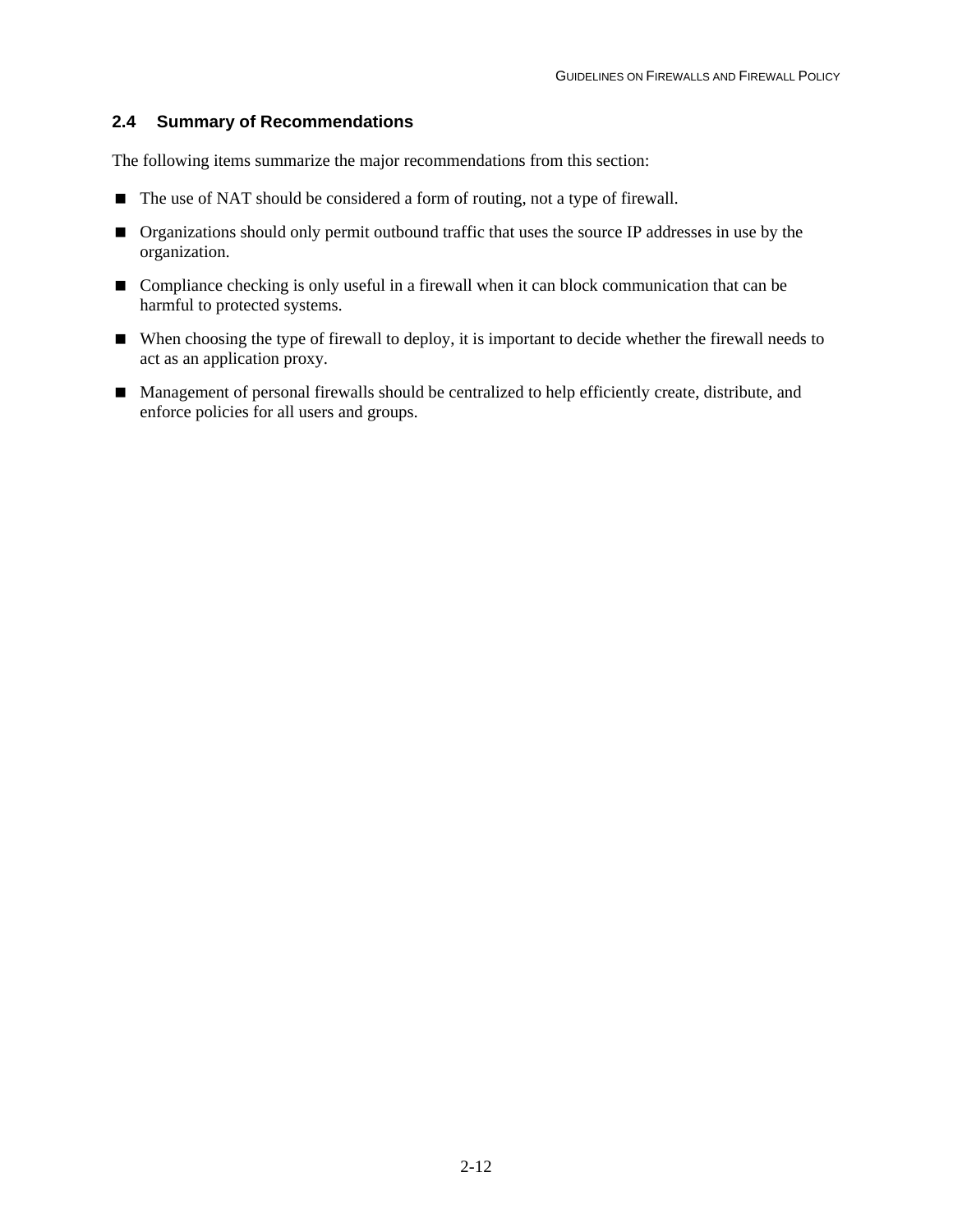### 2.4 Summary of Recommendations

The following items summarize the major recommendations from this section:

- The use of NAT should be considered a form of routing, not a type of firewall.
- Organizations should only permit outbound traffic that uses the source IP addresses in use by the organization.
- Compliance checking is only useful in a firewall when it can block communication that can be harmful to protected systems.
- When choosing the type of firewall to deploy, it is important to decide whether the firewall needs to act as an application proxy.
- Management of personal firewalls should be centralized to help efficiently create, distribute, and enforce policies for all users and groups.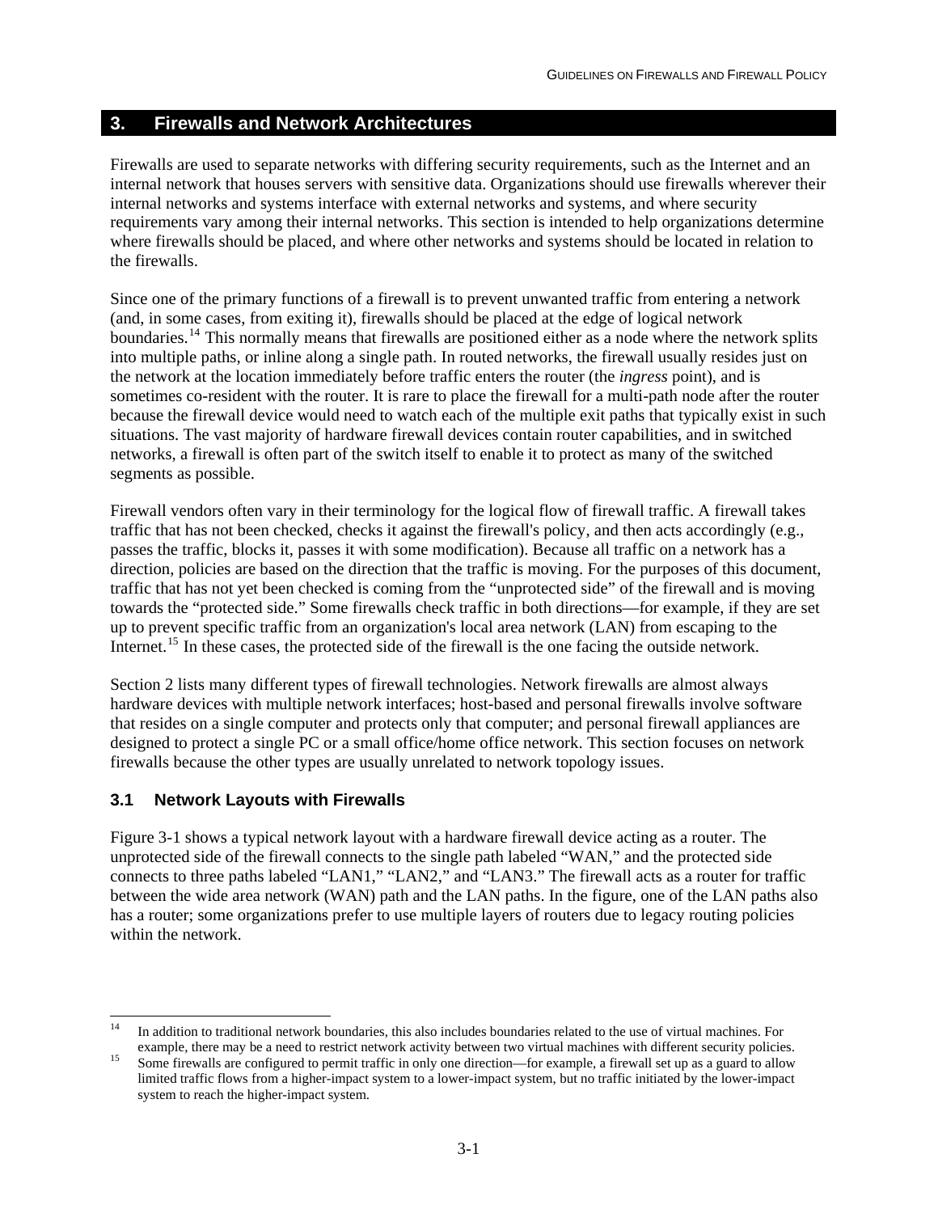# 3. Firewalls and Network Architectures

Firewalls are used to separate networks with differing security requirements, such as the Internet and an internal network that houses servers with sensitive data. Organizations should use firewalls wherever their internal networks and systems interface with external networks and systems, and where security requirements vary among their internal networks. This section is intended to help organizations determine where firewalls should be placed, and where other networks and systems should be located in relation to the firewalls.

Since one of the primary functions of a firewall is to prevent unwanted traffic from entering a network (and, in some cases, from exiting it), firewalls should be placed at the edge of logical network boundaries.[14] This normally means that firewalls are positioned either as a node where the network splits into multiple paths, or inline along a single path. In routed networks, the firewall usually resides just on the network at the location immediately before traffic enters the router (the *ingress* point), and is sometimes co-resident with the router. It is rare to place the firewall for a multi-path node after the router because the firewall device would need to watch each of the multiple exit paths that typically exist in such situations. The vast majority of hardware firewall devices contain router capabilities, and in switched networks, a firewall is often part of the switch itself to enable it to protect as many of the switched segments as possible.

Firewall vendors often vary in their terminology for the logical flow of firewall traffic. A firewall takes traffic that has not been checked, checks it against the firewall's policy, and then acts accordingly (e.g., passes the traffic, blocks it, passes it with some modification). Because all traffic on a network has a direction, policies are based on the direction that the traffic is moving. For the purposes of this document, traffic that has not yet been checked is coming from the "unprotected side" of the firewall and is moving towards the "protected side." Some firewalls check traffic in both directions—for example, if they are set up to prevent specific traffic from an organization's local area network (LAN) from escaping to the Internet.[15] In these cases, the protected side of the firewall is the one facing the outside network.

Section 2 lists many different types of firewall technologies. Network firewalls are almost always hardware devices with multiple network interfaces; host-based and personal firewalls involve software that resides on a single computer and protects only that computer; and personal firewall appliances are designed to protect a single PC or a small office/home office network. This section focuses on network firewalls because the other types are usually unrelated to network topology issues.

## 3.1 Network Layouts with Firewalls

Figure 3-1 shows a typical network layout with a hardware firewall device acting as a router. The unprotected side of the firewall connects to the single path labeled "WAN," and the protected side connects to three paths labeled "LAN1," "LAN2," and "LAN3." The firewall acts as a router for traffic between the wide area network (WAN) path and the LAN paths. In the figure, one of the LAN paths also has a router; some organizations prefer to use multiple layers of routers due to legacy routing policies within the network.

---

[14] In addition to traditional network boundaries, this also includes boundaries related to the use of virtual machines. For example, there may be a need to restrict network activity between two virtual machines with different security policies.

[15] Some firewalls are configured to permit traffic in only one direction—for example, a firewall set up as a guard to allow limited traffic flows from a higher-impact system to a lower-impact system, but no traffic initiated by the lower-impact system to reach the higher-impact system.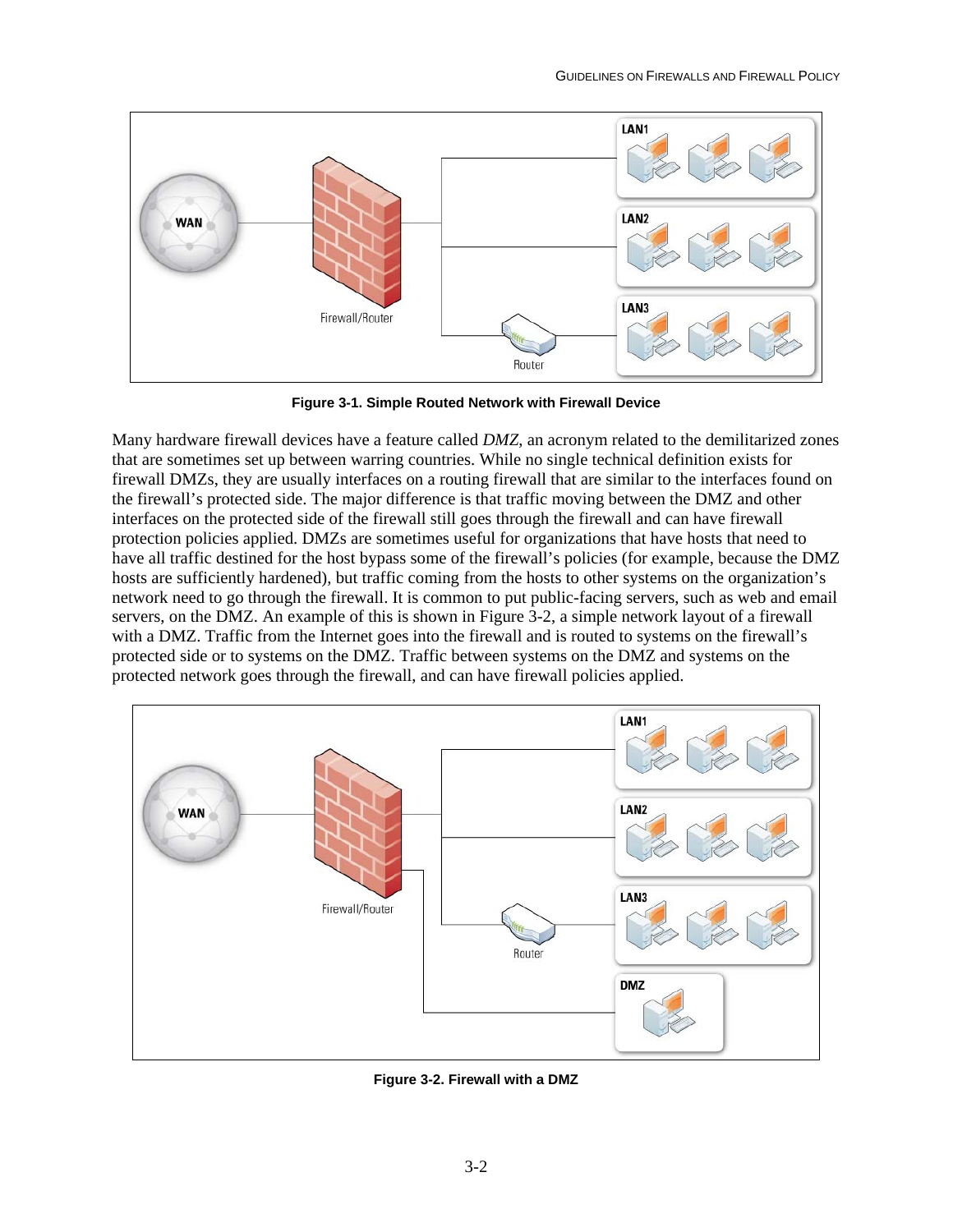**Figure 3-1. Simple Routed Network with Firewall Device**

Many hardware firewall devices have a feature called *DMZ*, an acronym related to the demilitarized zones that are sometimes set up between warring countries. While no single technical definition exists for firewall DMZs, they are usually interfaces on a routing firewall that are similar to the interfaces found on the firewall's protected side. The major difference is that traffic moving between the DMZ and other interfaces on the protected side of the firewall still goes through the firewall and can have firewall protection policies applied. DMZs are sometimes useful for organizations that have hosts that need to have all traffic destined for the host bypass some of the firewall's policies (for example, because the DMZ hosts are sufficiently hardened), but traffic coming from the hosts to other systems on the organization's network need to go through the firewall. It is common to put public-facing servers, such as web and email servers, on the DMZ. An example of this is shown in Figure 3-2, a simple network layout of a firewall with a DMZ. Traffic from the Internet goes into the firewall and is routed to systems on the firewall's protected side or to systems on the DMZ. Traffic between systems on the DMZ and systems on the protected network goes through the firewall, and can have firewall policies applied.

**Figure 3-2. Firewall with a DMZ**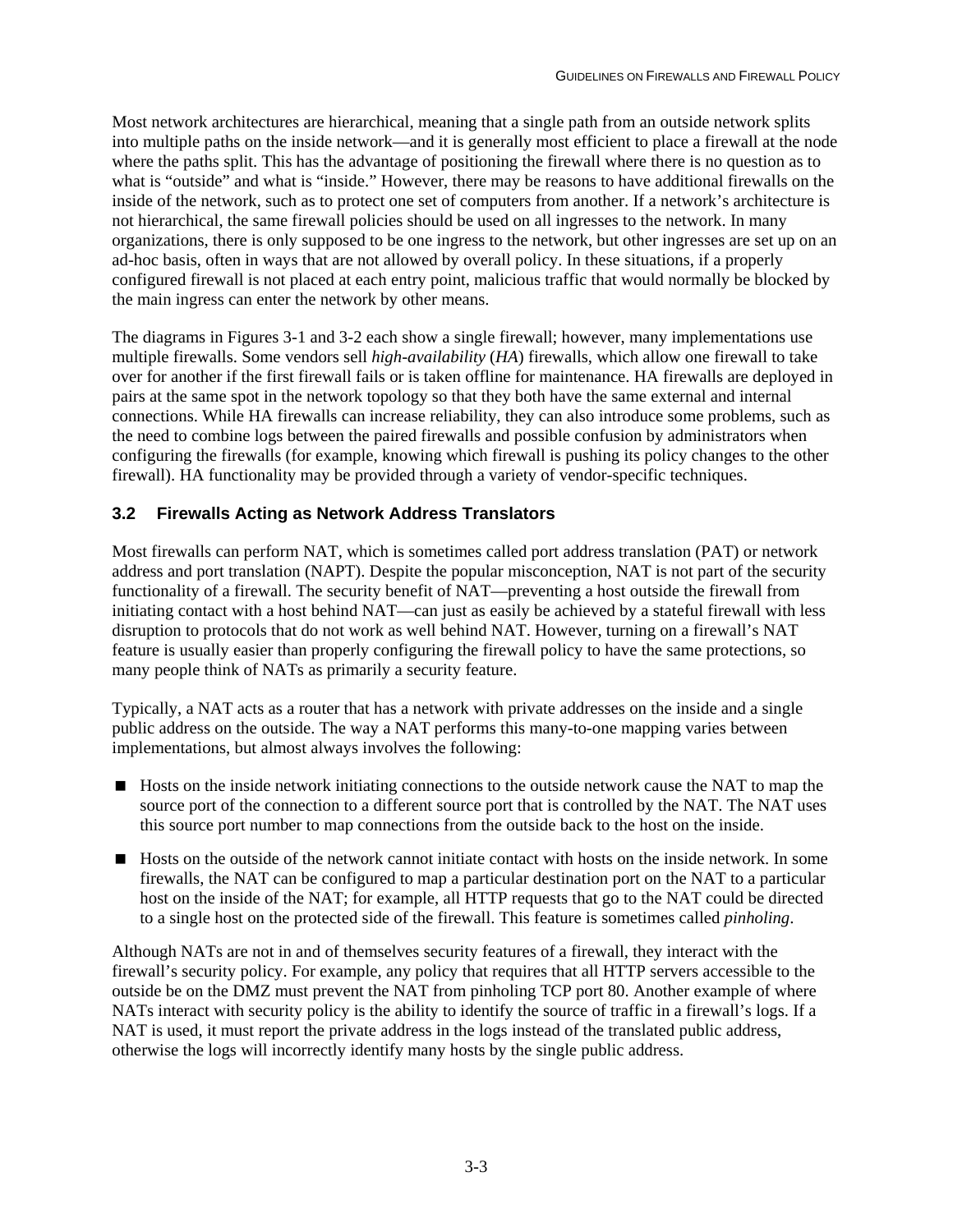Most network architectures are hierarchical, meaning that a single path from an outside network splits into multiple paths on the inside network—and it is generally most efficient to place a firewall at the node where the paths split. This has the advantage of positioning the firewall where there is no question as to what is "outside" and what is "inside." However, there may be reasons to have additional firewalls on the inside of the network, such as to protect one set of computers from another. If a network's architecture is not hierarchical, the same firewall policies should be used on all ingresses to the network. In many organizations, there is only supposed to be one ingress to the network, but other ingresses are set up on an ad-hoc basis, often in ways that are not allowed by overall policy. In these situations, if a properly configured firewall is not placed at each entry point, malicious traffic that would normally be blocked by the main ingress can enter the network by other means.

The diagrams in Figures 3-1 and 3-2 each show a single firewall; however, many implementations use multiple firewalls. Some vendors sell *high-availability* (*HA*) firewalls, which allow one firewall to take over for another if the first firewall fails or is taken offline for maintenance. HA firewalls are deployed in pairs at the same spot in the network topology so that they both have the same external and internal connections. While HA firewalls can increase reliability, they can also introduce some problems, such as the need to combine logs between the paired firewalls and possible confusion by administrators when configuring the firewalls (for example, knowing which firewall is pushing its policy changes to the other firewall). HA functionality may be provided through a variety of vendor-specific techniques.

## 3.2 Firewalls Acting as Network Address Translators

Most firewalls can perform NAT, which is sometimes called port address translation (PAT) or network address and port translation (NAPT). Despite the popular misconception, NAT is not part of the security functionality of a firewall. The security benefit of NAT—preventing a host outside the firewall from initiating contact with a host behind NAT—can just as easily be achieved by a stateful firewall with less disruption to protocols that do not work as well behind NAT. However, turning on a firewall's NAT feature is usually easier than properly configuring the firewall policy to have the same protections, so many people think of NATs as primarily a security feature.

Typically, a NAT acts as a router that has a network with private addresses on the inside and a single public address on the outside. The way a NAT performs this many-to-one mapping varies between implementations, but almost always involves the following:

- Hosts on the inside network initiating connections to the outside network cause the NAT to map the source port of the connection to a different source port that is controlled by the NAT. The NAT uses this source port number to map connections from the outside back to the host on the inside.
- Hosts on the outside of the network cannot initiate contact with hosts on the inside network. In some firewalls, the NAT can be configured to map a particular destination port on the NAT to a particular host on the inside of the NAT; for example, all HTTP requests that go to the NAT could be directed to a single host on the protected side of the firewall. This feature is sometimes called *pinholing*.

Although NATs are not in and of themselves security features of a firewall, they interact with the firewall's security policy. For example, any policy that requires that all HTTP servers accessible to the outside be on the DMZ must prevent the NAT from pinholing TCP port 80. Another example of where NATs interact with security policy is the ability to identify the source of traffic in a firewall's logs. If a NAT is used, it must report the private address in the logs instead of the translated public address, otherwise the logs will incorrectly identify many hosts by the single public address.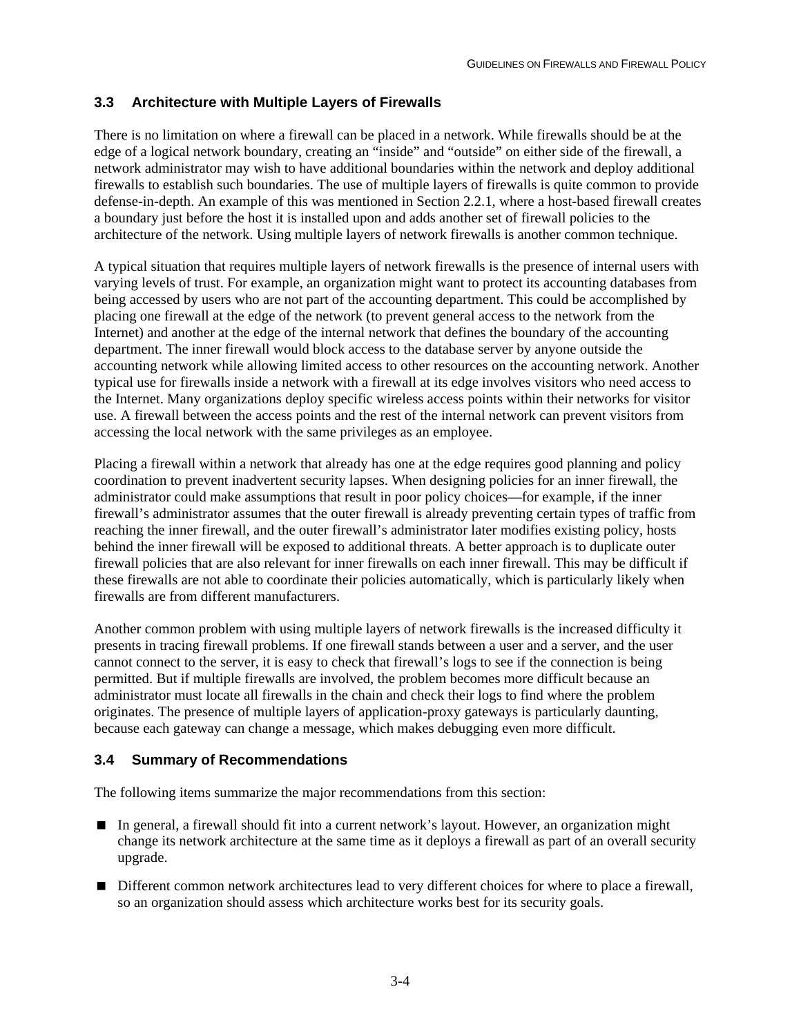## 3.3 Architecture with Multiple Layers of Firewalls

There is no limitation on where a firewall can be placed in a network. While firewalls should be at the edge of a logical network boundary, creating an "inside" and "outside" on either side of the firewall, a network administrator may wish to have additional boundaries within the network and deploy additional firewalls to establish such boundaries. The use of multiple layers of firewalls is quite common to provide defense-in-depth. An example of this was mentioned in Section 2.2.1, where a host-based firewall creates a boundary just before the host it is installed upon and adds another set of firewall policies to the architecture of the network. Using multiple layers of network firewalls is another common technique.

A typical situation that requires multiple layers of network firewalls is the presence of internal users with varying levels of trust. For example, an organization might want to protect its accounting databases from being accessed by users who are not part of the accounting department. This could be accomplished by placing one firewall at the edge of the network (to prevent general access to the network from the Internet) and another at the edge of the internal network that defines the boundary of the accounting department. The inner firewall would block access to the database server by anyone outside the accounting network while allowing limited access to other resources on the accounting network. Another typical use for firewalls inside a network with a firewall at its edge involves visitors who need access to the Internet. Many organizations deploy specific wireless access points within their networks for visitor use. A firewall between the access points and the rest of the internal network can prevent visitors from accessing the local network with the same privileges as an employee.

Placing a firewall within a network that already has one at the edge requires good planning and policy coordination to prevent inadvertent security lapses. When designing policies for an inner firewall, the administrator could make assumptions that result in poor policy choices—for example, if the inner firewall's administrator assumes that the outer firewall is already preventing certain types of traffic from reaching the inner firewall, and the outer firewall's administrator later modifies existing policy, hosts behind the inner firewall will be exposed to additional threats. A better approach is to duplicate outer firewall policies that are also relevant for inner firewalls on each inner firewall. This may be difficult if these firewalls are not able to coordinate their policies automatically, which is particularly likely when firewalls are from different manufacturers.

Another common problem with using multiple layers of network firewalls is the increased difficulty it presents in tracing firewall problems. If one firewall stands between a user and a server, and the user cannot connect to the server, it is easy to check that firewall's logs to see if the connection is being permitted. But if multiple firewalls are involved, the problem becomes more difficult because an administrator must locate all firewalls in the chain and check their logs to find where the problem originates. The presence of multiple layers of application-proxy gateways is particularly daunting, because each gateway can change a message, which makes debugging even more difficult.

## 3.4 Summary of Recommendations

The following items summarize the major recommendations from this section:

- In general, a firewall should fit into a current network's layout. However, an organization might change its network architecture at the same time as it deploys a firewall as part of an overall security upgrade.
- Different common network architectures lead to very different choices for where to place a firewall, so an organization should assess which architecture works best for its security goals.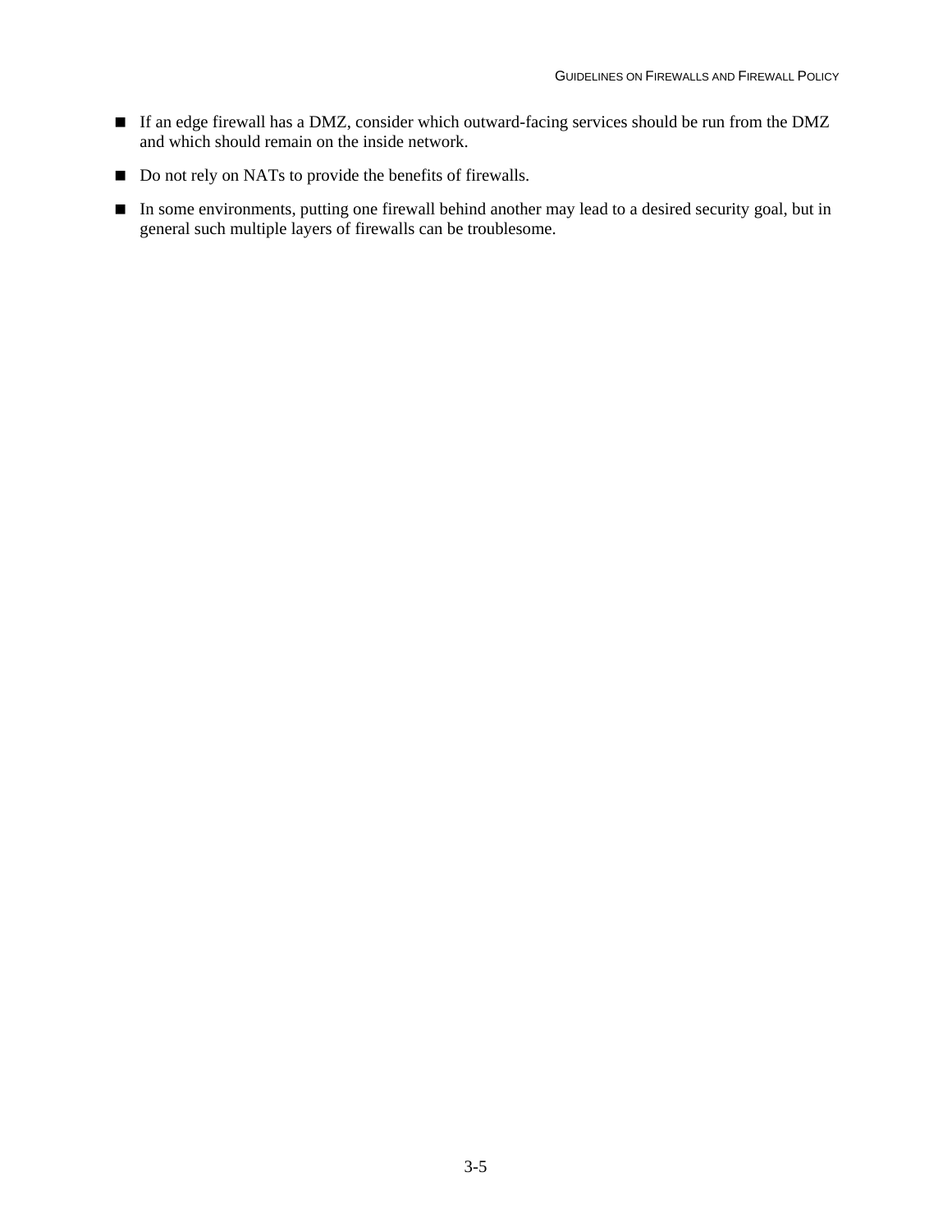- If an edge firewall has a DMZ, consider which outward-facing services should be run from the DMZ and which should remain on the inside network.
- Do not rely on NATs to provide the benefits of firewalls.
- In some environments, putting one firewall behind another may lead to a desired security goal, but in general such multiple layers of firewalls can be troublesome.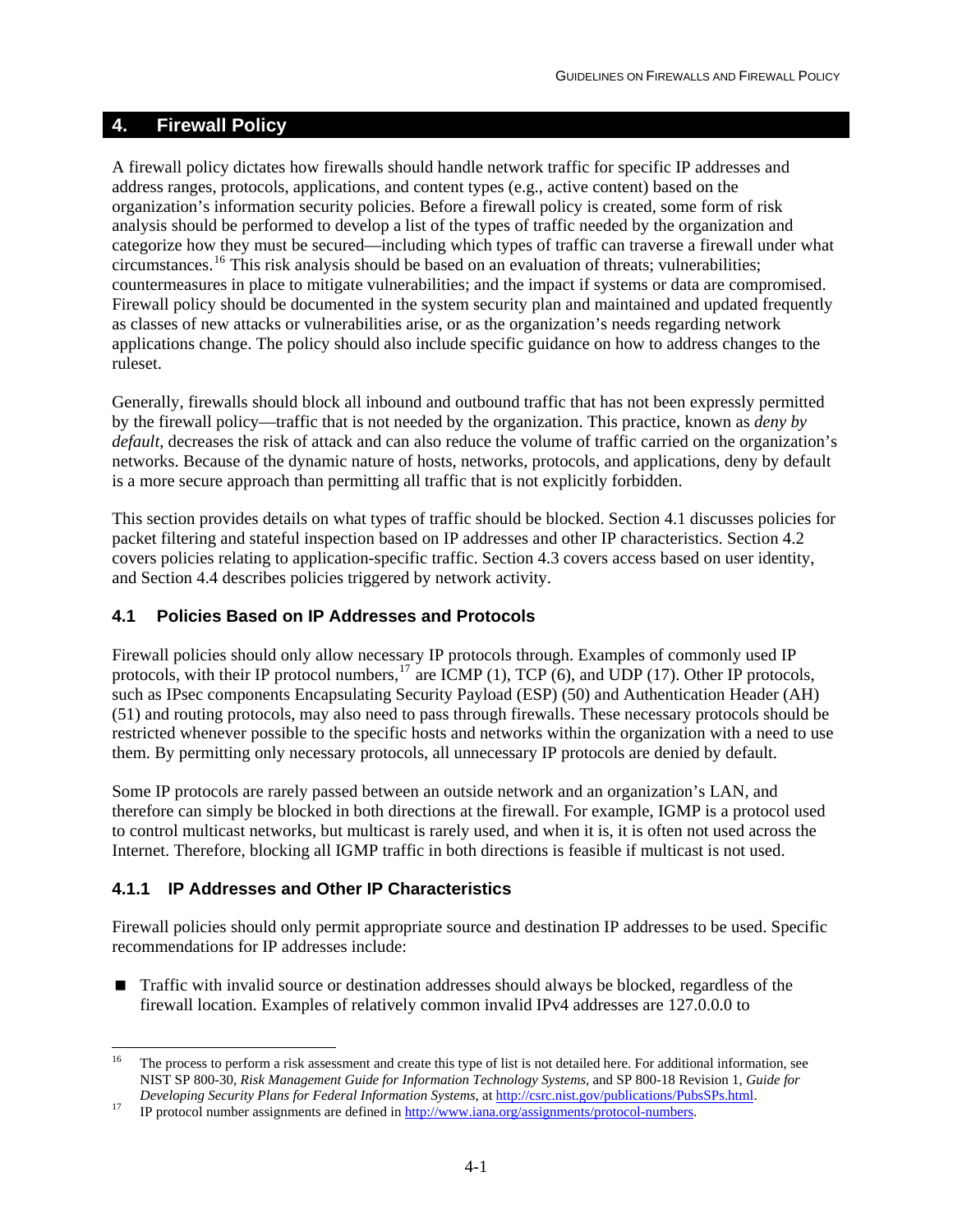# 4. Firewall Policy

A firewall policy dictates how firewalls should handle network traffic for specific IP addresses and address ranges, protocols, applications, and content types (e.g., active content) based on the organization's information security policies. Before a firewall policy is created, some form of risk analysis should be performed to develop a list of the types of traffic needed by the organization and categorize how they must be secured—including which types of traffic can traverse a firewall under what circumstances.[16] This risk analysis should be based on an evaluation of threats; vulnerabilities; countermeasures in place to mitigate vulnerabilities; and the impact if systems or data are compromised. Firewall policy should be documented in the system security plan and maintained and updated frequently as classes of new attacks or vulnerabilities arise, or as the organization's needs regarding network applications change. The policy should also include specific guidance on how to address changes to the ruleset.

Generally, firewalls should block all inbound and outbound traffic that has not been expressly permitted by the firewall policy—traffic that is not needed by the organization. This practice, known as *deny by default*, decreases the risk of attack and can also reduce the volume of traffic carried on the organization's networks. Because of the dynamic nature of hosts, networks, protocols, and applications, deny by default is a more secure approach than permitting all traffic that is not explicitly forbidden.

This section provides details on what types of traffic should be blocked. Section 4.1 discusses policies for packet filtering and stateful inspection based on IP addresses and other IP characteristics. Section 4.2 covers policies relating to application-specific traffic. Section 4.3 covers access based on user identity, and Section 4.4 describes policies triggered by network activity.

## 4.1 Policies Based on IP Addresses and Protocols

Firewall policies should only allow necessary IP protocols through. Examples of commonly used IP protocols, with their IP protocol numbers,[17] are ICMP (1), TCP (6), and UDP (17). Other IP protocols, such as IPsec components Encapsulating Security Payload (ESP) (50) and Authentication Header (AH) (51) and routing protocols, may also need to pass through firewalls. These necessary protocols should be restricted whenever possible to the specific hosts and networks within the organization with a need to use them. By permitting only necessary protocols, all unnecessary IP protocols are denied by default.

Some IP protocols are rarely passed between an outside network and an organization's LAN, and therefore can simply be blocked in both directions at the firewall. For example, IGMP is a protocol used to control multicast networks, but multicast is rarely used, and when it is, it is often not used across the Internet. Therefore, blocking all IGMP traffic in both directions is feasible if multicast is not used.

### 4.1.1 IP Addresses and Other IP Characteristics

Firewall policies should only permit appropriate source and destination IP addresses to be used. Specific recommendations for IP addresses include:

- Traffic with invalid source or destination addresses should always be blocked, regardless of the firewall location. Examples of relatively common invalid IPv4 addresses are 127.0.0.0 to

---

[16] The process to perform a risk assessment and create this type of list is not detailed here. For additional information, see NIST SP 800-30, *Risk Management Guide for Information Technology Systems*, and SP 800-18 Revision 1, *Guide for Developing Security Plans for Federal Information Systems*, at http://csrc.nist.gov/publications/PubsSPs.html.

[17] IP protocol number assignments are defined in http://www.iana.org/assignments/protocol-numbers.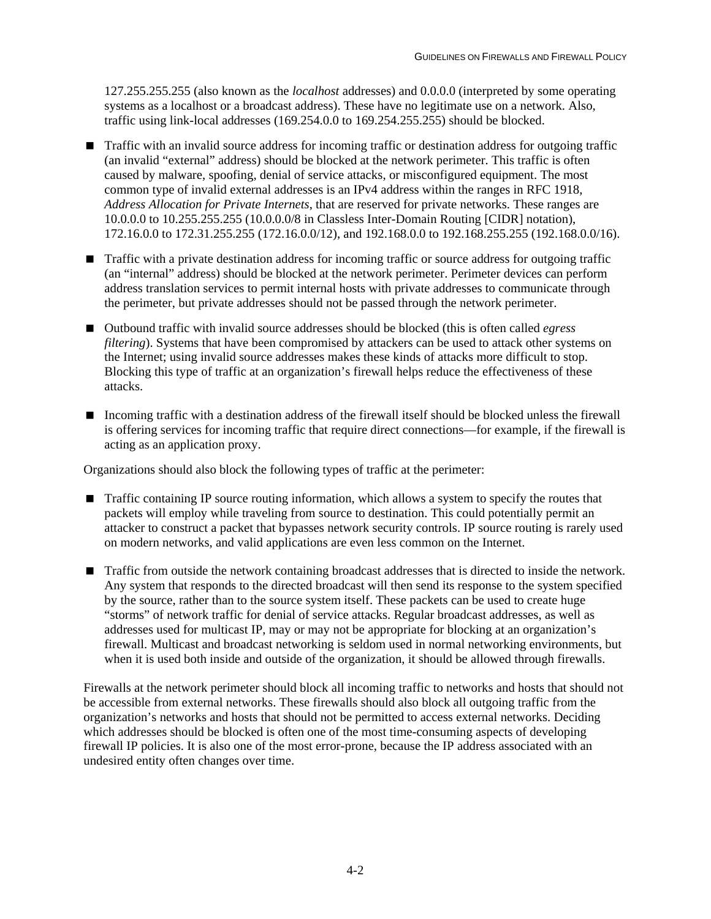127.255.255.255 (also known as the *localhost* addresses) and 0.0.0.0 (interpreted by some operating systems as a localhost or a broadcast address). These have no legitimate use on a network. Also, traffic using link-local addresses (169.254.0.0 to 169.254.255.255) should be blocked.

- Traffic with an invalid source address for incoming traffic or destination address for outgoing traffic (an invalid "external" address) should be blocked at the network perimeter. This traffic is often caused by malware, spoofing, denial of service attacks, or misconfigured equipment. The most common type of invalid external addresses is an IPv4 address within the ranges in RFC 1918, *Address Allocation for Private Internets*, that are reserved for private networks. These ranges are 10.0.0.0 to 10.255.255.255 (10.0.0.0/8 in Classless Inter-Domain Routing [CIDR] notation), 172.16.0.0 to 172.31.255.255 (172.16.0.0/12), and 192.168.0.0 to 192.168.255.255 (192.168.0.0/16).
- Traffic with a private destination address for incoming traffic or source address for outgoing traffic (an "internal" address) should be blocked at the network perimeter. Perimeter devices can perform address translation services to permit internal hosts with private addresses to communicate through the perimeter, but private addresses should not be passed through the network perimeter.
- Outbound traffic with invalid source addresses should be blocked (this is often called *egress filtering*). Systems that have been compromised by attackers can be used to attack other systems on the Internet; using invalid source addresses makes these kinds of attacks more difficult to stop. Blocking this type of traffic at an organization's firewall helps reduce the effectiveness of these attacks.
- Incoming traffic with a destination address of the firewall itself should be blocked unless the firewall is offering services for incoming traffic that require direct connections—for example, if the firewall is acting as an application proxy.

Organizations should also block the following types of traffic at the perimeter:

- Traffic containing IP source routing information, which allows a system to specify the routes that packets will employ while traveling from source to destination. This could potentially permit an attacker to construct a packet that bypasses network security controls. IP source routing is rarely used on modern networks, and valid applications are even less common on the Internet.
- Traffic from outside the network containing broadcast addresses that is directed to inside the network. Any system that responds to the directed broadcast will then send its response to the system specified by the source, rather than to the source system itself. These packets can be used to create huge "storms" of network traffic for denial of service attacks. Regular broadcast addresses, as well as addresses used for multicast IP, may or may not be appropriate for blocking at an organization's firewall. Multicast and broadcast networking is seldom used in normal networking environments, but when it is used both inside and outside of the organization, it should be allowed through firewalls.

Firewalls at the network perimeter should block all incoming traffic to networks and hosts that should not be accessible from external networks. These firewalls should also block all outgoing traffic from the organization's networks and hosts that should not be permitted to access external networks. Deciding which addresses should be blocked is often one of the most time-consuming aspects of developing firewall IP policies. It is also one of the most error-prone, because the IP address associated with an undesired entity often changes over time.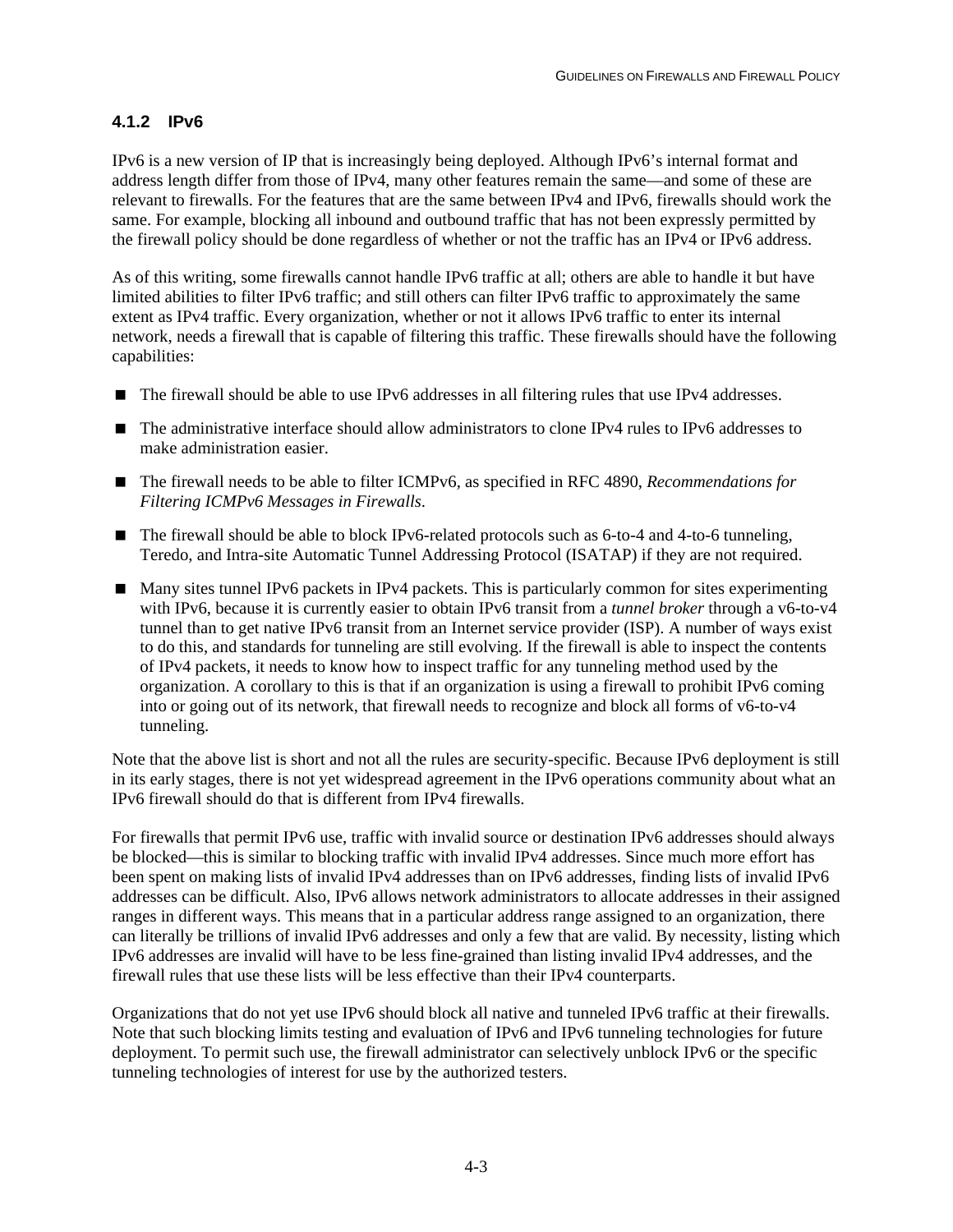### 4.1.2 IPv6

IPv6 is a new version of IP that is increasingly being deployed. Although IPv6's internal format and address length differ from those of IPv4, many other features remain the same—and some of these are relevant to firewalls. For the features that are the same between IPv4 and IPv6, firewalls should work the same. For example, blocking all inbound and outbound traffic that has not been expressly permitted by the firewall policy should be done regardless of whether or not the traffic has an IPv4 or IPv6 address.

As of this writing, some firewalls cannot handle IPv6 traffic at all; others are able to handle it but have limited abilities to filter IPv6 traffic; and still others can filter IPv6 traffic to approximately the same extent as IPv4 traffic. Every organization, whether or not it allows IPv6 traffic to enter its internal network, needs a firewall that is capable of filtering this traffic. These firewalls should have the following capabilities:

- The firewall should be able to use IPv6 addresses in all filtering rules that use IPv4 addresses.
- The administrative interface should allow administrators to clone IPv4 rules to IPv6 addresses to make administration easier.
- The firewall needs to be able to filter ICMPv6, as specified in RFC 4890, *Recommendations for Filtering ICMPv6 Messages in Firewalls*.
- The firewall should be able to block IPv6-related protocols such as 6-to-4 and 4-to-6 tunneling, Teredo, and Intra-site Automatic Tunnel Addressing Protocol (ISATAP) if they are not required.
- Many sites tunnel IPv6 packets in IPv4 packets. This is particularly common for sites experimenting with IPv6, because it is currently easier to obtain IPv6 transit from a *tunnel broker* through a v6-to-v4 tunnel than to get native IPv6 transit from an Internet service provider (ISP). A number of ways exist to do this, and standards for tunneling are still evolving. If the firewall is able to inspect the contents of IPv4 packets, it needs to know how to inspect traffic for any tunneling method used by the organization. A corollary to this is that if an organization is using a firewall to prohibit IPv6 coming into or going out of its network, that firewall needs to recognize and block all forms of v6-to-v4 tunneling.

Note that the above list is short and not all the rules are security-specific. Because IPv6 deployment is still in its early stages, there is not yet widespread agreement in the IPv6 operations community about what an IPv6 firewall should do that is different from IPv4 firewalls.

For firewalls that permit IPv6 use, traffic with invalid source or destination IPv6 addresses should always be blocked—this is similar to blocking traffic with invalid IPv4 addresses. Since much more effort has been spent on making lists of invalid IPv4 addresses than on IPv6 addresses, finding lists of invalid IPv6 addresses can be difficult. Also, IPv6 allows network administrators to allocate addresses in their assigned ranges in different ways. This means that in a particular address range assigned to an organization, there can literally be trillions of invalid IPv6 addresses and only a few that are valid. By necessity, listing which IPv6 addresses are invalid will have to be less fine-grained than listing invalid IPv4 addresses, and the firewall rules that use these lists will be less effective than their IPv4 counterparts.

Organizations that do not yet use IPv6 should block all native and tunneled IPv6 traffic at their firewalls. Note that such blocking limits testing and evaluation of IPv6 and IPv6 tunneling technologies for future deployment. To permit such use, the firewall administrator can selectively unblock IPv6 or the specific tunneling technologies of interest for use by the authorized testers.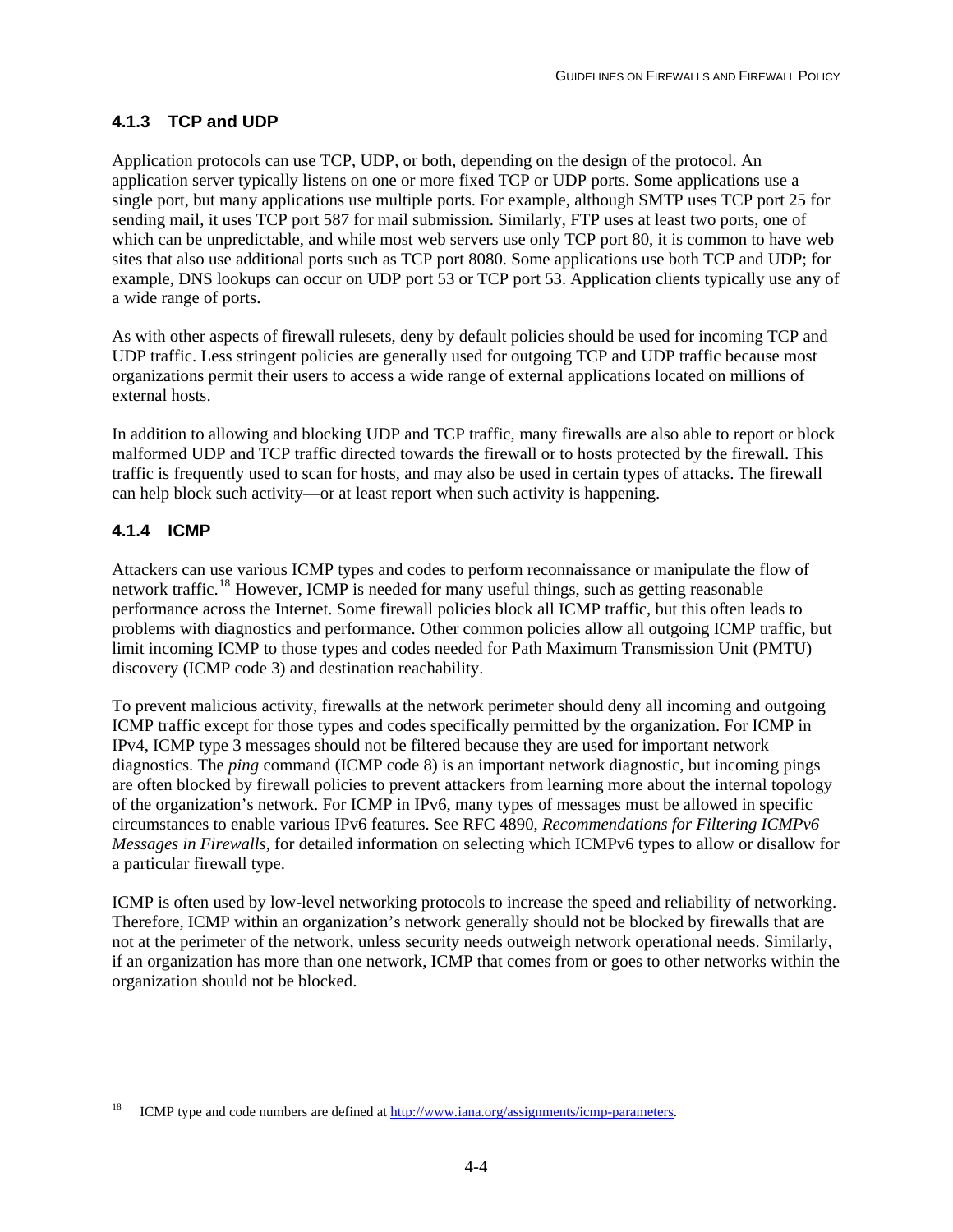### 4.1.3 TCP and UDP

Application protocols can use TCP, UDP, or both, depending on the design of the protocol. An application server typically listens on one or more fixed TCP or UDP ports. Some applications use a single port, but many applications use multiple ports. For example, although SMTP uses TCP port 25 for sending mail, it uses TCP port 587 for mail submission. Similarly, FTP uses at least two ports, one of which can be unpredictable, and while most web servers use only TCP port 80, it is common to have web sites that also use additional ports such as TCP port 8080. Some applications use both TCP and UDP; for example, DNS lookups can occur on UDP port 53 or TCP port 53. Application clients typically use any of a wide range of ports.

As with other aspects of firewall rulesets, deny by default policies should be used for incoming TCP and UDP traffic. Less stringent policies are generally used for outgoing TCP and UDP traffic because most organizations permit their users to access a wide range of external applications located on millions of external hosts.

In addition to allowing and blocking UDP and TCP traffic, many firewalls are also able to report or block malformed UDP and TCP traffic directed towards the firewall or to hosts protected by the firewall. This traffic is frequently used to scan for hosts, and may also be used in certain types of attacks. The firewall can help block such activity—or at least report when such activity is happening.

### 4.1.4 ICMP

Attackers can use various ICMP types and codes to perform reconnaissance or manipulate the flow of network traffic.[18] However, ICMP is needed for many useful things, such as getting reasonable performance across the Internet. Some firewall policies block all ICMP traffic, but this often leads to problems with diagnostics and performance. Other common policies allow all outgoing ICMP traffic, but limit incoming ICMP to those types and codes needed for Path Maximum Transmission Unit (PMTU) discovery (ICMP code 3) and destination reachability.

To prevent malicious activity, firewalls at the network perimeter should deny all incoming and outgoing ICMP traffic except for those types and codes specifically permitted by the organization. For ICMP in IPv4, ICMP type 3 messages should not be filtered because they are used for important network diagnostics. The *ping* command (ICMP code 8) is an important network diagnostic, but incoming pings are often blocked by firewall policies to prevent attackers from learning more about the internal topology of the organization's network. For ICMP in IPv6, many types of messages must be allowed in specific circumstances to enable various IPv6 features. See RFC 4890, *Recommendations for Filtering ICMPv6 Messages in Firewalls*, for detailed information on selecting which ICMPv6 types to allow or disallow for a particular firewall type.

ICMP is often used by low-level networking protocols to increase the speed and reliability of networking. Therefore, ICMP within an organization's network generally should not be blocked by firewalls that are not at the perimeter of the network, unless security needs outweigh network operational needs. Similarly, if an organization has more than one network, ICMP that comes from or goes to other networks within the organization should not be blocked.

[18] ICMP type and code numbers are defined at http://www.iana.org/assignments/icmp-parameters.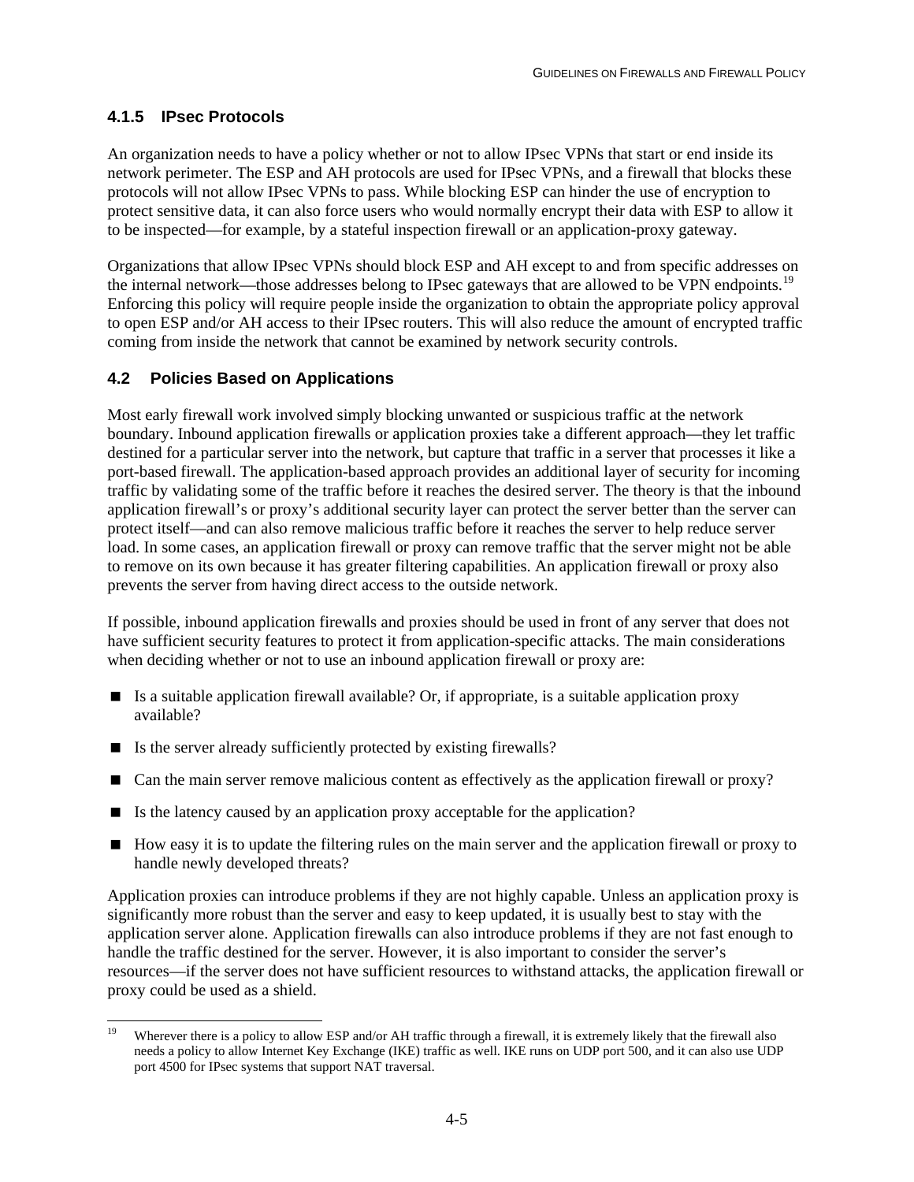### 4.1.5 IPsec Protocols

An organization needs to have a policy whether or not to allow IPsec VPNs that start or end inside its network perimeter. The ESP and AH protocols are used for IPsec VPNs, and a firewall that blocks these protocols will not allow IPsec VPNs to pass. While blocking ESP can hinder the use of encryption to protect sensitive data, it can also force users who would normally encrypt their data with ESP to allow it to be inspected—for example, by a stateful inspection firewall or an application-proxy gateway.

Organizations that allow IPsec VPNs should block ESP and AH except to and from specific addresses on the internal network—those addresses belong to IPsec gateways that are allowed to be VPN endpoints.[19] Enforcing this policy will require people inside the organization to obtain the appropriate policy approval to open ESP and/or AH access to their IPsec routers. This will also reduce the amount of encrypted traffic coming from inside the network that cannot be examined by network security controls.

## 4.2 Policies Based on Applications

Most early firewall work involved simply blocking unwanted or suspicious traffic at the network boundary. Inbound application firewalls or application proxies take a different approach—they let traffic destined for a particular server into the network, but capture that traffic in a server that processes it like a port-based firewall. The application-based approach provides an additional layer of security for incoming traffic by validating some of the traffic before it reaches the desired server. The theory is that the inbound application firewall's or proxy's additional security layer can protect the server better than the server can protect itself—and can also remove malicious traffic before it reaches the server to help reduce server load. In some cases, an application firewall or proxy can remove traffic that the server might not be able to remove on its own because it has greater filtering capabilities. An application firewall or proxy also prevents the server from having direct access to the outside network.

If possible, inbound application firewalls and proxies should be used in front of any server that does not have sufficient security features to protect it from application-specific attacks. The main considerations when deciding whether or not to use an inbound application firewall or proxy are:

- Is a suitable application firewall available? Or, if appropriate, is a suitable application proxy available?
- Is the server already sufficiently protected by existing firewalls?
- Can the main server remove malicious content as effectively as the application firewall or proxy?
- Is the latency caused by an application proxy acceptable for the application?
- How easy it is to update the filtering rules on the main server and the application firewall or proxy to handle newly developed threats?

Application proxies can introduce problems if they are not highly capable. Unless an application proxy is significantly more robust than the server and easy to keep updated, it is usually best to stay with the application server alone. Application firewalls can also introduce problems if they are not fast enough to handle the traffic destined for the server. However, it is also important to consider the server's resources—if the server does not have sufficient resources to withstand attacks, the application firewall or proxy could be used as a shield.

[19] Wherever there is a policy to allow ESP and/or AH traffic through a firewall, it is extremely likely that the firewall also needs a policy to allow Internet Key Exchange (IKE) traffic as well. IKE runs on UDP port 500, and it can also use UDP port 4500 for IPsec systems that support NAT traversal.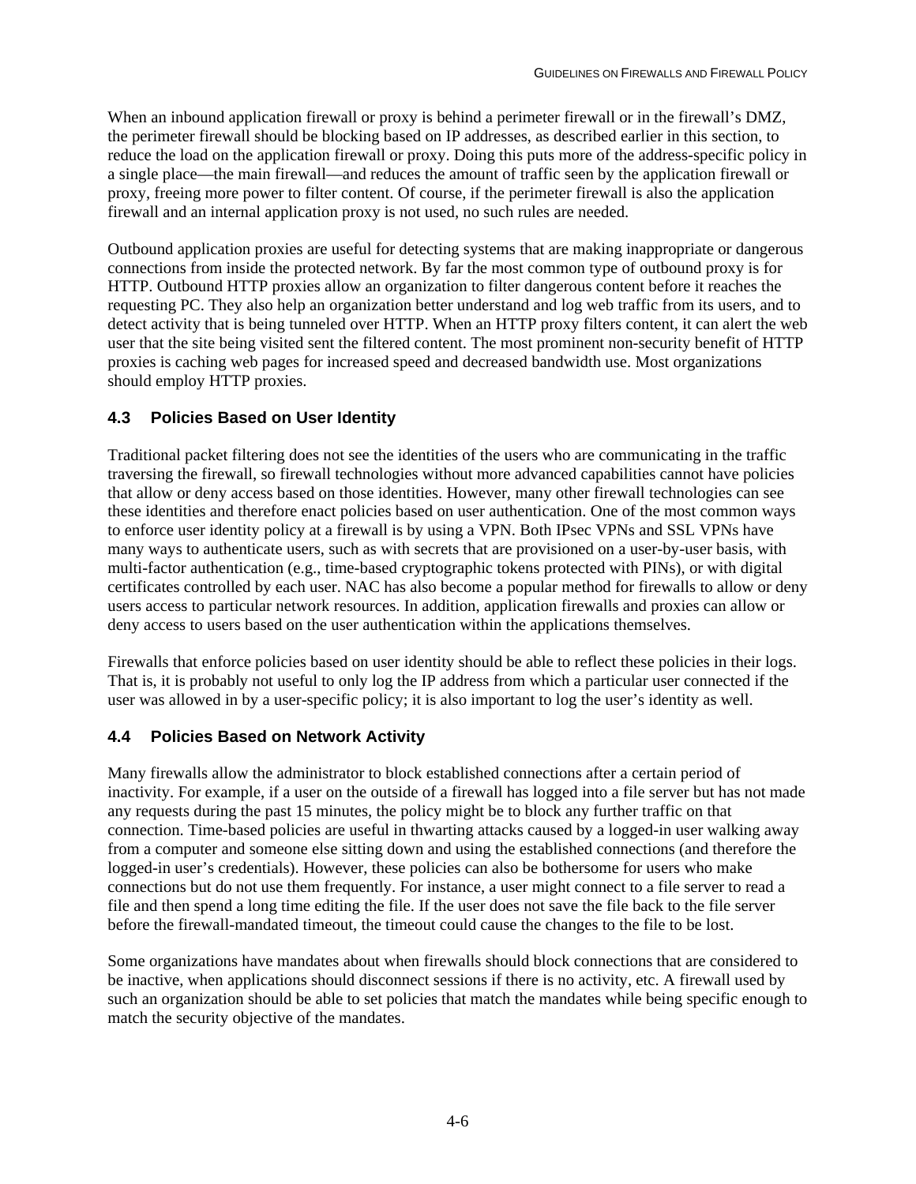When an inbound application firewall or proxy is behind a perimeter firewall or in the firewall's DMZ, the perimeter firewall should be blocking based on IP addresses, as described earlier in this section, to reduce the load on the application firewall or proxy. Doing this puts more of the address-specific policy in a single place—the main firewall—and reduces the amount of traffic seen by the application firewall or proxy, freeing more power to filter content. Of course, if the perimeter firewall is also the application firewall and an internal application proxy is not used, no such rules are needed.

Outbound application proxies are useful for detecting systems that are making inappropriate or dangerous connections from inside the protected network. By far the most common type of outbound proxy is for HTTP. Outbound HTTP proxies allow an organization to filter dangerous content before it reaches the requesting PC. They also help an organization better understand and log web traffic from its users, and to detect activity that is being tunneled over HTTP. When an HTTP proxy filters content, it can alert the web user that the site being visited sent the filtered content. The most prominent non-security benefit of HTTP proxies is caching web pages for increased speed and decreased bandwidth use. Most organizations should employ HTTP proxies.

## 4.3 Policies Based on User Identity

Traditional packet filtering does not see the identities of the users who are communicating in the traffic traversing the firewall, so firewall technologies without more advanced capabilities cannot have policies that allow or deny access based on those identities. However, many other firewall technologies can see these identities and therefore enact policies based on user authentication. One of the most common ways to enforce user identity policy at a firewall is by using a VPN. Both IPsec VPNs and SSL VPNs have many ways to authenticate users, such as with secrets that are provisioned on a user-by-user basis, with multi-factor authentication (e.g., time-based cryptographic tokens protected with PINs), or with digital certificates controlled by each user. NAC has also become a popular method for firewalls to allow or deny users access to particular network resources. In addition, application firewalls and proxies can allow or deny access to users based on the user authentication within the applications themselves.

Firewalls that enforce policies based on user identity should be able to reflect these policies in their logs. That is, it is probably not useful to only log the IP address from which a particular user connected if the user was allowed in by a user-specific policy; it is also important to log the user's identity as well.

## 4.4 Policies Based on Network Activity

Many firewalls allow the administrator to block established connections after a certain period of inactivity. For example, if a user on the outside of a firewall has logged into a file server but has not made any requests during the past 15 minutes, the policy might be to block any further traffic on that connection. Time-based policies are useful in thwarting attacks caused by a logged-in user walking away from a computer and someone else sitting down and using the established connections (and therefore the logged-in user's credentials). However, these policies can also be bothersome for users who make connections but do not use them frequently. For instance, a user might connect to a file server to read a file and then spend a long time editing the file. If the user does not save the file back to the file server before the firewall-mandated timeout, the timeout could cause the changes to the file to be lost.

Some organizations have mandates about when firewalls should block connections that are considered to be inactive, when applications should disconnect sessions if there is no activity, etc. A firewall used by such an organization should be able to set policies that match the mandates while being specific enough to match the security objective of the mandates.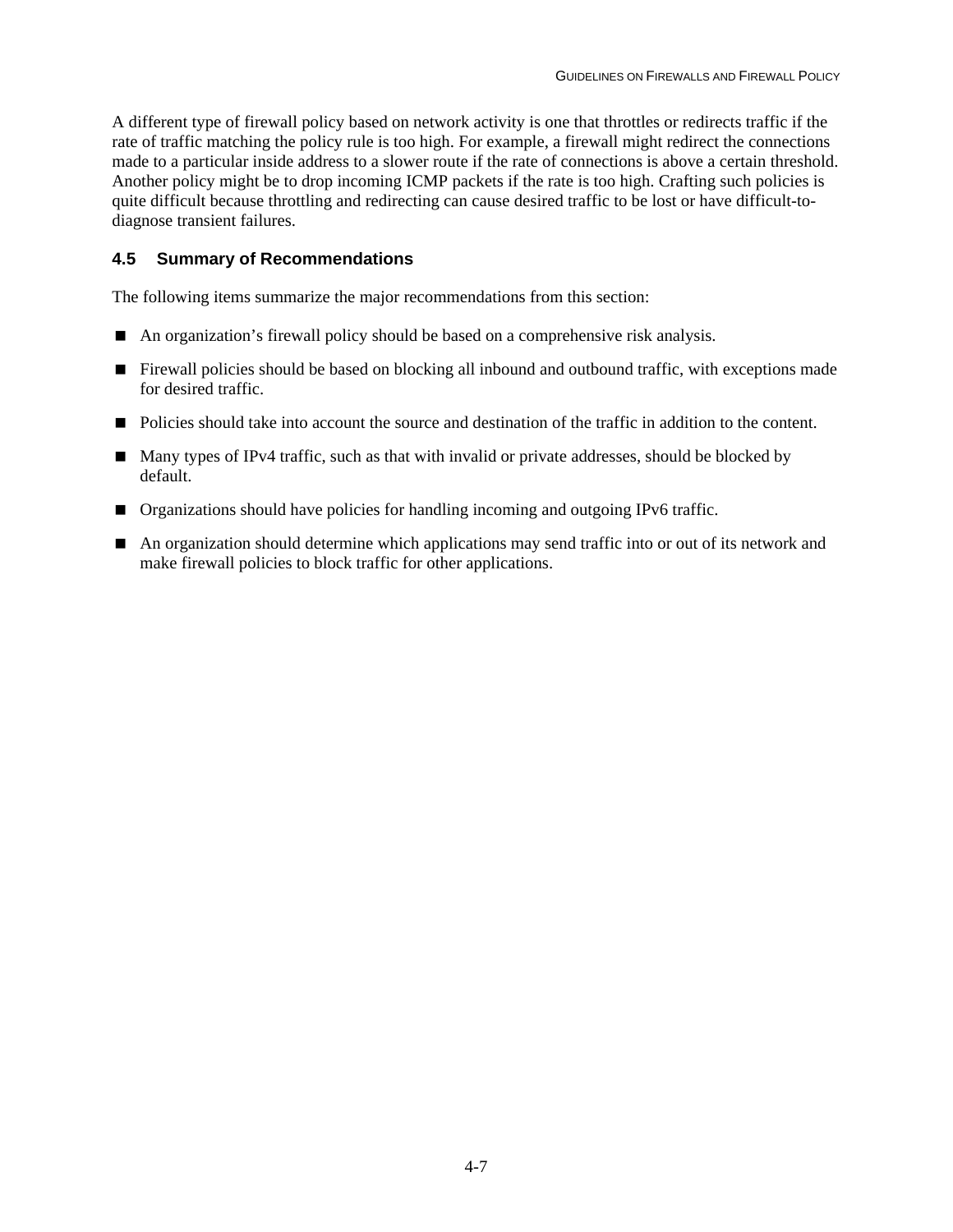A different type of firewall policy based on network activity is one that throttles or redirects traffic if the rate of traffic matching the policy rule is too high. For example, a firewall might redirect the connections made to a particular inside address to a slower route if the rate of connections is above a certain threshold. Another policy might be to drop incoming ICMP packets if the rate is too high. Crafting such policies is quite difficult because throttling and redirecting can cause desired traffic to be lost or have difficult-to-diagnose transient failures.

### 4.5 Summary of Recommendations

The following items summarize the major recommendations from this section:

- An organization's firewall policy should be based on a comprehensive risk analysis.
- Firewall policies should be based on blocking all inbound and outbound traffic, with exceptions made for desired traffic.
- Policies should take into account the source and destination of the traffic in addition to the content.
- Many types of IPv4 traffic, such as that with invalid or private addresses, should be blocked by default.
- Organizations should have policies for handling incoming and outgoing IPv6 traffic.
- An organization should determine which applications may send traffic into or out of its network and make firewall policies to block traffic for other applications.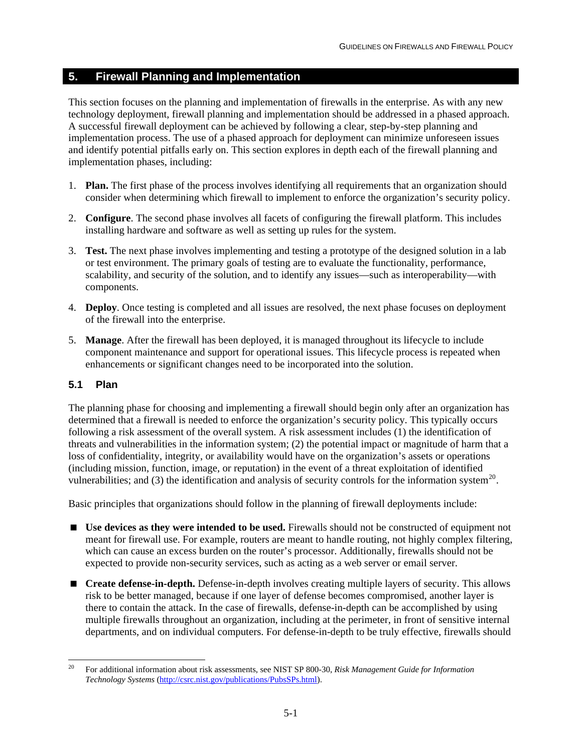## 5. Firewall Planning and Implementation

This section focuses on the planning and implementation of firewalls in the enterprise. As with any new technology deployment, firewall planning and implementation should be addressed in a phased approach. A successful firewall deployment can be achieved by following a clear, step-by-step planning and implementation process. The use of a phased approach for deployment can minimize unforeseen issues and identify potential pitfalls early on. This section explores in depth each of the firewall planning and implementation phases, including:

1. **Plan.** The first phase of the process involves identifying all requirements that an organization should consider when determining which firewall to implement to enforce the organization's security policy.

2. **Configure**. The second phase involves all facets of configuring the firewall platform. This includes installing hardware and software as well as setting up rules for the system.

3. **Test.** The next phase involves implementing and testing a prototype of the designed solution in a lab or test environment. The primary goals of testing are to evaluate the functionality, performance, scalability, and security of the solution, and to identify any issues—such as interoperability—with components.

4. **Deploy**. Once testing is completed and all issues are resolved, the next phase focuses on deployment of the firewall into the enterprise.

5. **Manage**. After the firewall has been deployed, it is managed throughout its lifecycle to include component maintenance and support for operational issues. This lifecycle process is repeated when enhancements or significant changes need to be incorporated into the solution.

### 5.1 Plan

The planning phase for choosing and implementing a firewall should begin only after an organization has determined that a firewall is needed to enforce the organization's security policy. This typically occurs following a risk assessment of the overall system. A risk assessment includes (1) the identification of threats and vulnerabilities in the information system; (2) the potential impact or magnitude of harm that a loss of confidentiality, integrity, or availability would have on the organization's assets or operations (including mission, function, image, or reputation) in the event of a threat exploitation of identified vulnerabilities; and (3) the identification and analysis of security controls for the information system[20].

Basic principles that organizations should follow in the planning of firewall deployments include:

- **Use devices as they were intended to be used.** Firewalls should not be constructed of equipment not meant for firewall use. For example, routers are meant to handle routing, not highly complex filtering, which can cause an excess burden on the router's processor. Additionally, firewalls should not be expected to provide non-security services, such as acting as a web server or email server.

- **Create defense-in-depth.** Defense-in-depth involves creating multiple layers of security. This allows risk to be better managed, because if one layer of defense becomes compromised, another layer is there to contain the attack. In the case of firewalls, defense-in-depth can be accomplished by using multiple firewalls throughout an organization, including at the perimeter, in front of sensitive internal departments, and on individual computers. For defense-in-depth to be truly effective, firewalls should

---

[20] For additional information about risk assessments, see NIST SP 800-30, *Risk Management Guide for Information Technology Systems* (http://csrc.nist.gov/publications/PubsSPs.html).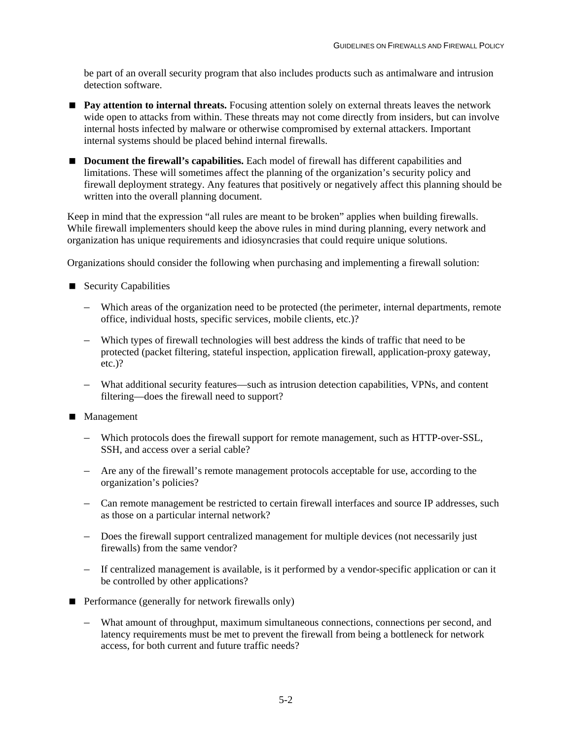be part of an overall security program that also includes products such as antimalware and intrusion detection software.

- **Pay attention to internal threats.** Focusing attention solely on external threats leaves the network wide open to attacks from within. These threats may not come directly from insiders, but can involve internal hosts infected by malware or otherwise compromised by external attackers. Important internal systems should be placed behind internal firewalls.

- **Document the firewall's capabilities.** Each model of firewall has different capabilities and limitations. These will sometimes affect the planning of the organization's security policy and firewall deployment strategy. Any features that positively or negatively affect this planning should be written into the overall planning document.

Keep in mind that the expression "all rules are meant to be broken" applies when building firewalls. While firewall implementers should keep the above rules in mind during planning, every network and organization has unique requirements and idiosyncrasies that could require unique solutions.

Organizations should consider the following when purchasing and implementing a firewall solution:

- Security Capabilities
  - Which areas of the organization need to be protected (the perimeter, internal departments, remote office, individual hosts, specific services, mobile clients, etc.)?
  - Which types of firewall technologies will best address the kinds of traffic that need to be protected (packet filtering, stateful inspection, application firewall, application-proxy gateway, etc.)?
  - What additional security features—such as intrusion detection capabilities, VPNs, and content filtering—does the firewall need to support?

- Management
  - Which protocols does the firewall support for remote management, such as HTTP-over-SSL, SSH, and access over a serial cable?
  - Are any of the firewall's remote management protocols acceptable for use, according to the organization's policies?
  - Can remote management be restricted to certain firewall interfaces and source IP addresses, such as those on a particular internal network?
  - Does the firewall support centralized management for multiple devices (not necessarily just firewalls) from the same vendor?
  - If centralized management is available, is it performed by a vendor-specific application or can it be controlled by other applications?

- Performance (generally for network firewalls only)
  - What amount of throughput, maximum simultaneous connections, connections per second, and latency requirements must be met to prevent the firewall from being a bottleneck for network access, for both current and future traffic needs?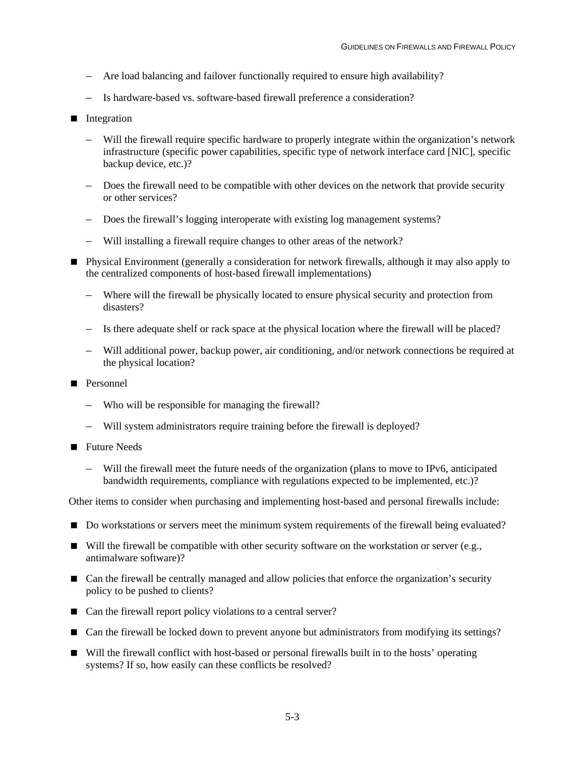- Are load balancing and failover functionally required to ensure high availability?
  - Is hardware-based vs. software-based firewall preference a consideration?
- Integration
  - Will the firewall require specific hardware to properly integrate within the organization's network infrastructure (specific power capabilities, specific type of network interface card [NIC], specific backup device, etc.)?
  - Does the firewall need to be compatible with other devices on the network that provide security or other services?
  - Does the firewall's logging interoperate with existing log management systems?
  - Will installing a firewall require changes to other areas of the network?
- Physical Environment (generally a consideration for network firewalls, although it may also apply to the centralized components of host-based firewall implementations)
  - Where will the firewall be physically located to ensure physical security and protection from disasters?
  - Is there adequate shelf or rack space at the physical location where the firewall will be placed?
  - Will additional power, backup power, air conditioning, and/or network connections be required at the physical location?
- Personnel
  - Who will be responsible for managing the firewall?
  - Will system administrators require training before the firewall is deployed?
- Future Needs
  - Will the firewall meet the future needs of the organization (plans to move to IPv6, anticipated bandwidth requirements, compliance with regulations expected to be implemented, etc.)?

Other items to consider when purchasing and implementing host-based and personal firewalls include:

- Do workstations or servers meet the minimum system requirements of the firewall being evaluated?
- Will the firewall be compatible with other security software on the workstation or server (e.g., antimalware software)?
- Can the firewall be centrally managed and allow policies that enforce the organization's security policy to be pushed to clients?
- Can the firewall report policy violations to a central server?
- Can the firewall be locked down to prevent anyone but administrators from modifying its settings?
- Will the firewall conflict with host-based or personal firewalls built in to the hosts' operating systems? If so, how easily can these conflicts be resolved?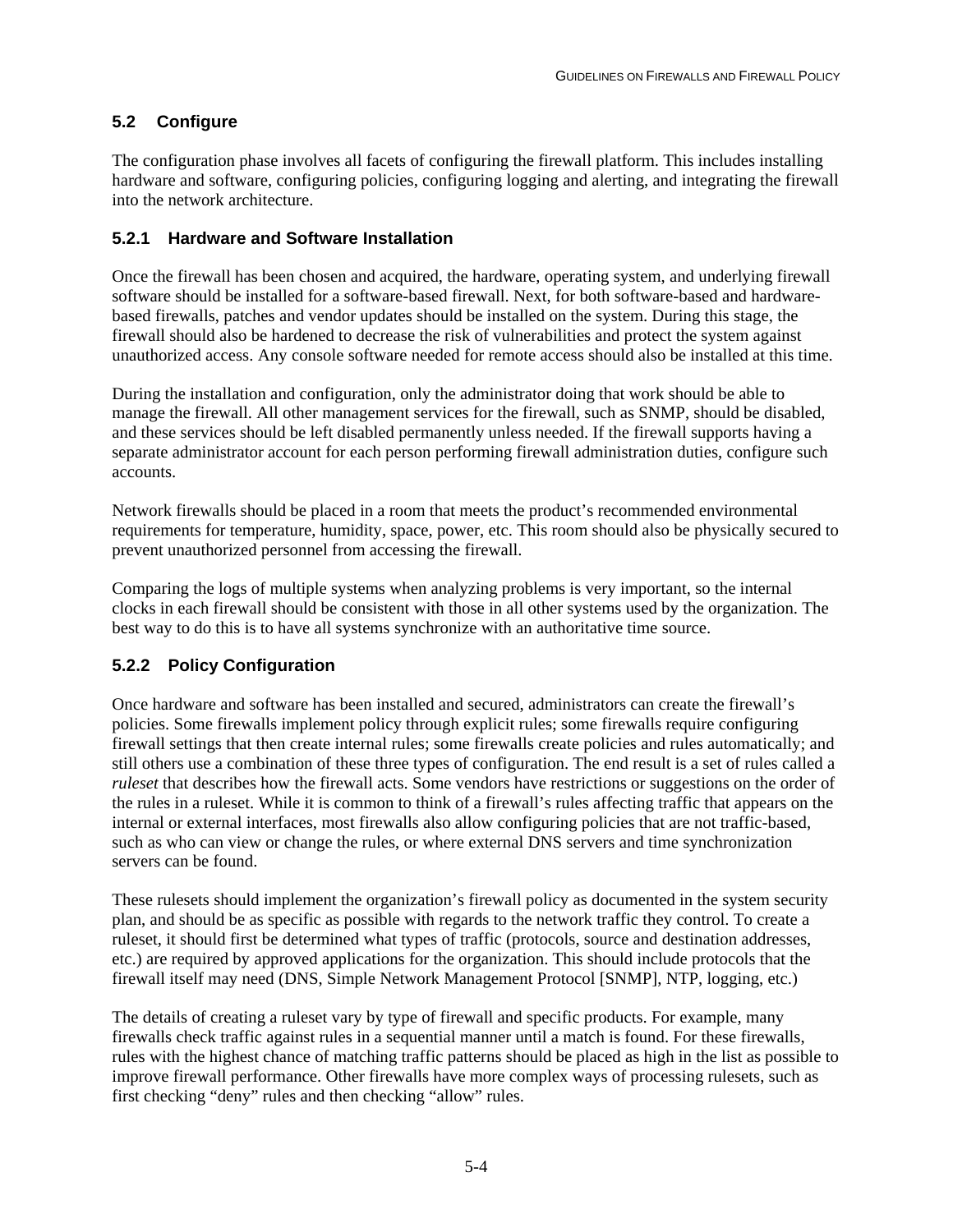## 5.2 Configure

The configuration phase involves all facets of configuring the firewall platform. This includes installing hardware and software, configuring policies, configuring logging and alerting, and integrating the firewall into the network architecture.

### 5.2.1 Hardware and Software Installation

Once the firewall has been chosen and acquired, the hardware, operating system, and underlying firewall software should be installed for a software-based firewall. Next, for both software-based and hardware-based firewalls, patches and vendor updates should be installed on the system. During this stage, the firewall should also be hardened to decrease the risk of vulnerabilities and protect the system against unauthorized access. Any console software needed for remote access should also be installed at this time.

During the installation and configuration, only the administrator doing that work should be able to manage the firewall. All other management services for the firewall, such as SNMP, should be disabled, and these services should be left disabled permanently unless needed. If the firewall supports having a separate administrator account for each person performing firewall administration duties, configure such accounts.

Network firewalls should be placed in a room that meets the product's recommended environmental requirements for temperature, humidity, space, power, etc. This room should also be physically secured to prevent unauthorized personnel from accessing the firewall.

Comparing the logs of multiple systems when analyzing problems is very important, so the internal clocks in each firewall should be consistent with those in all other systems used by the organization. The best way to do this is to have all systems synchronize with an authoritative time source.

### 5.2.2 Policy Configuration

Once hardware and software has been installed and secured, administrators can create the firewall's policies. Some firewalls implement policy through explicit rules; some firewalls require configuring firewall settings that then create internal rules; some firewalls create policies and rules automatically; and still others use a combination of these three types of configuration. The end result is a set of rules called a *ruleset* that describes how the firewall acts. Some vendors have restrictions or suggestions on the order of the rules in a ruleset. While it is common to think of a firewall's rules affecting traffic that appears on the internal or external interfaces, most firewalls also allow configuring policies that are not traffic-based, such as who can view or change the rules, or where external DNS servers and time synchronization servers can be found.

These rulesets should implement the organization's firewall policy as documented in the system security plan, and should be as specific as possible with regards to the network traffic they control. To create a ruleset, it should first be determined what types of traffic (protocols, source and destination addresses, etc.) are required by approved applications for the organization. This should include protocols that the firewall itself may need (DNS, Simple Network Management Protocol [SNMP], NTP, logging, etc.)

The details of creating a ruleset vary by type of firewall and specific products. For example, many firewalls check traffic against rules in a sequential manner until a match is found. For these firewalls, rules with the highest chance of matching traffic patterns should be placed as high in the list as possible to improve firewall performance. Other firewalls have more complex ways of processing rulesets, such as first checking "deny" rules and then checking "allow" rules.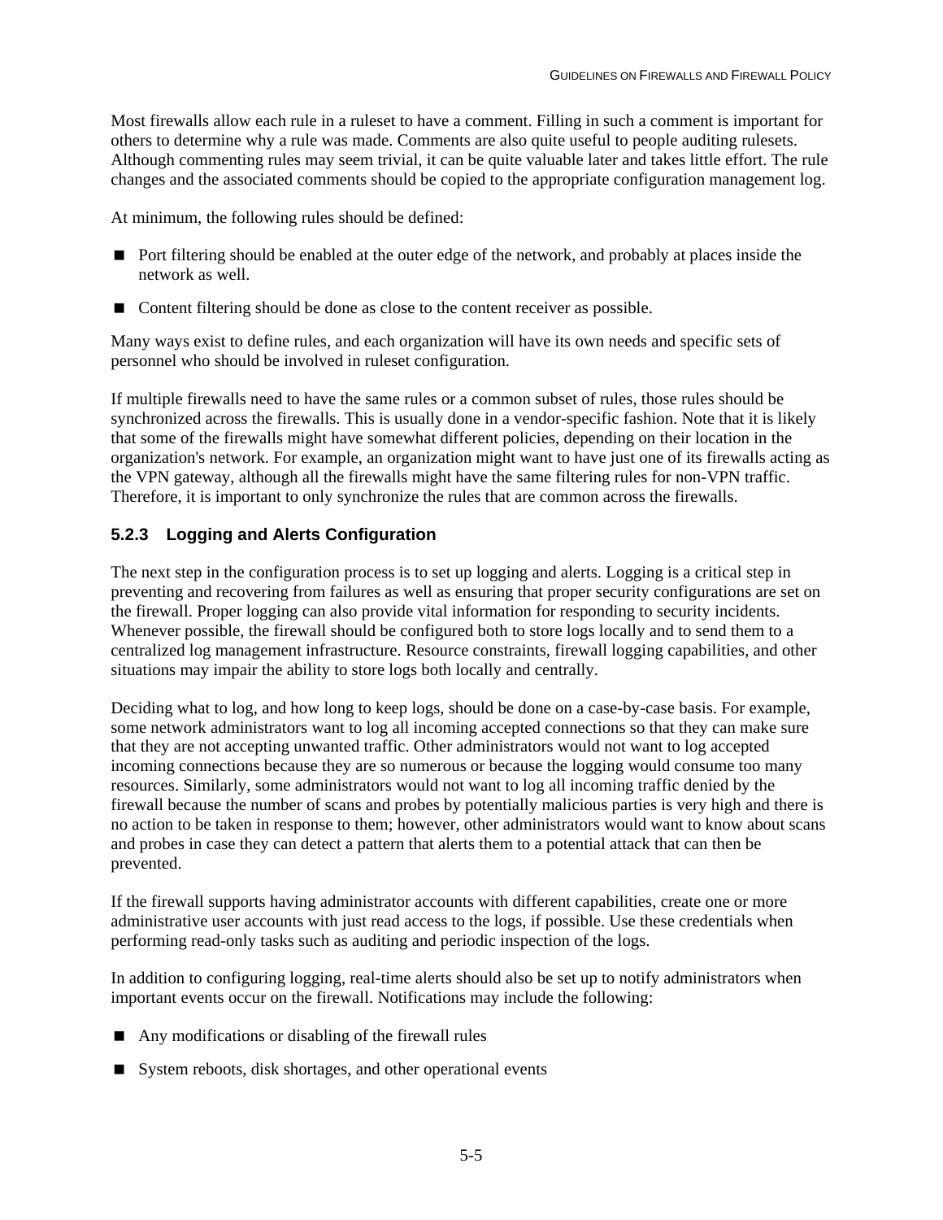Most firewalls allow each rule in a ruleset to have a comment. Filling in such a comment is important for others to determine why a rule was made. Comments are also quite useful to people auditing rulesets. Although commenting rules may seem trivial, it can be quite valuable later and takes little effort. The rule changes and the associated comments should be copied to the appropriate configuration management log.

At minimum, the following rules should be defined:

- Port filtering should be enabled at the outer edge of the network, and probably at places inside the network as well.
- Content filtering should be done as close to the content receiver as possible.

Many ways exist to define rules, and each organization will have its own needs and specific sets of personnel who should be involved in ruleset configuration.

If multiple firewalls need to have the same rules or a common subset of rules, those rules should be synchronized across the firewalls. This is usually done in a vendor-specific fashion. Note that it is likely that some of the firewalls might have somewhat different policies, depending on their location in the organization's network. For example, an organization might want to have just one of its firewalls acting as the VPN gateway, although all the firewalls might have the same filtering rules for non-VPN traffic. Therefore, it is important to only synchronize the rules that are common across the firewalls.

### 5.2.3 Logging and Alerts Configuration

The next step in the configuration process is to set up logging and alerts. Logging is a critical step in preventing and recovering from failures as well as ensuring that proper security configurations are set on the firewall. Proper logging can also provide vital information for responding to security incidents. Whenever possible, the firewall should be configured both to store logs locally and to send them to a centralized log management infrastructure. Resource constraints, firewall logging capabilities, and other situations may impair the ability to store logs both locally and centrally.

Deciding what to log, and how long to keep logs, should be done on a case-by-case basis. For example, some network administrators want to log all incoming accepted connections so that they can make sure that they are not accepting unwanted traffic. Other administrators would not want to log accepted incoming connections because they are so numerous or because the logging would consume too many resources. Similarly, some administrators would not want to log all incoming traffic denied by the firewall because the number of scans and probes by potentially malicious parties is very high and there is no action to be taken in response to them; however, other administrators would want to know about scans and probes in case they can detect a pattern that alerts them to a potential attack that can then be prevented.

If the firewall supports having administrator accounts with different capabilities, create one or more administrative user accounts with just read access to the logs, if possible. Use these credentials when performing read-only tasks such as auditing and periodic inspection of the logs.

In addition to configuring logging, real-time alerts should also be set up to notify administrators when important events occur on the firewall. Notifications may include the following:

- Any modifications or disabling of the firewall rules
- System reboots, disk shortages, and other operational events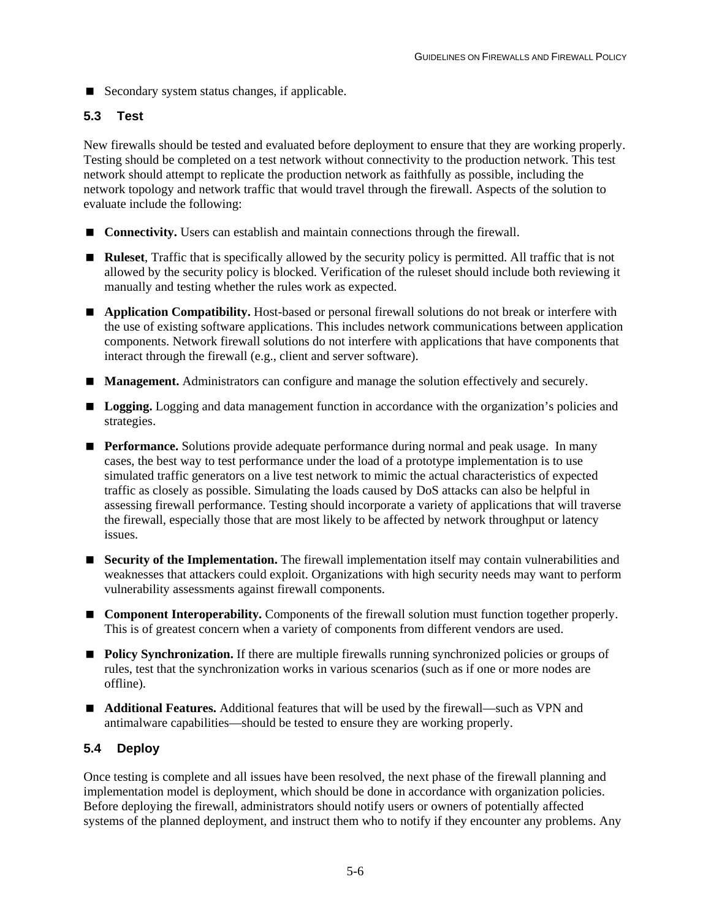- Secondary system status changes, if applicable.

### 5.3 Test

New firewalls should be tested and evaluated before deployment to ensure that they are working properly. Testing should be completed on a test network without connectivity to the production network. This test network should attempt to replicate the production network as faithfully as possible, including the network topology and network traffic that would travel through the firewall. Aspects of the solution to evaluate include the following:

- **Connectivity.** Users can establish and maintain connections through the firewall.
- **Ruleset**, Traffic that is specifically allowed by the security policy is permitted. All traffic that is not allowed by the security policy is blocked. Verification of the ruleset should include both reviewing it manually and testing whether the rules work as expected.
- **Application Compatibility.** Host-based or personal firewall solutions do not break or interfere with the use of existing software applications. This includes network communications between application components. Network firewall solutions do not interfere with applications that have components that interact through the firewall (e.g., client and server software).
- **Management.** Administrators can configure and manage the solution effectively and securely.
- **Logging.** Logging and data management function in accordance with the organization's policies and strategies.
- **Performance.** Solutions provide adequate performance during normal and peak usage. In many cases, the best way to test performance under the load of a prototype implementation is to use simulated traffic generators on a live test network to mimic the actual characteristics of expected traffic as closely as possible. Simulating the loads caused by DoS attacks can also be helpful in assessing firewall performance. Testing should incorporate a variety of applications that will traverse the firewall, especially those that are most likely to be affected by network throughput or latency issues.
- **Security of the Implementation.** The firewall implementation itself may contain vulnerabilities and weaknesses that attackers could exploit. Organizations with high security needs may want to perform vulnerability assessments against firewall components.
- **Component Interoperability.** Components of the firewall solution must function together properly. This is of greatest concern when a variety of components from different vendors are used.
- **Policy Synchronization.** If there are multiple firewalls running synchronized policies or groups of rules, test that the synchronization works in various scenarios (such as if one or more nodes are offline).
- **Additional Features.** Additional features that will be used by the firewall—such as VPN and antimalware capabilities—should be tested to ensure they are working properly.

### 5.4 Deploy

Once testing is complete and all issues have been resolved, the next phase of the firewall planning and implementation model is deployment, which should be done in accordance with organization policies. Before deploying the firewall, administrators should notify users or owners of potentially affected systems of the planned deployment, and instruct them who to notify if they encounter any problems. Any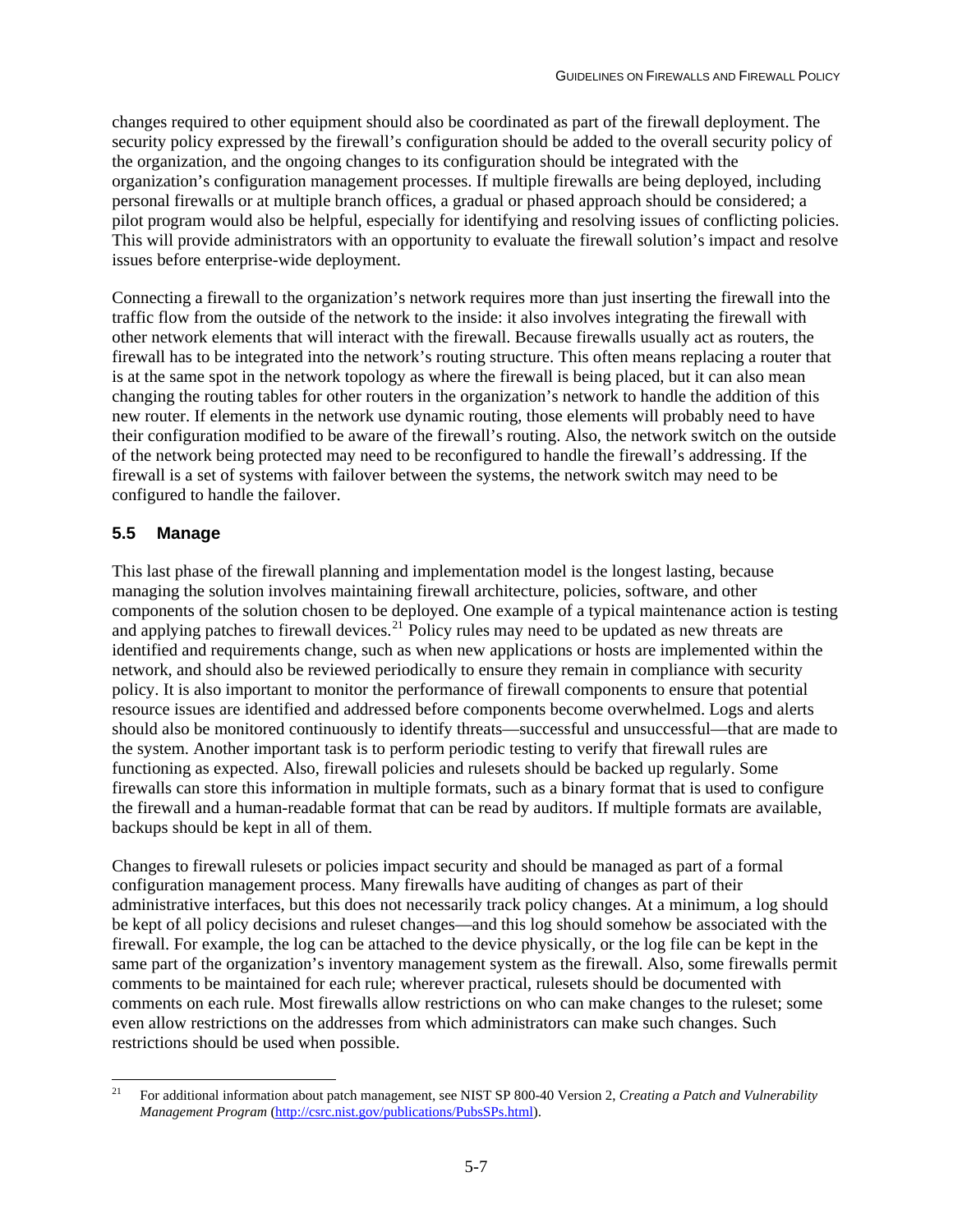changes required to other equipment should also be coordinated as part of the firewall deployment. The security policy expressed by the firewall's configuration should be added to the overall security policy of the organization, and the ongoing changes to its configuration should be integrated with the organization's configuration management processes. If multiple firewalls are being deployed, including personal firewalls or at multiple branch offices, a gradual or phased approach should be considered; a pilot program would also be helpful, especially for identifying and resolving issues of conflicting policies. This will provide administrators with an opportunity to evaluate the firewall solution's impact and resolve issues before enterprise-wide deployment.

Connecting a firewall to the organization's network requires more than just inserting the firewall into the traffic flow from the outside of the network to the inside: it also involves integrating the firewall with other network elements that will interact with the firewall. Because firewalls usually act as routers, the firewall has to be integrated into the network's routing structure. This often means replacing a router that is at the same spot in the network topology as where the firewall is being placed, but it can also mean changing the routing tables for other routers in the organization's network to handle the addition of this new router. If elements in the network use dynamic routing, those elements will probably need to have their configuration modified to be aware of the firewall's routing. Also, the network switch on the outside of the network being protected may need to be reconfigured to handle the firewall's addressing. If the firewall is a set of systems with failover between the systems, the network switch may need to be configured to handle the failover.

## 5.5 Manage

This last phase of the firewall planning and implementation model is the longest lasting, because managing the solution involves maintaining firewall architecture, policies, software, and other components of the solution chosen to be deployed. One example of a typical maintenance action is testing and applying patches to firewall devices.[21] Policy rules may need to be updated as new threats are identified and requirements change, such as when new applications or hosts are implemented within the network, and should also be reviewed periodically to ensure they remain in compliance with security policy. It is also important to monitor the performance of firewall components to ensure that potential resource issues are identified and addressed before components become overwhelmed. Logs and alerts should also be monitored continuously to identify threats—successful and unsuccessful—that are made to the system. Another important task is to perform periodic testing to verify that firewall rules are functioning as expected. Also, firewall policies and rulesets should be backed up regularly. Some firewalls can store this information in multiple formats, such as a binary format that is used to configure the firewall and a human-readable format that can be read by auditors. If multiple formats are available, backups should be kept in all of them.

Changes to firewall rulesets or policies impact security and should be managed as part of a formal configuration management process. Many firewalls have auditing of changes as part of their administrative interfaces, but this does not necessarily track policy changes. At a minimum, a log should be kept of all policy decisions and ruleset changes—and this log should somehow be associated with the firewall. For example, the log can be attached to the device physically, or the log file can be kept in the same part of the organization's inventory management system as the firewall. Also, some firewalls permit comments to be maintained for each rule; wherever practical, rulesets should be documented with comments on each rule. Most firewalls allow restrictions on who can make changes to the ruleset; some even allow restrictions on the addresses from which administrators can make such changes. Such restrictions should be used when possible.

---

[21] For additional information about patch management, see NIST SP 800-40 Version 2, *Creating a Patch and Vulnerability Management Program* (http://csrc.nist.gov/publications/PubsSPs.html).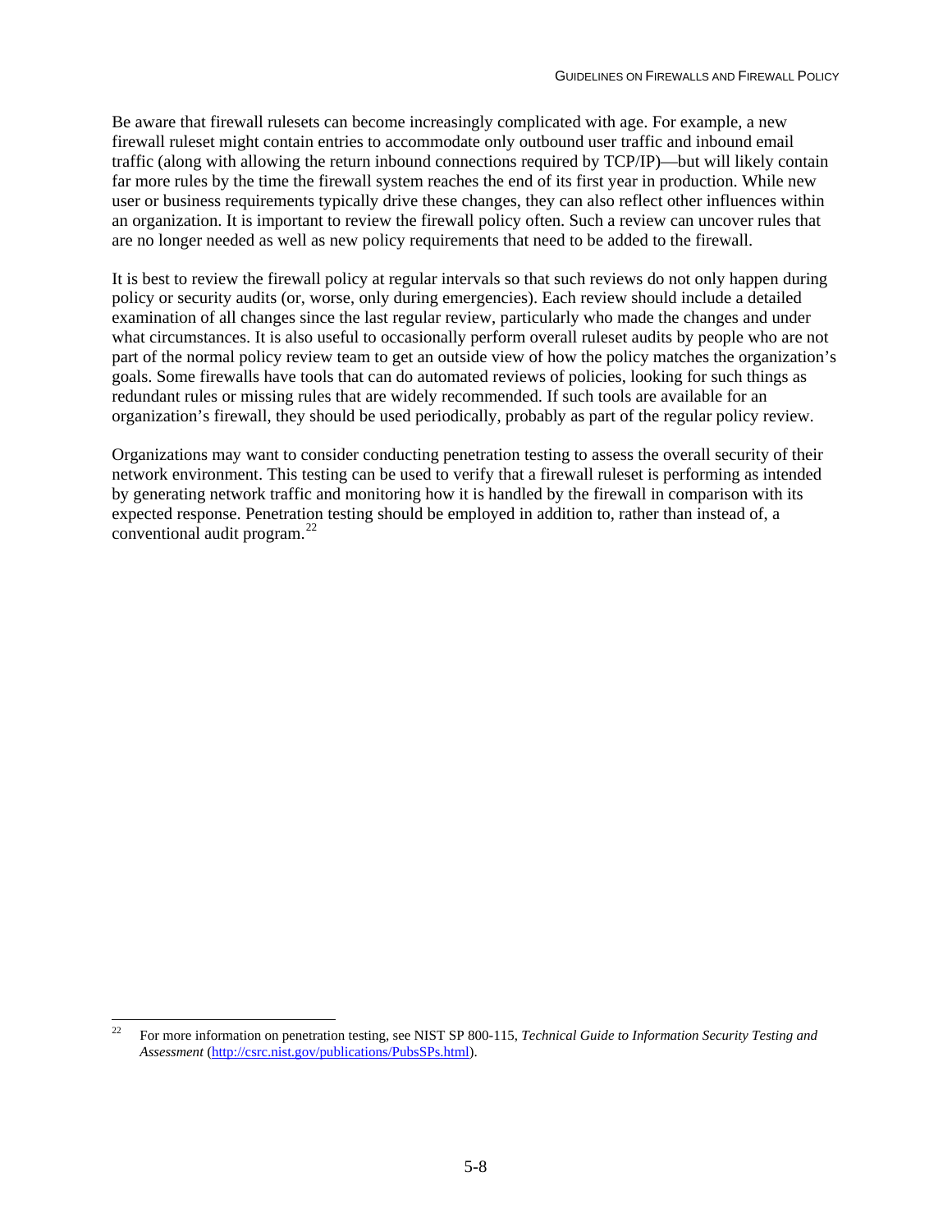Be aware that firewall rulesets can become increasingly complicated with age. For example, a new firewall ruleset might contain entries to accommodate only outbound user traffic and inbound email traffic (along with allowing the return inbound connections required by TCP/IP)—but will likely contain far more rules by the time the firewall system reaches the end of its first year in production. While new user or business requirements typically drive these changes, they can also reflect other influences within an organization. It is important to review the firewall policy often. Such a review can uncover rules that are no longer needed as well as new policy requirements that need to be added to the firewall.

It is best to review the firewall policy at regular intervals so that such reviews do not only happen during policy or security audits (or, worse, only during emergencies). Each review should include a detailed examination of all changes since the last regular review, particularly who made the changes and under what circumstances. It is also useful to occasionally perform overall ruleset audits by people who are not part of the normal policy review team to get an outside view of how the policy matches the organization's goals. Some firewalls have tools that can do automated reviews of policies, looking for such things as redundant rules or missing rules that are widely recommended. If such tools are available for an organization's firewall, they should be used periodically, probably as part of the regular policy review.

Organizations may want to consider conducting penetration testing to assess the overall security of their network environment. This testing can be used to verify that a firewall ruleset is performing as intended by generating network traffic and monitoring how it is handled by the firewall in comparison with its expected response. Penetration testing should be employed in addition to, rather than instead of, a conventional audit program.[22]

---

[22] For more information on penetration testing, see NIST SP 800-115, *Technical Guide to Information Security Testing and Assessment* (http://csrc.nist.gov/publications/PubsSPs.html).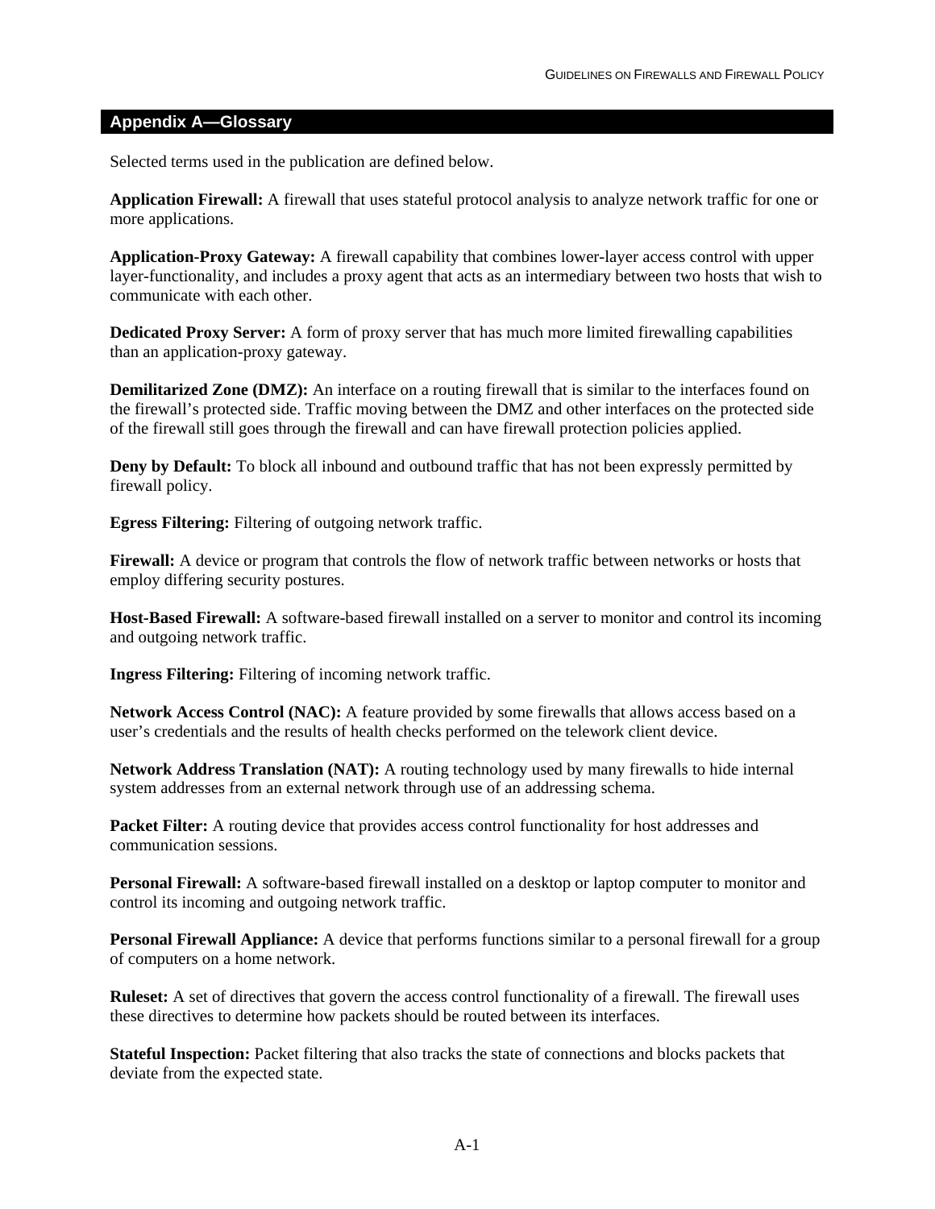## Appendix A—Glossary

Selected terms used in the publication are defined below.

**Application Firewall:** A firewall that uses stateful protocol analysis to analyze network traffic for one or more applications.

**Application-Proxy Gateway:** A firewall capability that combines lower-layer access control with upper layer-functionality, and includes a proxy agent that acts as an intermediary between two hosts that wish to communicate with each other.

**Dedicated Proxy Server:** A form of proxy server that has much more limited firewalling capabilities than an application-proxy gateway.

**Demilitarized Zone (DMZ):** An interface on a routing firewall that is similar to the interfaces found on the firewall's protected side. Traffic moving between the DMZ and other interfaces on the protected side of the firewall still goes through the firewall and can have firewall protection policies applied.

**Deny by Default:** To block all inbound and outbound traffic that has not been expressly permitted by firewall policy.

**Egress Filtering:** Filtering of outgoing network traffic.

**Firewall:** A device or program that controls the flow of network traffic between networks or hosts that employ differing security postures.

**Host-Based Firewall:** A software-based firewall installed on a server to monitor and control its incoming and outgoing network traffic.

**Ingress Filtering:** Filtering of incoming network traffic.

**Network Access Control (NAC):** A feature provided by some firewalls that allows access based on a user's credentials and the results of health checks performed on the telework client device.

**Network Address Translation (NAT):** A routing technology used by many firewalls to hide internal system addresses from an external network through use of an addressing schema.

**Packet Filter:** A routing device that provides access control functionality for host addresses and communication sessions.

**Personal Firewall:** A software-based firewall installed on a desktop or laptop computer to monitor and control its incoming and outgoing network traffic.

**Personal Firewall Appliance:** A device that performs functions similar to a personal firewall for a group of computers on a home network.

**Ruleset:** A set of directives that govern the access control functionality of a firewall. The firewall uses these directives to determine how packets should be routed between its interfaces.

**Stateful Inspection:** Packet filtering that also tracks the state of connections and blocks packets that deviate from the expected state.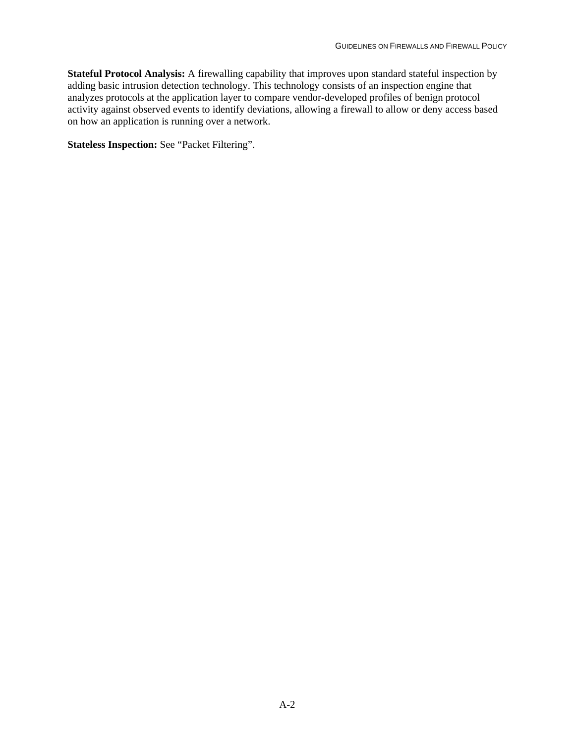**Stateful Protocol Analysis:** A firewalling capability that improves upon standard stateful inspection by adding basic intrusion detection technology. This technology consists of an inspection engine that analyzes protocols at the application layer to compare vendor-developed profiles of benign protocol activity against observed events to identify deviations, allowing a firewall to allow or deny access based on how an application is running over a network.

**Stateless Inspection:** See "Packet Filtering".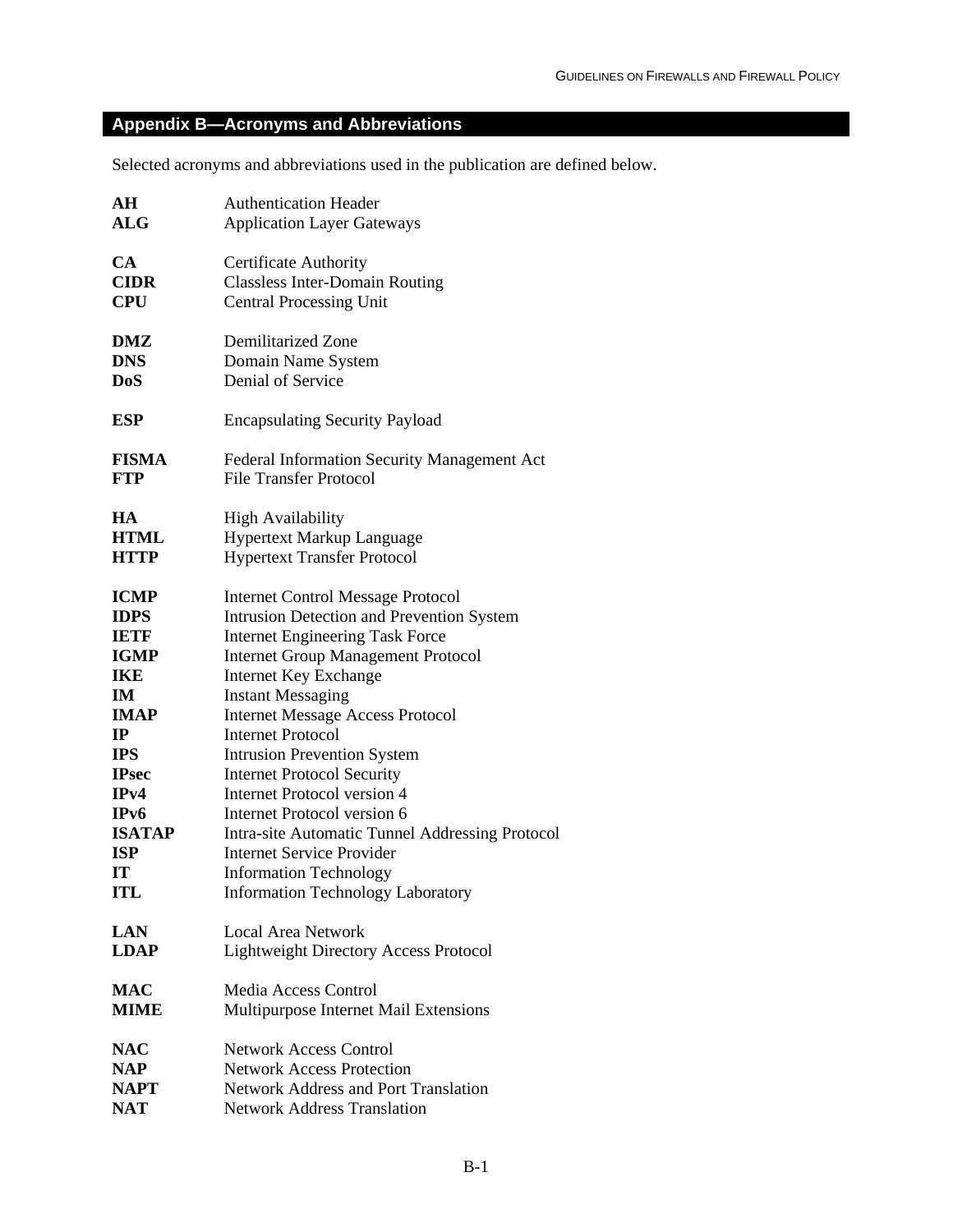## Appendix B—Acronyms and Abbreviations

Selected acronyms and abbreviations used in the publication are defined below.

| | |
|---|---|
| **AH** | Authentication Header |
| **ALG** | Application Layer Gateways |
| **CA** | Certificate Authority |
| **CIDR** | Classless Inter-Domain Routing |
| **CPU** | Central Processing Unit |
| **DMZ** | Demilitarized Zone |
| **DNS** | Domain Name System |
| **DoS** | Denial of Service |
| **ESP** | Encapsulating Security Payload |
| **FISMA** | Federal Information Security Management Act |
| **FTP** | File Transfer Protocol |
| **HA** | High Availability |
| **HTML** | Hypertext Markup Language |
| **HTTP** | Hypertext Transfer Protocol |
| **ICMP** | Internet Control Message Protocol |
| **IDPS** | Intrusion Detection and Prevention System |
| **IETF** | Internet Engineering Task Force |
| **IGMP** | Internet Group Management Protocol |
| **IKE** | Internet Key Exchange |
| **IM** | Instant Messaging |
| **IMAP** | Internet Message Access Protocol |
| **IP** | Internet Protocol |
| **IPS** | Intrusion Prevention System |
| **IPsec** | Internet Protocol Security |
| **IPv4** | Internet Protocol version 4 |
| **IPv6** | Internet Protocol version 6 |
| **ISATAP** | Intra-site Automatic Tunnel Addressing Protocol |
| **ISP** | Internet Service Provider |
| **IT** | Information Technology |
| **ITL** | Information Technology Laboratory |
| **LAN** | Local Area Network |
| **LDAP** | Lightweight Directory Access Protocol |
| **MAC** | Media Access Control |
| **MIME** | Multipurpose Internet Mail Extensions |
| **NAC** | Network Access Control |
| **NAP** | Network Access Protection |
| **NAPT** | Network Address and Port Translation |
| **NAT** | Network Address Translation |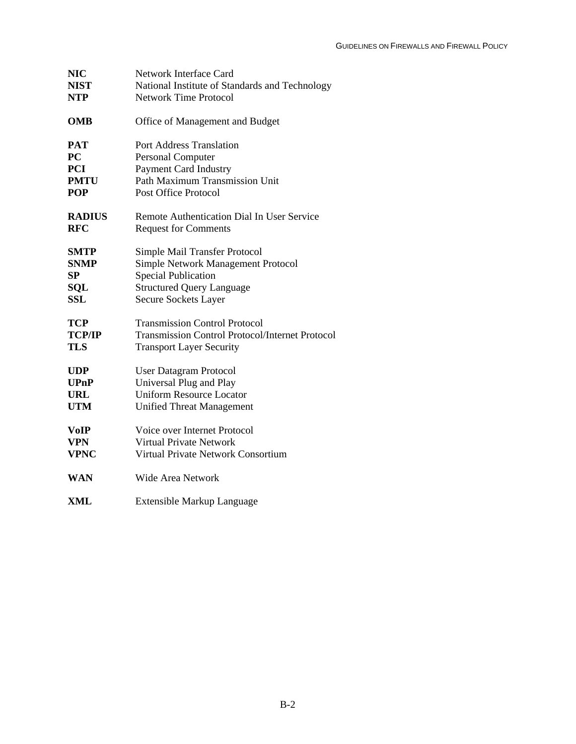| | |
|---|---|
| **NIC** | Network Interface Card |
| **NIST** | National Institute of Standards and Technology |
| **NTP** | Network Time Protocol |
| **OMB** | Office of Management and Budget |
| **PAT** | Port Address Translation |
| **PC** | Personal Computer |
| **PCI** | Payment Card Industry |
| **PMTU** | Path Maximum Transmission Unit |
| **POP** | Post Office Protocol |
| **RADIUS** | Remote Authentication Dial In User Service |
| **RFC** | Request for Comments |
| **SMTP** | Simple Mail Transfer Protocol |
| **SNMP** | Simple Network Management Protocol |
| **SP** | Special Publication |
| **SQL** | Structured Query Language |
| **SSL** | Secure Sockets Layer |
| **TCP** | Transmission Control Protocol |
| **TCP/IP** | Transmission Control Protocol/Internet Protocol |
| **TLS** | Transport Layer Security |
| **UDP** | User Datagram Protocol |
| **UPnP** | Universal Plug and Play |
| **URL** | Uniform Resource Locator |
| **UTM** | Unified Threat Management |
| **VoIP** | Voice over Internet Protocol |
| **VPN** | Virtual Private Network |
| **VPNC** | Virtual Private Network Consortium |
| **WAN** | Wide Area Network |
| **XML** | Extensible Markup Language |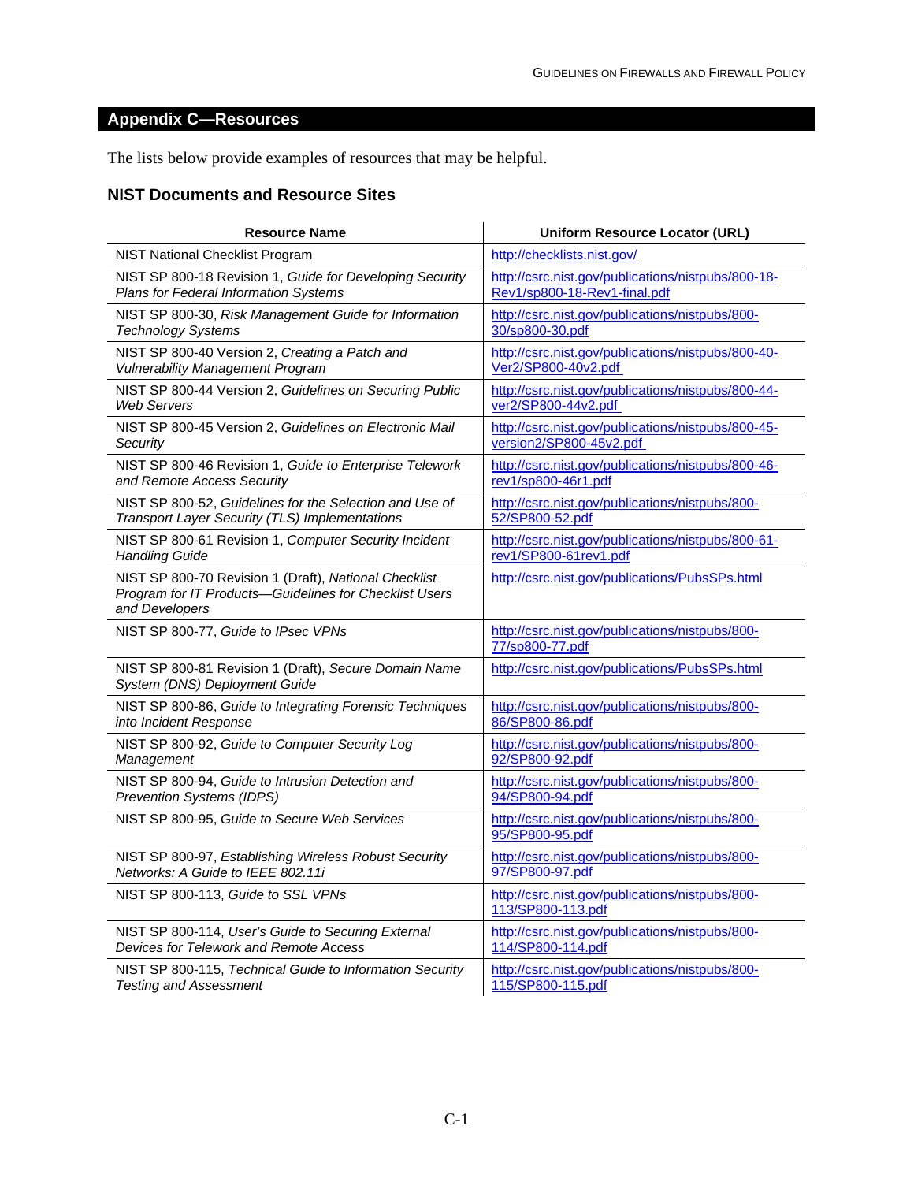## Appendix C—Resources

The lists below provide examples of resources that may be helpful.

### NIST Documents and Resource Sites

| Resource Name | Uniform Resource Locator (URL) |
| --- | --- |
| NIST National Checklist Program | http://checklists.nist.gov/ |
| NIST SP 800-18 Revision 1, *Guide for Developing Security Plans for Federal Information Systems* | http://csrc.nist.gov/publications/nistpubs/800-18-Rev1/sp800-18-Rev1-final.pdf |
| NIST SP 800-30, *Risk Management Guide for Information Technology Systems* | http://csrc.nist.gov/publications/nistpubs/800-30/sp800-30.pdf |
| NIST SP 800-40 Version 2, *Creating a Patch and Vulnerability Management Program* | http://csrc.nist.gov/publications/nistpubs/800-40-Ver2/SP800-40v2.pdf |
| NIST SP 800-44 Version 2, *Guidelines on Securing Public Web Servers* | http://csrc.nist.gov/publications/nistpubs/800-44-ver2/SP800-44v2.pdf |
| NIST SP 800-45 Version 2, *Guidelines on Electronic Mail Security* | http://csrc.nist.gov/publications/nistpubs/800-45-version2/SP800-45v2.pdf |
| NIST SP 800-46 Revision 1, *Guide to Enterprise Telework and Remote Access Security* | http://csrc.nist.gov/publications/nistpubs/800-46-rev1/sp800-46r1.pdf |
| NIST SP 800-52, *Guidelines for the Selection and Use of Transport Layer Security (TLS) Implementations* | http://csrc.nist.gov/publications/nistpubs/800-52/SP800-52.pdf |
| NIST SP 800-61 Revision 1, *Computer Security Incident Handling Guide* | http://csrc.nist.gov/publications/nistpubs/800-61-rev1/SP800-61rev1.pdf |
| NIST SP 800-70 Revision 1 (Draft), *National Checklist Program for IT Products—Guidelines for Checklist Users and Developers* | http://csrc.nist.gov/publications/PubsSPs.html |
| NIST SP 800-77, *Guide to IPsec VPNs* | http://csrc.nist.gov/publications/nistpubs/800-77/sp800-77.pdf |
| NIST SP 800-81 Revision 1 (Draft), *Secure Domain Name System (DNS) Deployment Guide* | http://csrc.nist.gov/publications/PubsSPs.html |
| NIST SP 800-86, *Guide to Integrating Forensic Techniques into Incident Response* | http://csrc.nist.gov/publications/nistpubs/800-86/SP800-86.pdf |
| NIST SP 800-92, *Guide to Computer Security Log Management* | http://csrc.nist.gov/publications/nistpubs/800-92/SP800-92.pdf |
| NIST SP 800-94, *Guide to Intrusion Detection and Prevention Systems (IDPS)* | http://csrc.nist.gov/publications/nistpubs/800-94/SP800-94.pdf |
| NIST SP 800-95, *Guide to Secure Web Services* | http://csrc.nist.gov/publications/nistpubs/800-95/SP800-95.pdf |
| NIST SP 800-97, *Establishing Wireless Robust Security Networks: A Guide to IEEE 802.11i* | http://csrc.nist.gov/publications/nistpubs/800-97/SP800-97.pdf |
| NIST SP 800-113, *Guide to SSL VPNs* | http://csrc.nist.gov/publications/nistpubs/800-113/SP800-113.pdf |
| NIST SP 800-114, *User's Guide to Securing External Devices for Telework and Remote Access* | http://csrc.nist.gov/publications/nistpubs/800-114/SP800-114.pdf |
| NIST SP 800-115, *Technical Guide to Information Security Testing and Assessment* | http://csrc.nist.gov/publications/nistpubs/800-115/SP800-115.pdf |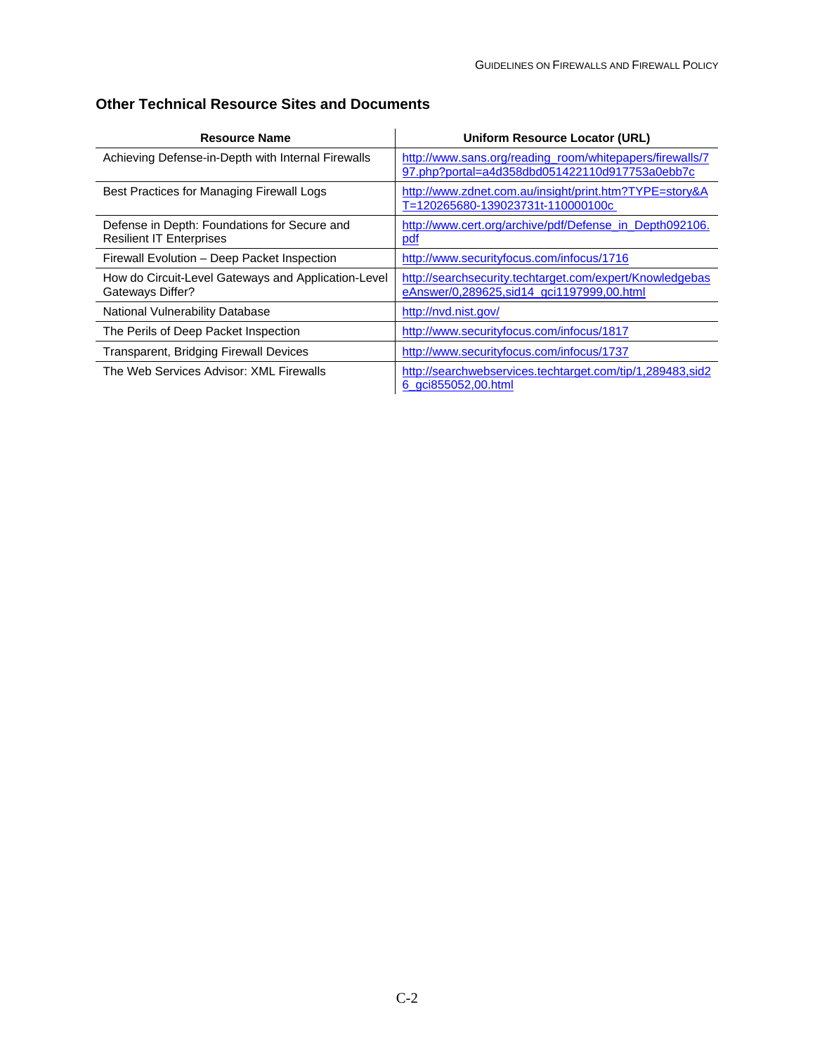### Other Technical Resource Sites and Documents

| Resource Name | Uniform Resource Locator (URL) |
| --- | --- |
| Achieving Defense-in-Depth with Internal Firewalls | http://www.sans.org/reading_room/whitepapers/firewalls/797.php?portal=a4d358dbd051422110d917753a0ebb7c |
| Best Practices for Managing Firewall Logs | http://www.zdnet.com.au/insight/print.htm?TYPE=story&AT=120265680-139023731t-110000100c |
| Defense in Depth: Foundations for Secure and Resilient IT Enterprises | http://www.cert.org/archive/pdf/Defense_in_Depth092106.pdf |
| Firewall Evolution – Deep Packet Inspection | http://www.securityfocus.com/infocus/1716 |
| How do Circuit-Level Gateways and Application-Level Gateways Differ? | http://searchsecurity.techtarget.com/expert/KnowledgebaseAnswer/0,289625,sid14_gci1197999,00.html |
| National Vulnerability Database | http://nvd.nist.gov/ |
| The Perils of Deep Packet Inspection | http://www.securityfocus.com/infocus/1817 |
| Transparent, Bridging Firewall Devices | http://www.securityfocus.com/infocus/1737 |
| The Web Services Advisor: XML Firewalls | http://searchwebservices.techtarget.com/tip/1,289483,sid26_gci855052,00.html |